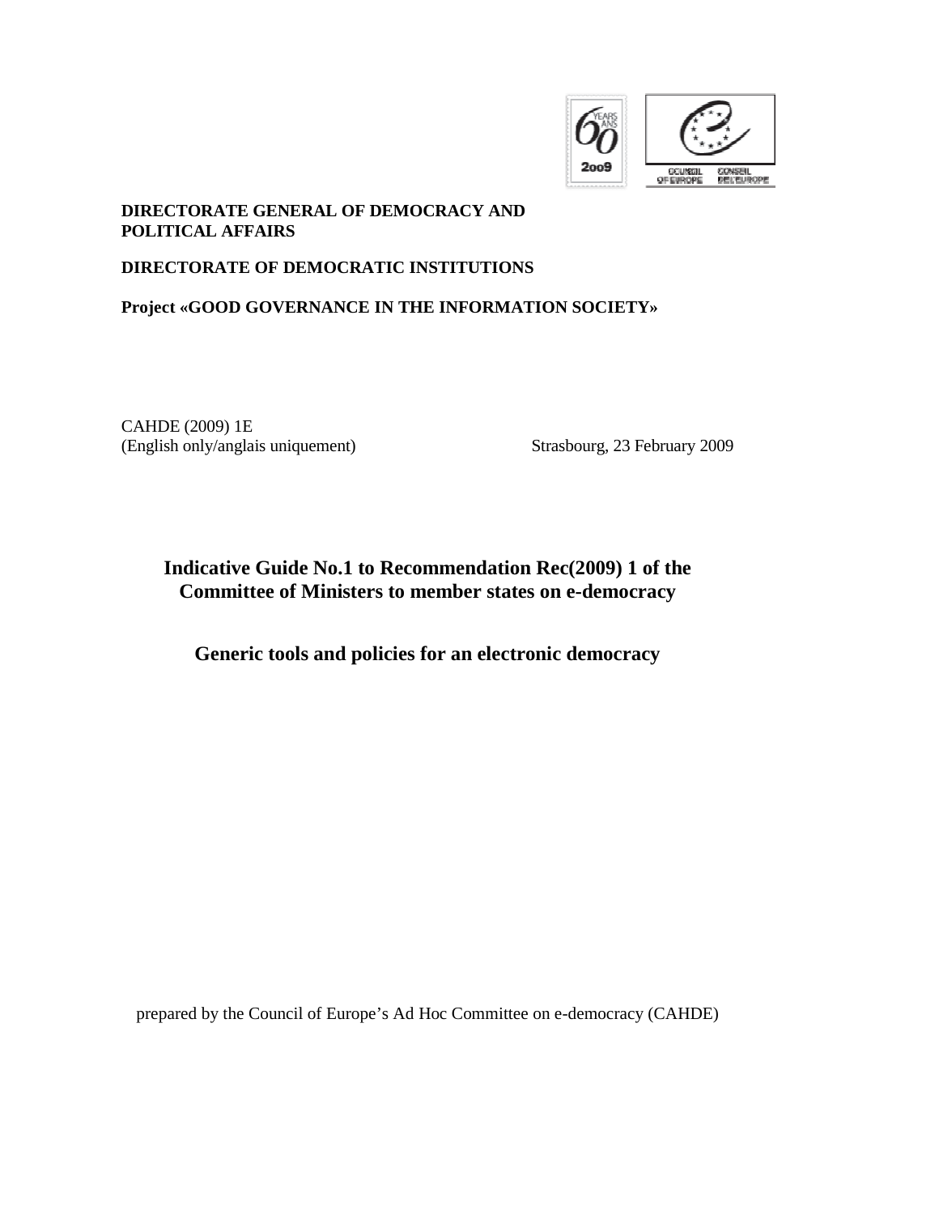**DIRECTORATE GENERAL OF DEMOCRACY AND POLITICAL AFFAIRS**

**DIRECTORATE OF DEMOCRATIC INSTITUTIONS**

**Project «GOOD GOVERNANCE IN THE INFORMATION SOCIETY»**

CAHDE (2009) 1E
(English only/anglais uniquement) Strasbourg, 23 February 2009

# Indicative Guide No.1 to Recommendation Rec(2009) 1 of the Committee of Ministers to member states on e-democracy

## Generic tools and policies for an electronic democracy

prepared by the Council of Europe's Ad Hoc Committee on e-democracy (CAHDE)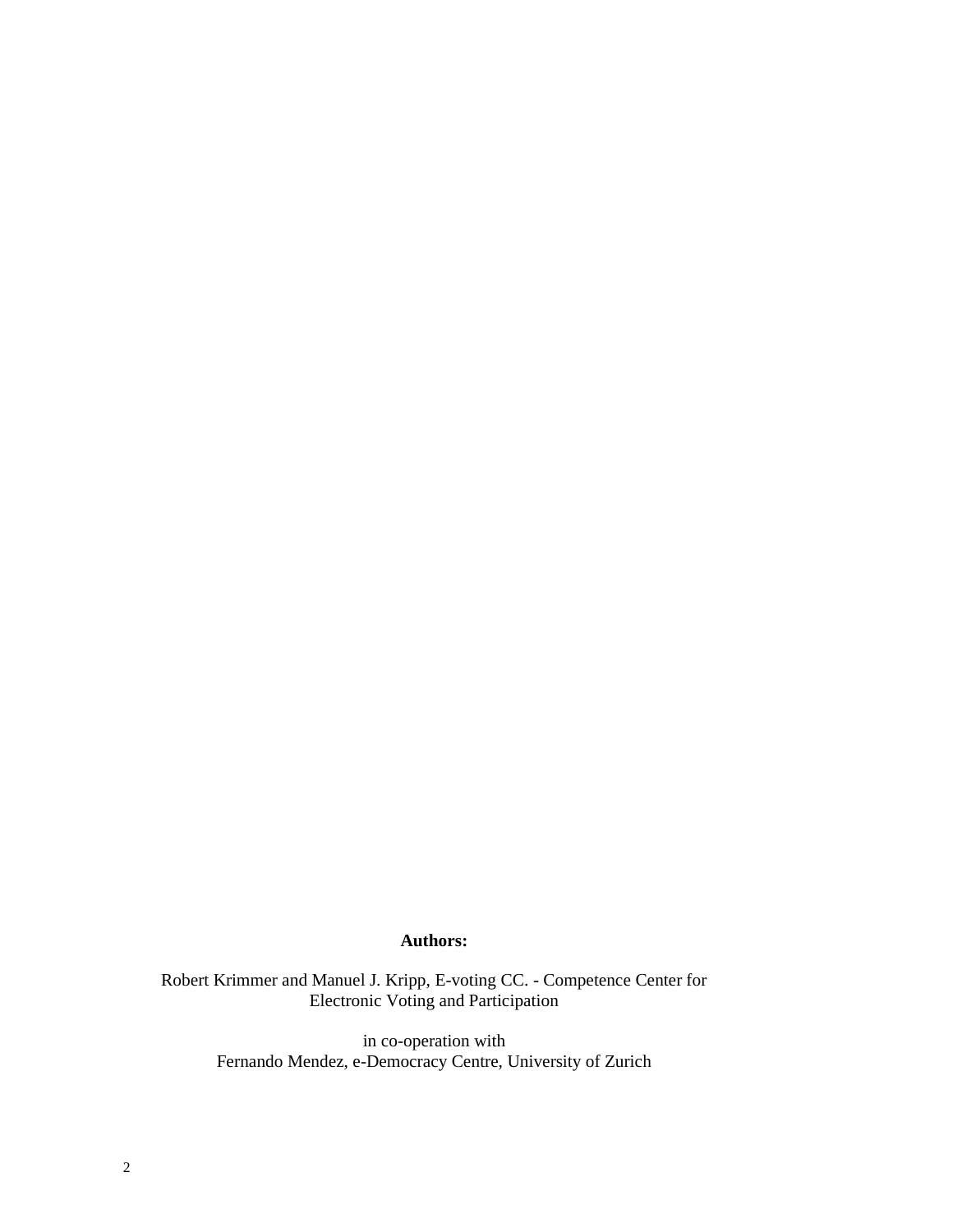**Authors:**

Robert Krimmer and Manuel J. Kripp, E-voting CC. - Competence Center for Electronic Voting and Participation

in co-operation with
Fernando Mendez, e-Democracy Centre, University of Zurich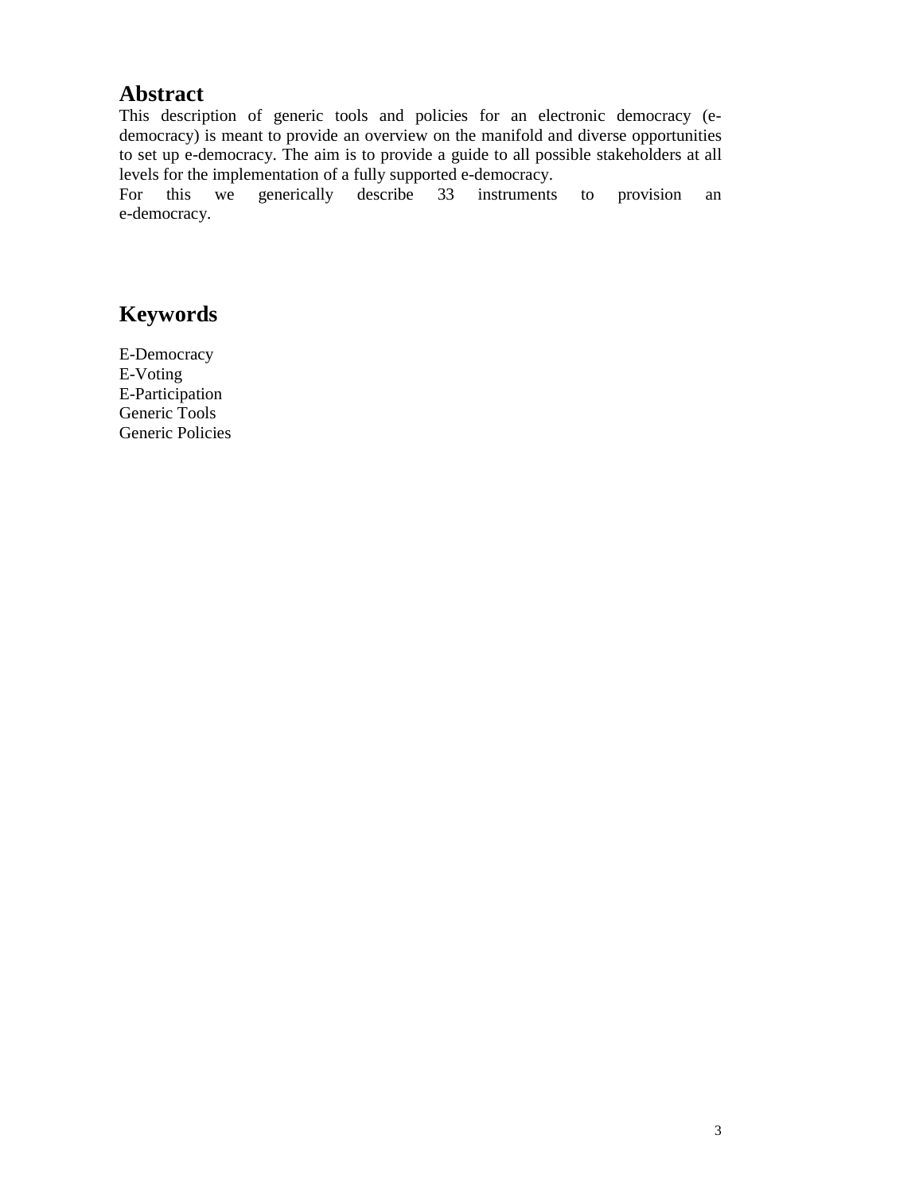## Abstract

This description of generic tools and policies for an electronic democracy (e-democracy) is meant to provide an overview on the manifold and diverse opportunities to set up e-democracy. The aim is to provide a guide to all possible stakeholders at all levels for the implementation of a fully supported e-democracy.
For this we generically describe 33 instruments to provision an e-democracy.

## Keywords

E-Democracy
E-Voting
E-Participation
Generic Tools
Generic Policies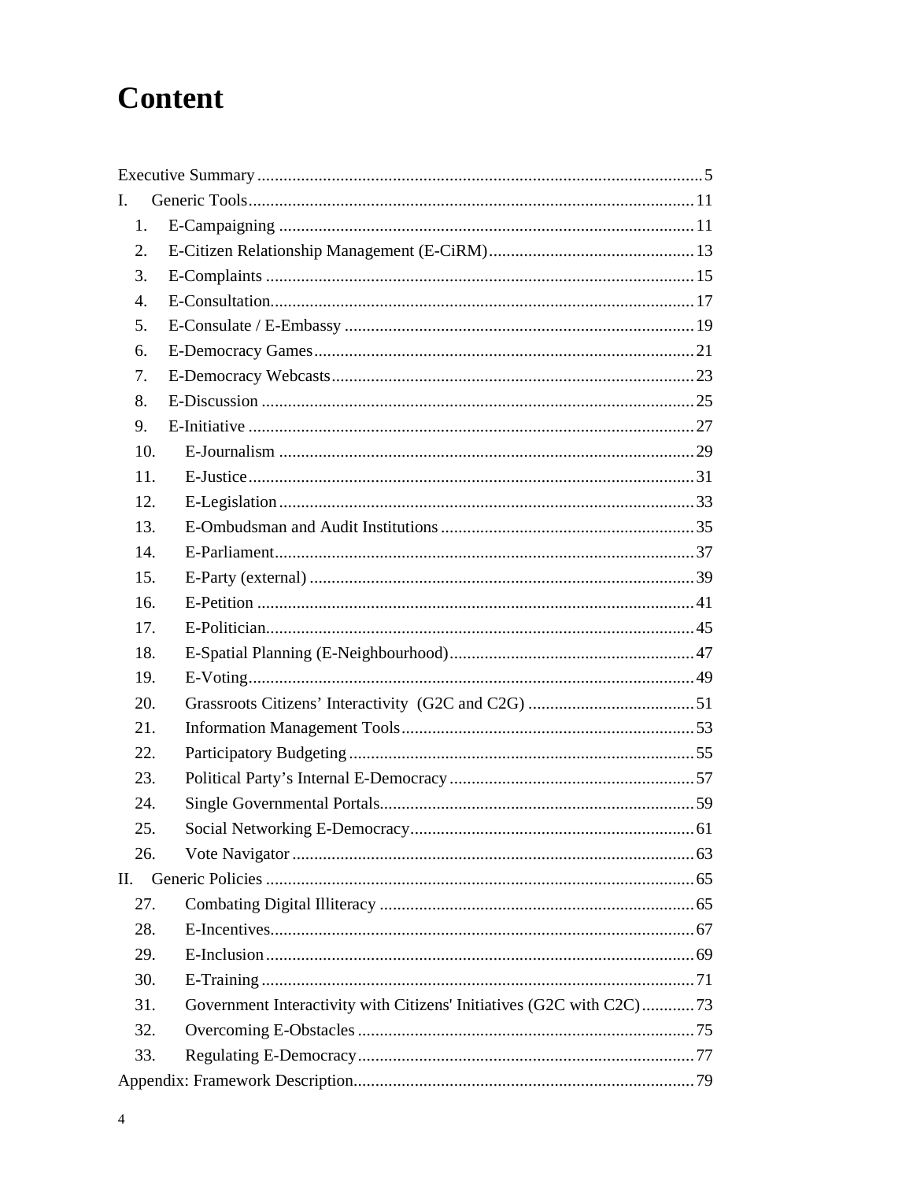# Content

Executive Summary ..... 5

I. Generic Tools ..... 11

1. E-Campaigning ..... 11
2. E-Citizen Relationship Management (E-CiRM) ..... 13
3. E-Complaints ..... 15
4. E-Consultation ..... 17
5. E-Consulate / E-Embassy ..... 19
6. E-Democracy Games ..... 21
7. E-Democracy Webcasts ..... 23
8. E-Discussion ..... 25
9. E-Initiative ..... 27
10. E-Journalism ..... 29
11. E-Justice ..... 31
12. E-Legislation ..... 33
13. E-Ombudsman and Audit Institutions ..... 35
14. E-Parliament ..... 37
15. E-Party (external) ..... 39
16. E-Petition ..... 41
17. E-Politician ..... 45
18. E-Spatial Planning (E-Neighbourhood) ..... 47
19. E-Voting ..... 49
20. Grassroots Citizens' Interactivity (G2C and C2G) ..... 51
21. Information Management Tools ..... 53
22. Participatory Budgeting ..... 55
23. Political Party's Internal E-Democracy ..... 57
24. Single Governmental Portals ..... 59
25. Social Networking E-Democracy ..... 61
26. Vote Navigator ..... 63

II. Generic Policies ..... 65

27. Combating Digital Illiteracy ..... 65
28. E-Incentives ..... 67
29. E-Inclusion ..... 69
30. E-Training ..... 71
31. Government Interactivity with Citizens' Initiatives (G2C with C2C) ..... 73
32. Overcoming E-Obstacles ..... 75
33. Regulating E-Democracy ..... 77

Appendix: Framework Description ..... 79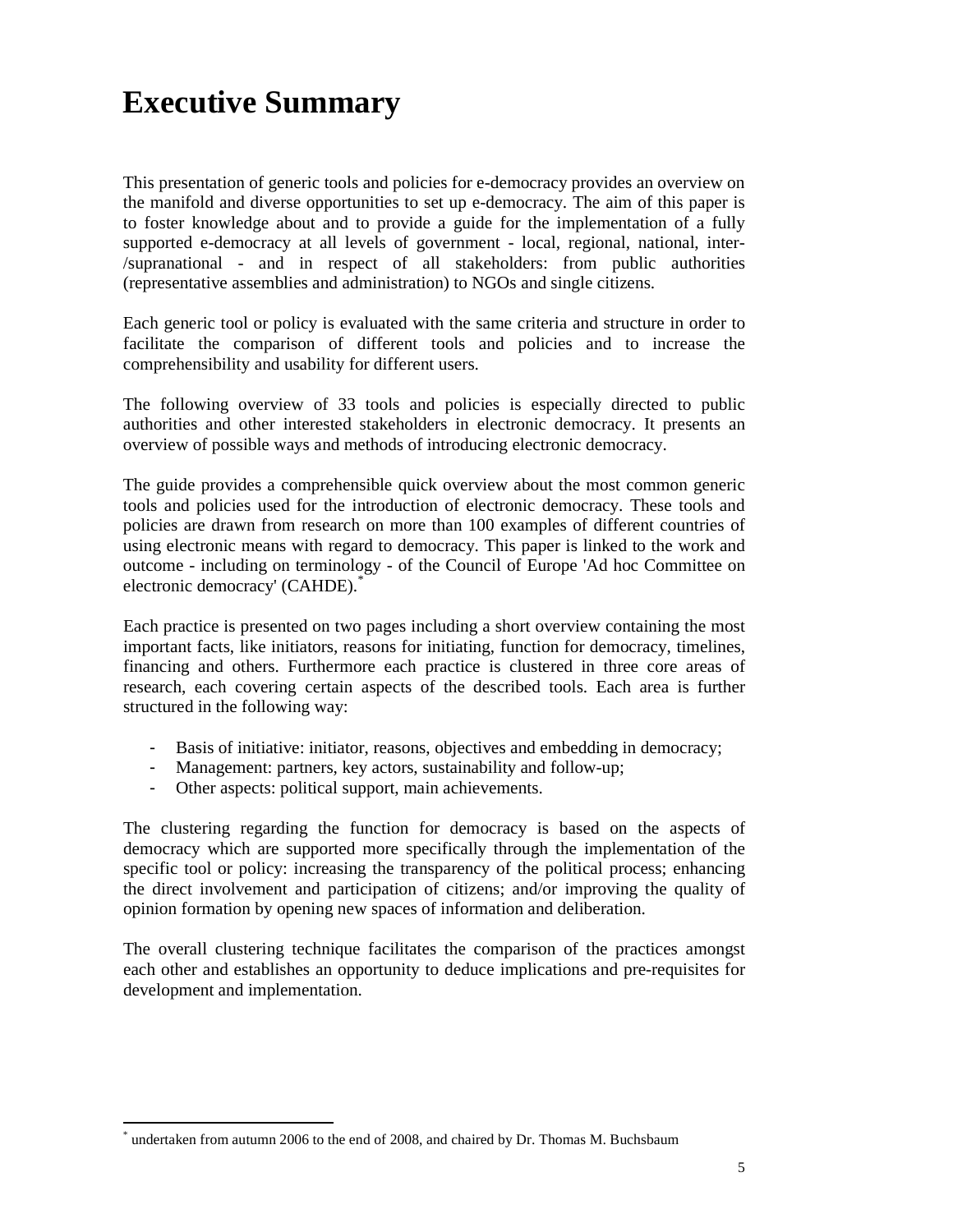# Executive Summary

This presentation of generic tools and policies for e-democracy provides an overview on the manifold and diverse opportunities to set up e-democracy. The aim of this paper is to foster knowledge about and to provide a guide for the implementation of a fully supported e-democracy at all levels of government - local, regional, national, inter-/supranational - and in respect of all stakeholders: from public authorities (representative assemblies and administration) to NGOs and single citizens.

Each generic tool or policy is evaluated with the same criteria and structure in order to facilitate the comparison of different tools and policies and to increase the comprehensibility and usability for different users.

The following overview of 33 tools and policies is especially directed to public authorities and other interested stakeholders in electronic democracy. It presents an overview of possible ways and methods of introducing electronic democracy.

The guide provides a comprehensible quick overview about the most common generic tools and policies used for the introduction of electronic democracy. These tools and policies are drawn from research on more than 100 examples of different countries of using electronic means with regard to democracy. This paper is linked to the work and outcome - including on terminology - of the Council of Europe 'Ad hoc Committee on electronic democracy' (CAHDE).[*]

Each practice is presented on two pages including a short overview containing the most important facts, like initiators, reasons for initiating, function for democracy, timelines, financing and others. Furthermore each practice is clustered in three core areas of research, each covering certain aspects of the described tools. Each area is further structured in the following way:

- Basis of initiative: initiator, reasons, objectives and embedding in democracy;
- Management: partners, key actors, sustainability and follow-up;
- Other aspects: political support, main achievements.

The clustering regarding the function for democracy is based on the aspects of democracy which are supported more specifically through the implementation of the specific tool or policy: increasing the transparency of the political process; enhancing the direct involvement and participation of citizens; and/or improving the quality of opinion formation by opening new spaces of information and deliberation.

The overall clustering technique facilitates the comparison of the practices amongst each other and establishes an opportunity to deduce implications and pre-requisites for development and implementation.

[*] undertaken from autumn 2006 to the end of 2008, and chaired by Dr. Thomas M. Buchsbaum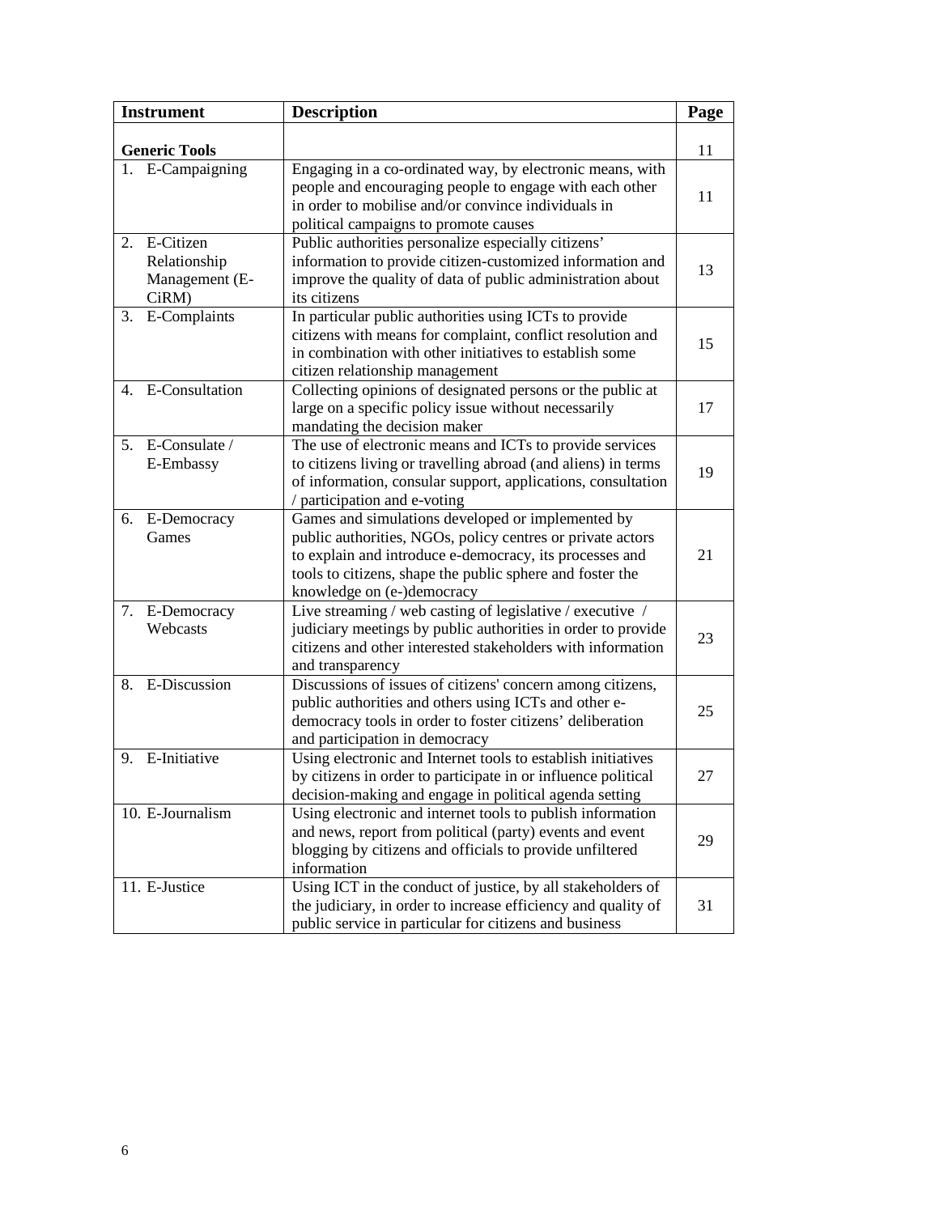| Instrument | Description | Page |
|---|---|---|
| **Generic Tools** | | 11 |
| 1. E-Campaigning | Engaging in a co-ordinated way, by electronic means, with people and encouraging people to engage with each other in order to mobilise and/or convince individuals in political campaigns to promote causes | 11 |
| 2. E-Citizen Relationship Management (E-CiRM) | Public authorities personalize especially citizens' information to provide citizen-customized information and improve the quality of data of public administration about its citizens | 13 |
| 3. E-Complaints | In particular public authorities using ICTs to provide citizens with means for complaint, conflict resolution and in combination with other initiatives to establish some citizen relationship management | 15 |
| 4. E-Consultation | Collecting opinions of designated persons or the public at large on a specific policy issue without necessarily mandating the decision maker | 17 |
| 5. E-Consulate / E-Embassy | The use of electronic means and ICTs to provide services to citizens living or travelling abroad (and aliens) in terms of information, consular support, applications, consultation / participation and e-voting | 19 |
| 6. E-Democracy Games | Games and simulations developed or implemented by public authorities, NGOs, policy centres or private actors to explain and introduce e-democracy, its processes and tools to citizens, shape the public sphere and foster the knowledge on (e-)democracy | 21 |
| 7. E-Democracy Webcasts | Live streaming / web casting of legislative / executive / judiciary meetings by public authorities in order to provide citizens and other interested stakeholders with information and transparency | 23 |
| 8. E-Discussion | Discussions of issues of citizens' concern among citizens, public authorities and others using ICTs and other e-democracy tools in order to foster citizens' deliberation and participation in democracy | 25 |
| 9. E-Initiative | Using electronic and Internet tools to establish initiatives by citizens in order to participate in or influence political decision-making and engage in political agenda setting | 27 |
| 10. E-Journalism | Using electronic and internet tools to publish information and news, report from political (party) events and event blogging by citizens and officials to provide unfiltered information | 29 |
| 11. E-Justice | Using ICT in the conduct of justice, by all stakeholders of the judiciary, in order to increase efficiency and quality of public service in particular for citizens and business | 31 |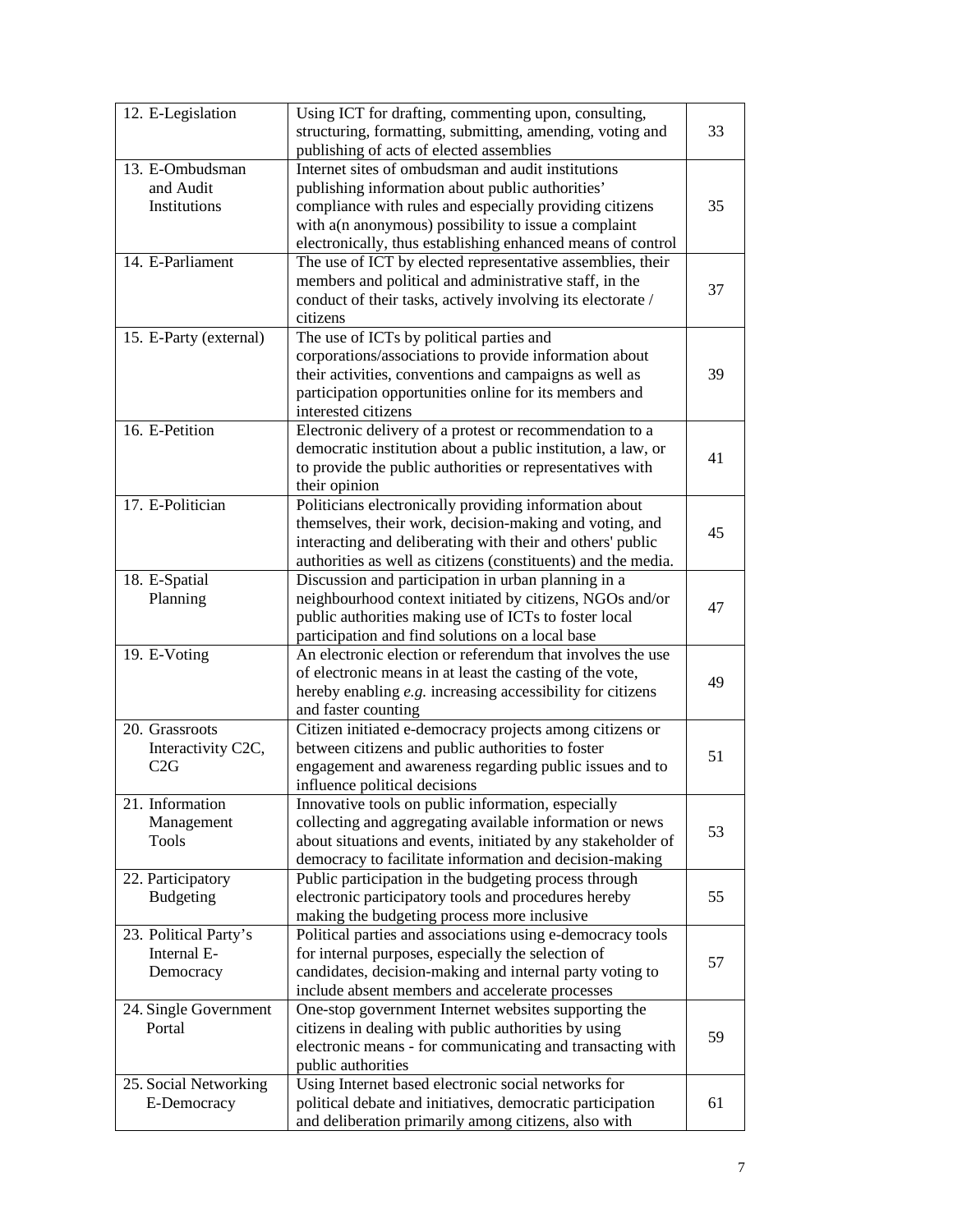| | | |
|---|---|---|
| 12. E-Legislation | Using ICT for drafting, commenting upon, consulting, structuring, formatting, submitting, amending, voting and publishing of acts of elected assemblies | 33 |
| 13. E-Ombudsman and Audit Institutions | Internet sites of ombudsman and audit institutions publishing information about public authorities' compliance with rules and especially providing citizens with a(n anonymous) possibility to issue a complaint electronically, thus establishing enhanced means of control | 35 |
| 14. E-Parliament | The use of ICT by elected representative assemblies, their members and political and administrative staff, in the conduct of their tasks, actively involving its electorate / citizens | 37 |
| 15. E-Party (external) | The use of ICTs by political parties and corporations/associations to provide information about their activities, conventions and campaigns as well as participation opportunities online for its members and interested citizens | 39 |
| 16. E-Petition | Electronic delivery of a protest or recommendation to a democratic institution about a public institution, a law, or to provide the public authorities or representatives with their opinion | 41 |
| 17. E-Politician | Politicians electronically providing information about themselves, their work, decision-making and voting, and interacting and deliberating with their and others' public authorities as well as citizens (constituents) and the media. | 45 |
| 18. E-Spatial Planning | Discussion and participation in urban planning in a neighbourhood context initiated by citizens, NGOs and/or public authorities making use of ICTs to foster local participation and find solutions on a local base | 47 |
| 19. E-Voting | An electronic election or referendum that involves the use of electronic means in at least the casting of the vote, hereby enabling *e.g.* increasing accessibility for citizens and faster counting | 49 |
| 20. Grassroots Interactivity C2C, C2G | Citizen initiated e-democracy projects among citizens or between citizens and public authorities to foster engagement and awareness regarding public issues and to influence political decisions | 51 |
| 21. Information Management Tools | Innovative tools on public information, especially collecting and aggregating available information or news about situations and events, initiated by any stakeholder of democracy to facilitate information and decision-making | 53 |
| 22. Participatory Budgeting | Public participation in the budgeting process through electronic participatory tools and procedures hereby making the budgeting process more inclusive | 55 |
| 23. Political Party's Internal E-Democracy | Political parties and associations using e-democracy tools for internal purposes, especially the selection of candidates, decision-making and internal party voting to include absent members and accelerate processes | 57 |
| 24. Single Government Portal | One-stop government Internet websites supporting the citizens in dealing with public authorities by using electronic means - for communicating and transacting with public authorities | 59 |
| 25. Social Networking E-Democracy | Using Internet based electronic social networks for political debate and initiatives, democratic participation and deliberation primarily among citizens, also with | 61 |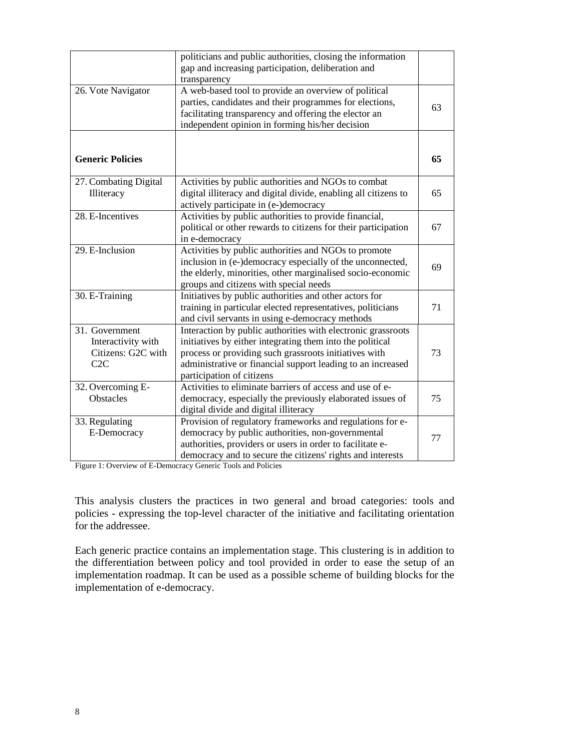| | | |
|---|---|---|
| | politicians and public authorities, closing the information gap and increasing participation, deliberation and transparency | |
| 26. Vote Navigator | A web-based tool to provide an overview of political parties, candidates and their programmes for elections, facilitating transparency and offering the elector an independent opinion in forming his/her decision | 63 |
| **Generic Policies** | | **65** |
| 27. Combating Digital Illiteracy | Activities by public authorities and NGOs to combat digital illiteracy and digital divide, enabling all citizens to actively participate in (e-)democracy | 65 |
| 28. E-Incentives | Activities by public authorities to provide financial, political or other rewards to citizens for their participation in e-democracy | 67 |
| 29. E-Inclusion | Activities by public authorities and NGOs to promote inclusion in (e-)democracy especially of the unconnected, the elderly, minorities, other marginalised socio-economic groups and citizens with special needs | 69 |
| 30. E-Training | Initiatives by public authorities and other actors for training in particular elected representatives, politicians and civil servants in using e-democracy methods | 71 |
| 31. Government Interactivity with Citizens: G2C with C2C | Interaction by public authorities with electronic grassroots initiatives by either integrating them into the political process or providing such grassroots initiatives with administrative or financial support leading to an increased participation of citizens | 73 |
| 32. Overcoming E-Obstacles | Activities to eliminate barriers of access and use of e-democracy, especially the previously elaborated issues of digital divide and digital illiteracy | 75 |
| 33. Regulating E-Democracy | Provision of regulatory frameworks and regulations for e-democracy by public authorities, non-governmental authorities, providers or users in order to facilitate e-democracy and to secure the citizens' rights and interests | 77 |

Figure 1: Overview of E-Democracy Generic Tools and Policies

This analysis clusters the practices in two general and broad categories: tools and policies - expressing the top-level character of the initiative and facilitating orientation for the addressee.

Each generic practice contains an implementation stage. This clustering is in addition to the differentiation between policy and tool provided in order to ease the setup of an implementation roadmap. It can be used as a possible scheme of building blocks for the implementation of e-democracy.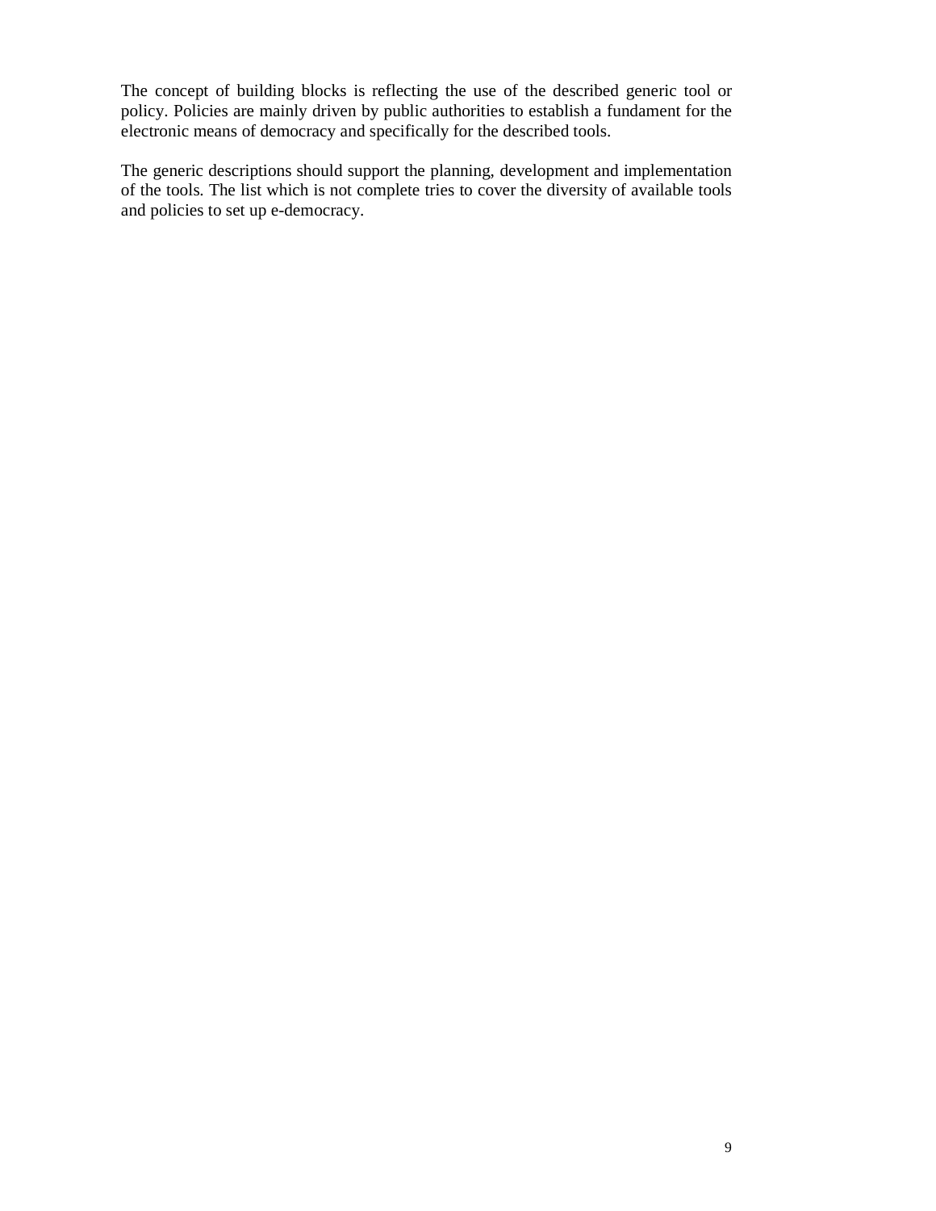The concept of building blocks is reflecting the use of the described generic tool or policy. Policies are mainly driven by public authorities to establish a fundament for the electronic means of democracy and specifically for the described tools.

The generic descriptions should support the planning, development and implementation of the tools. The list which is not complete tries to cover the diversity of available tools and policies to set up e-democracy.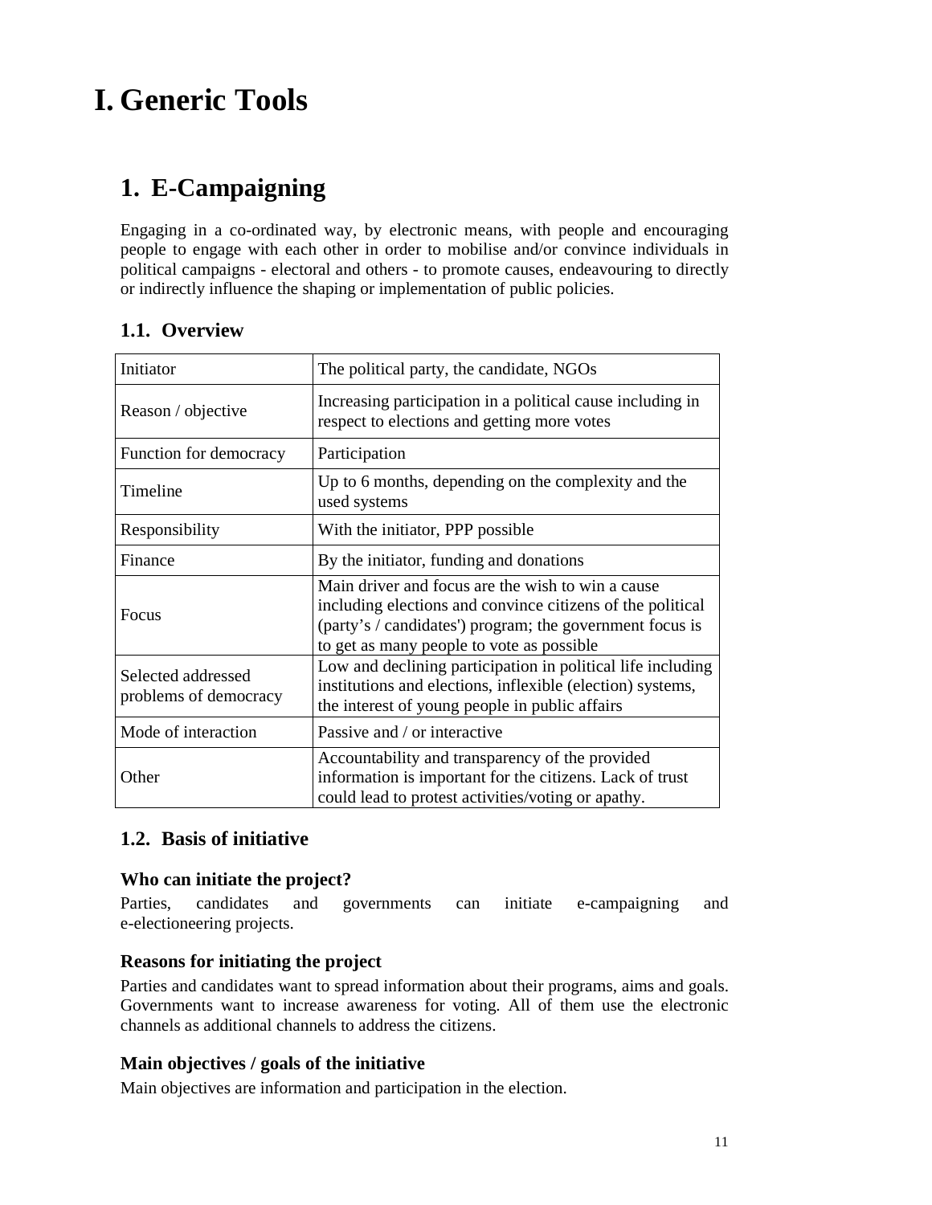# I. Generic Tools

## 1. E-Campaigning

Engaging in a co-ordinated way, by electronic means, with people and encouraging people to engage with each other in order to mobilise and/or convince individuals in political campaigns - electoral and others - to promote causes, endeavouring to directly or indirectly influence the shaping or implementation of public policies.

### 1.1. Overview

| | |
|---|---|
| Initiator | The political party, the candidate, NGOs |
| Reason / objective | Increasing participation in a political cause including in respect to elections and getting more votes |
| Function for democracy | Participation |
| Timeline | Up to 6 months, depending on the complexity and the used systems |
| Responsibility | With the initiator, PPP possible |
| Finance | By the initiator, funding and donations |
| Focus | Main driver and focus are the wish to win a cause including elections and convince citizens of the political (party's / candidates') program; the government focus is to get as many people to vote as possible |
| Selected addressed problems of democracy | Low and declining participation in political life including institutions and elections, inflexible (election) systems, the interest of young people in public affairs |
| Mode of interaction | Passive and / or interactive |
| Other | Accountability and transparency of the provided information is important for the citizens. Lack of trust could lead to protest activities/voting or apathy. |

### 1.2. Basis of initiative

#### Who can initiate the project?

Parties, candidates and governments can initiate e-campaigning and e-electioneering projects.

#### Reasons for initiating the project

Parties and candidates want to spread information about their programs, aims and goals. Governments want to increase awareness for voting. All of them use the electronic channels as additional channels to address the citizens.

#### Main objectives / goals of the initiative

Main objectives are information and participation in the election.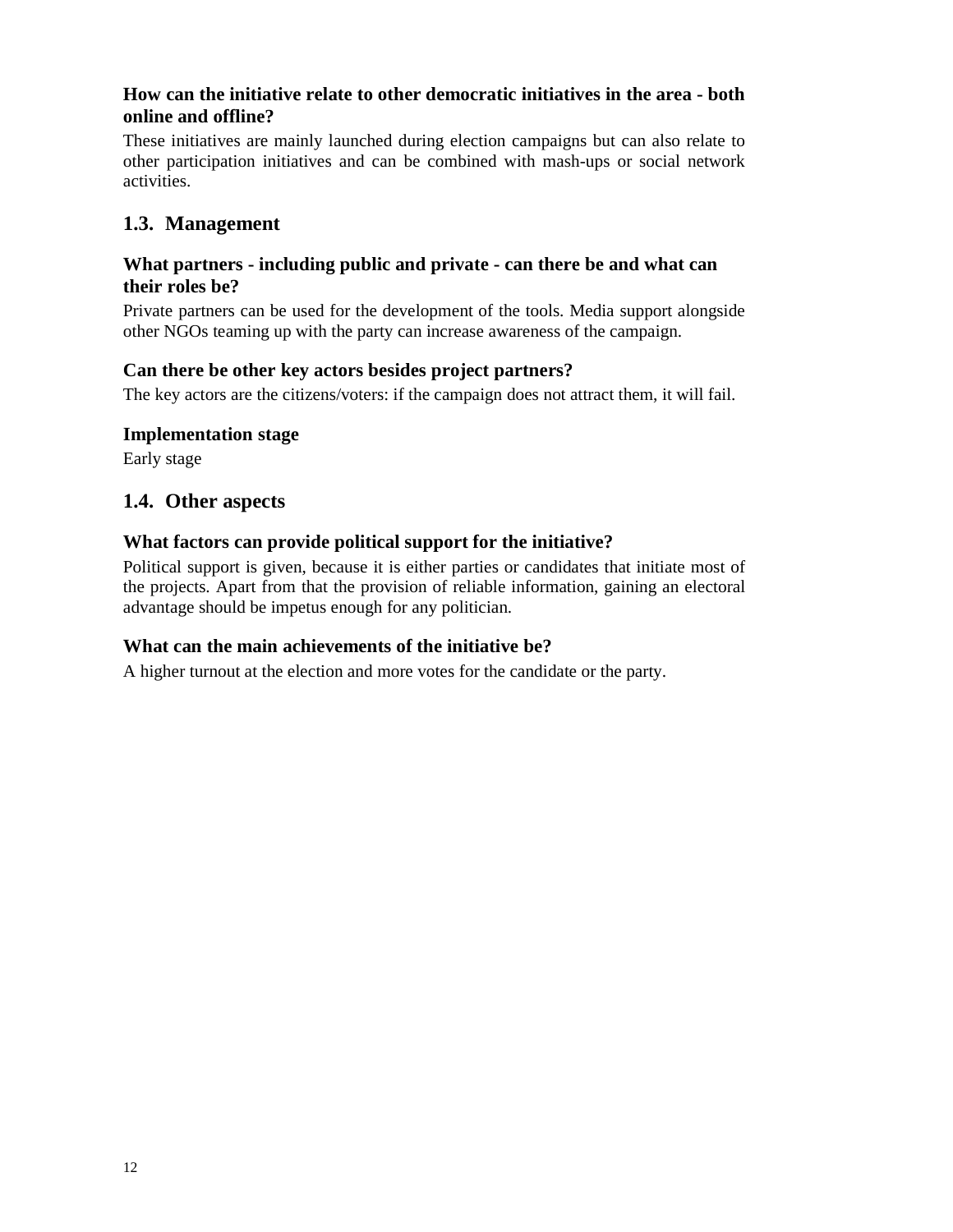### How can the initiative relate to other democratic initiatives in the area - both online and offline?

These initiatives are mainly launched during election campaigns but can also relate to other participation initiatives and can be combined with mash-ups or social network activities.

## 1.3. Management

### What partners - including public and private - can there be and what can their roles be?

Private partners can be used for the development of the tools. Media support alongside other NGOs teaming up with the party can increase awareness of the campaign.

### Can there be other key actors besides project partners?

The key actors are the citizens/voters: if the campaign does not attract them, it will fail.

### Implementation stage

Early stage

## 1.4. Other aspects

### What factors can provide political support for the initiative?

Political support is given, because it is either parties or candidates that initiate most of the projects. Apart from that the provision of reliable information, gaining an electoral advantage should be impetus enough for any politician.

### What can the main achievements of the initiative be?

A higher turnout at the election and more votes for the candidate or the party.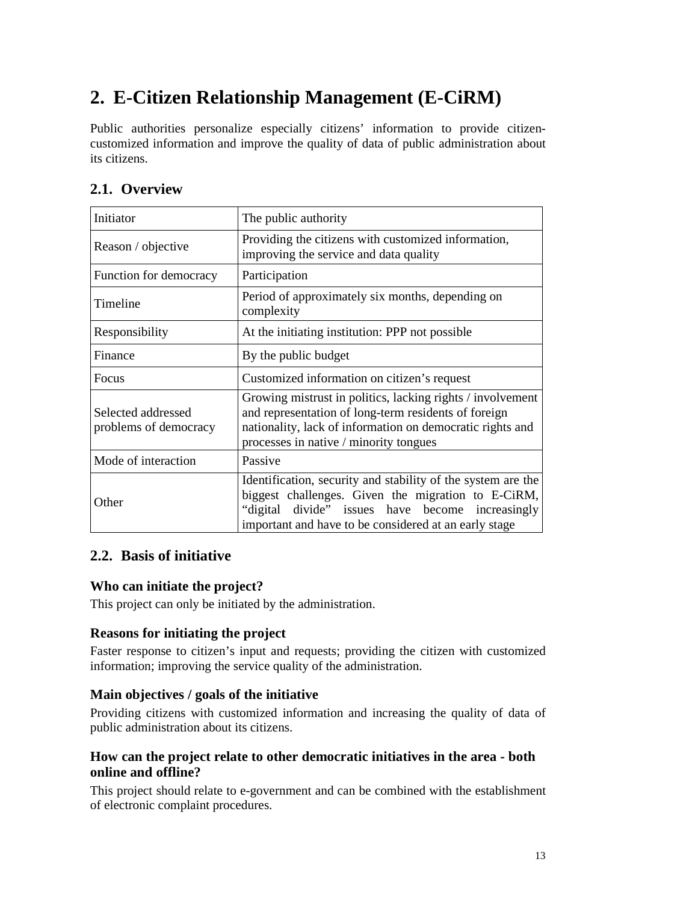# 2. E-Citizen Relationship Management (E-CiRM)

Public authorities personalize especially citizens' information to provide citizen-customized information and improve the quality of data of public administration about its citizens.

## 2.1. Overview

| Initiator | The public authority |
|---|---|
| Reason / objective | Providing the citizens with customized information, improving the service and data quality |
| Function for democracy | Participation |
| Timeline | Period of approximately six months, depending on complexity |
| Responsibility | At the initiating institution: PPP not possible |
| Finance | By the public budget |
| Focus | Customized information on citizen's request |
| Selected addressed problems of democracy | Growing mistrust in politics, lacking rights / involvement and representation of long-term residents of foreign nationality, lack of information on democratic rights and processes in native / minority tongues |
| Mode of interaction | Passive |
| Other | Identification, security and stability of the system are the biggest challenges. Given the migration to E-CiRM, "digital divide" issues have become increasingly important and have to be considered at an early stage |

## 2.2. Basis of initiative

### Who can initiate the project?

This project can only be initiated by the administration.

### Reasons for initiating the project

Faster response to citizen's input and requests; providing the citizen with customized information; improving the service quality of the administration.

### Main objectives / goals of the initiative

Providing citizens with customized information and increasing the quality of data of public administration about its citizens.

### How can the project relate to other democratic initiatives in the area - both online and offline?

This project should relate to e-government and can be combined with the establishment of electronic complaint procedures.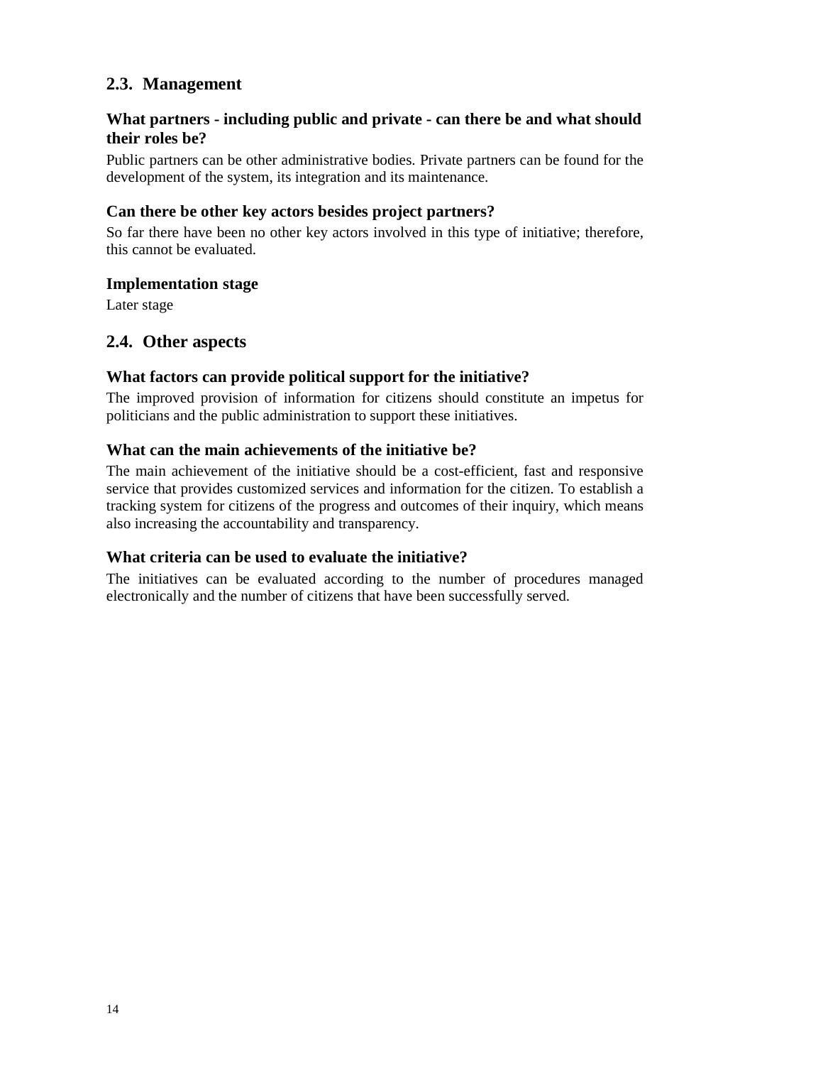## 2.3. Management

### What partners - including public and private - can there be and what should their roles be?

Public partners can be other administrative bodies. Private partners can be found for the development of the system, its integration and its maintenance.

### Can there be other key actors besides project partners?

So far there have been no other key actors involved in this type of initiative; therefore, this cannot be evaluated.

### Implementation stage

Later stage

## 2.4. Other aspects

### What factors can provide political support for the initiative?

The improved provision of information for citizens should constitute an impetus for politicians and the public administration to support these initiatives.

### What can the main achievements of the initiative be?

The main achievement of the initiative should be a cost-efficient, fast and responsive service that provides customized services and information for the citizen. To establish a tracking system for citizens of the progress and outcomes of their inquiry, which means also increasing the accountability and transparency.

### What criteria can be used to evaluate the initiative?

The initiatives can be evaluated according to the number of procedures managed electronically and the number of citizens that have been successfully served.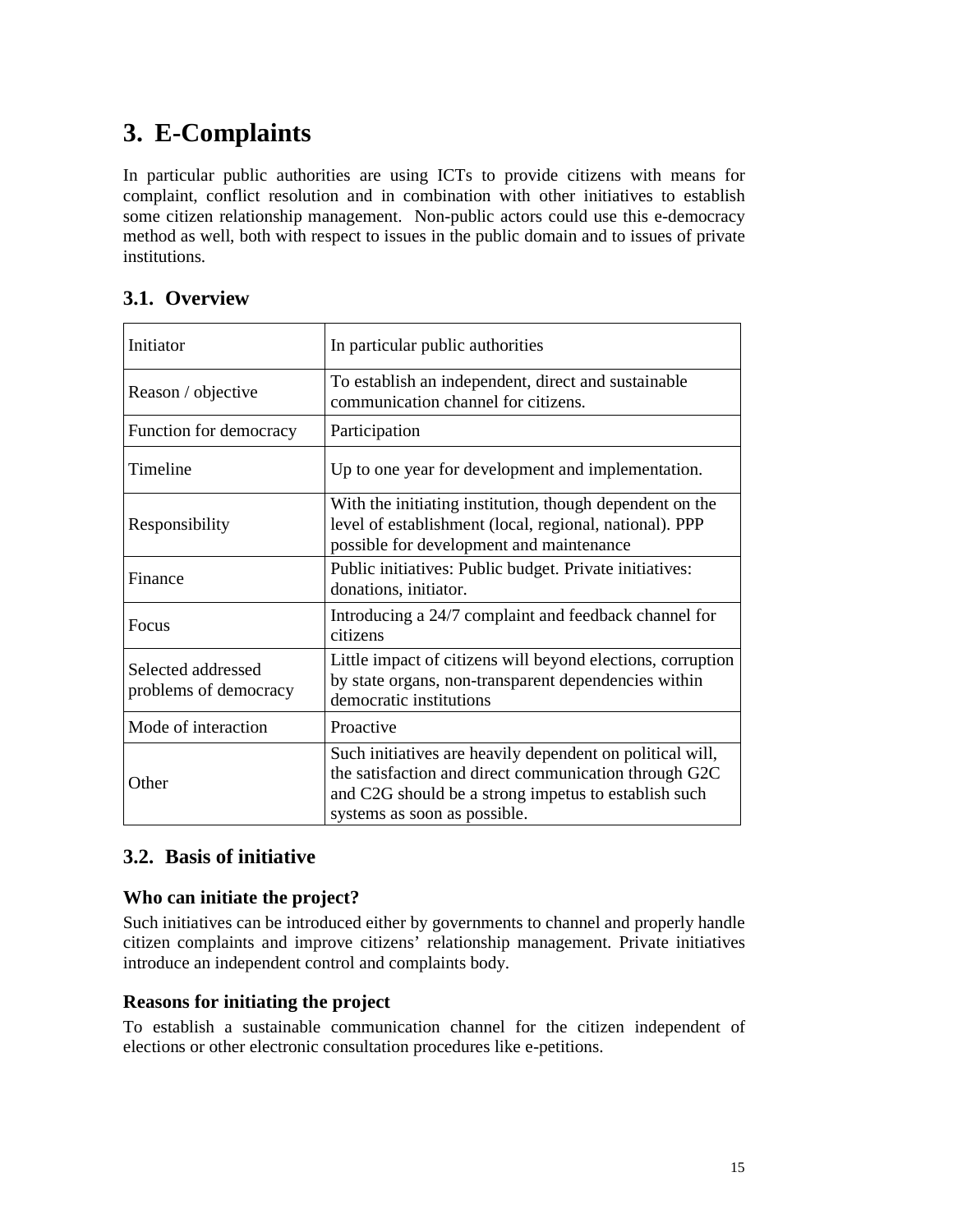# 3. E-Complaints

In particular public authorities are using ICTs to provide citizens with means for complaint, conflict resolution and in combination with other initiatives to establish some citizen relationship management. Non-public actors could use this e-democracy method as well, both with respect to issues in the public domain and to issues of private institutions.

## 3.1. Overview

| | |
|---|---|
| Initiator | In particular public authorities |
| Reason / objective | To establish an independent, direct and sustainable communication channel for citizens. |
| Function for democracy | Participation |
| Timeline | Up to one year for development and implementation. |
| Responsibility | With the initiating institution, though dependent on the level of establishment (local, regional, national). PPP possible for development and maintenance |
| Finance | Public initiatives: Public budget. Private initiatives: donations, initiator. |
| Focus | Introducing a 24/7 complaint and feedback channel for citizens |
| Selected addressed problems of democracy | Little impact of citizens will beyond elections, corruption by state organs, non-transparent dependencies within democratic institutions |
| Mode of interaction | Proactive |
| Other | Such initiatives are heavily dependent on political will, the satisfaction and direct communication through G2C and C2G should be a strong impetus to establish such systems as soon as possible. |

## 3.2. Basis of initiative

### Who can initiate the project?

Such initiatives can be introduced either by governments to channel and properly handle citizen complaints and improve citizens' relationship management. Private initiatives introduce an independent control and complaints body.

### Reasons for initiating the project

To establish a sustainable communication channel for the citizen independent of elections or other electronic consultation procedures like e-petitions.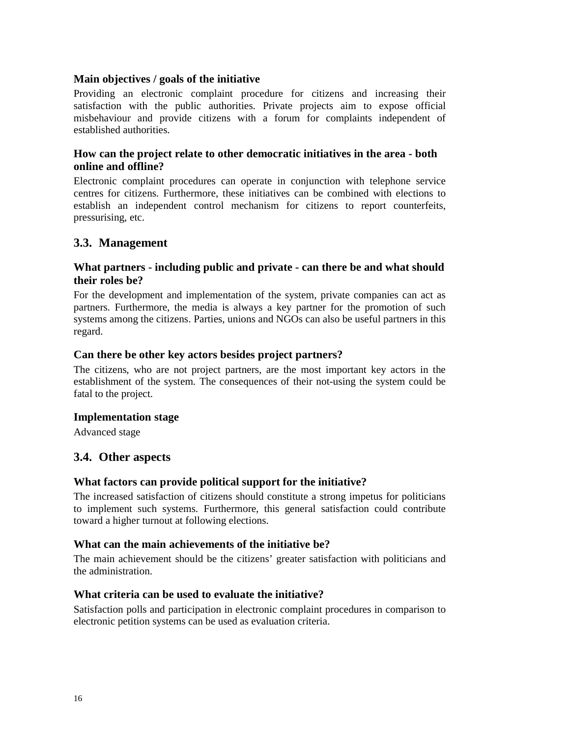#### Main objectives / goals of the initiative

Providing an electronic complaint procedure for citizens and increasing their satisfaction with the public authorities. Private projects aim to expose official misbehaviour and provide citizens with a forum for complaints independent of established authorities.

#### How can the project relate to other democratic initiatives in the area - both online and offline?

Electronic complaint procedures can operate in conjunction with telephone service centres for citizens. Furthermore, these initiatives can be combined with elections to establish an independent control mechanism for citizens to report counterfeits, pressurising, etc.

### 3.3. Management

#### What partners - including public and private - can there be and what should their roles be?

For the development and implementation of the system, private companies can act as partners. Furthermore, the media is always a key partner for the promotion of such systems among the citizens. Parties, unions and NGOs can also be useful partners in this regard.

#### Can there be other key actors besides project partners?

The citizens, who are not project partners, are the most important key actors in the establishment of the system. The consequences of their not-using the system could be fatal to the project.

#### Implementation stage

Advanced stage

### 3.4. Other aspects

#### What factors can provide political support for the initiative?

The increased satisfaction of citizens should constitute a strong impetus for politicians to implement such systems. Furthermore, this general satisfaction could contribute toward a higher turnout at following elections.

#### What can the main achievements of the initiative be?

The main achievement should be the citizens' greater satisfaction with politicians and the administration.

#### What criteria can be used to evaluate the initiative?

Satisfaction polls and participation in electronic complaint procedures in comparison to electronic petition systems can be used as evaluation criteria.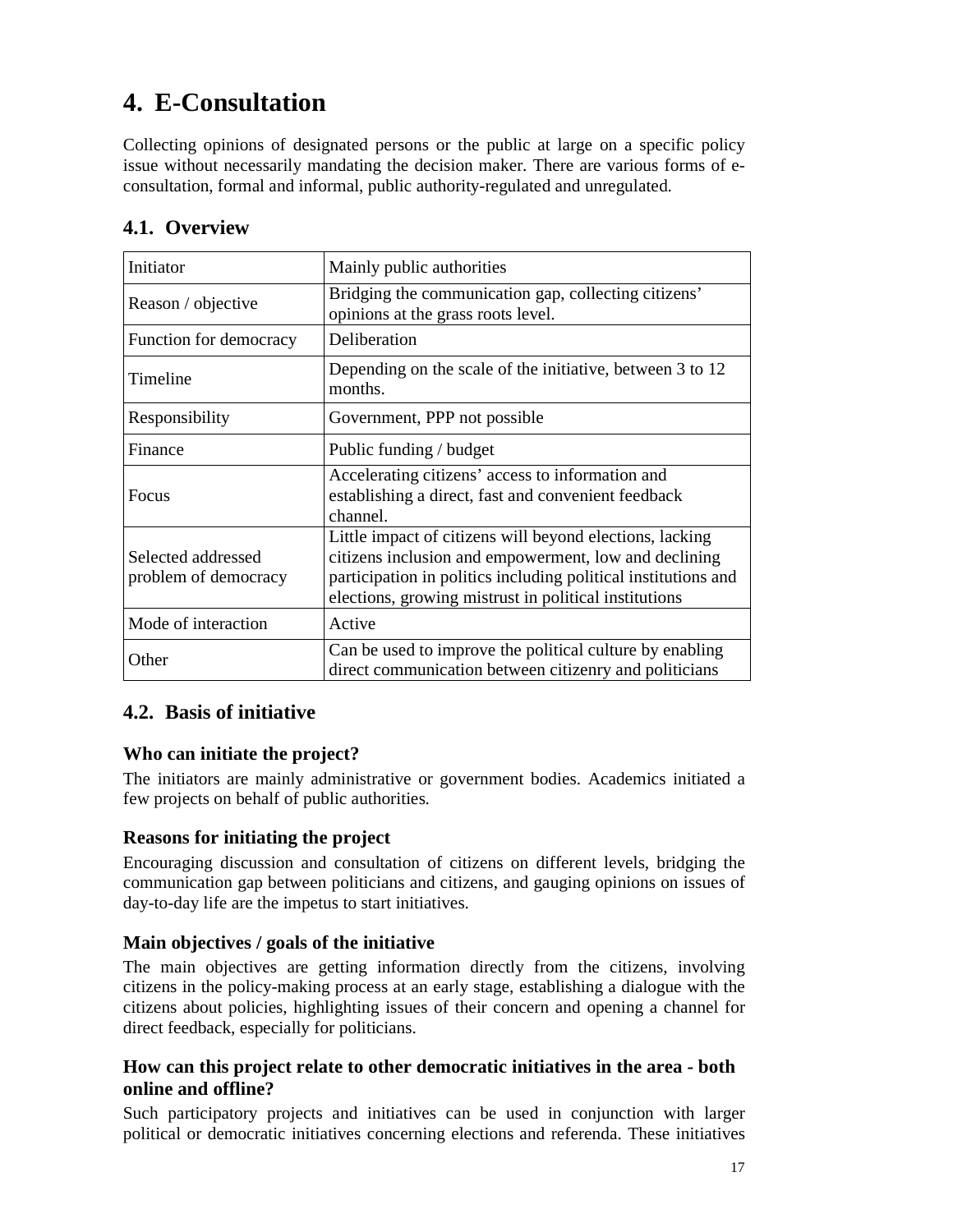# 4. E-Consultation

Collecting opinions of designated persons or the public at large on a specific policy issue without necessarily mandating the decision maker. There are various forms of e-consultation, formal and informal, public authority-regulated and unregulated.

## 4.1. Overview

| | |
|---|---|
| Initiator | Mainly public authorities |
| Reason / objective | Bridging the communication gap, collecting citizens' opinions at the grass roots level. |
| Function for democracy | Deliberation |
| Timeline | Depending on the scale of the initiative, between 3 to 12 months. |
| Responsibility | Government, PPP not possible |
| Finance | Public funding / budget |
| Focus | Accelerating citizens' access to information and establishing a direct, fast and convenient feedback channel. |
| Selected addressed problem of democracy | Little impact of citizens will beyond elections, lacking citizens inclusion and empowerment, low and declining participation in politics including political institutions and elections, growing mistrust in political institutions |
| Mode of interaction | Active |
| Other | Can be used to improve the political culture by enabling direct communication between citizenry and politicians |

## 4.2. Basis of initiative

### Who can initiate the project?

The initiators are mainly administrative or government bodies. Academics initiated a few projects on behalf of public authorities.

### Reasons for initiating the project

Encouraging discussion and consultation of citizens on different levels, bridging the communication gap between politicians and citizens, and gauging opinions on issues of day-to-day life are the impetus to start initiatives.

### Main objectives / goals of the initiative

The main objectives are getting information directly from the citizens, involving citizens in the policy-making process at an early stage, establishing a dialogue with the citizens about policies, highlighting issues of their concern and opening a channel for direct feedback, especially for politicians.

### How can this project relate to other democratic initiatives in the area - both online and offline?

Such participatory projects and initiatives can be used in conjunction with larger political or democratic initiatives concerning elections and referenda. These initiatives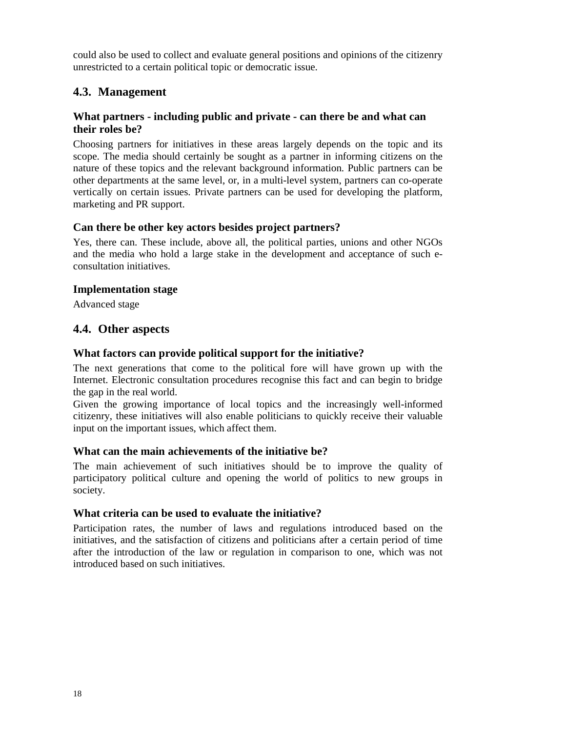could also be used to collect and evaluate general positions and opinions of the citizenry unrestricted to a certain political topic or democratic issue.

## 4.3. Management

### What partners - including public and private - can there be and what can their roles be?

Choosing partners for initiatives in these areas largely depends on the topic and its scope. The media should certainly be sought as a partner in informing citizens on the nature of these topics and the relevant background information. Public partners can be other departments at the same level, or, in a multi-level system, partners can co-operate vertically on certain issues. Private partners can be used for developing the platform, marketing and PR support.

### Can there be other key actors besides project partners?

Yes, there can. These include, above all, the political parties, unions and other NGOs and the media who hold a large stake in the development and acceptance of such e-consultation initiatives.

### Implementation stage

Advanced stage

## 4.4. Other aspects

### What factors can provide political support for the initiative?

The next generations that come to the political fore will have grown up with the Internet. Electronic consultation procedures recognise this fact and can begin to bridge the gap in the real world.

Given the growing importance of local topics and the increasingly well-informed citizenry, these initiatives will also enable politicians to quickly receive their valuable input on the important issues, which affect them.

### What can the main achievements of the initiative be?

The main achievement of such initiatives should be to improve the quality of participatory political culture and opening the world of politics to new groups in society.

### What criteria can be used to evaluate the initiative?

Participation rates, the number of laws and regulations introduced based on the initiatives, and the satisfaction of citizens and politicians after a certain period of time after the introduction of the law or regulation in comparison to one, which was not introduced based on such initiatives.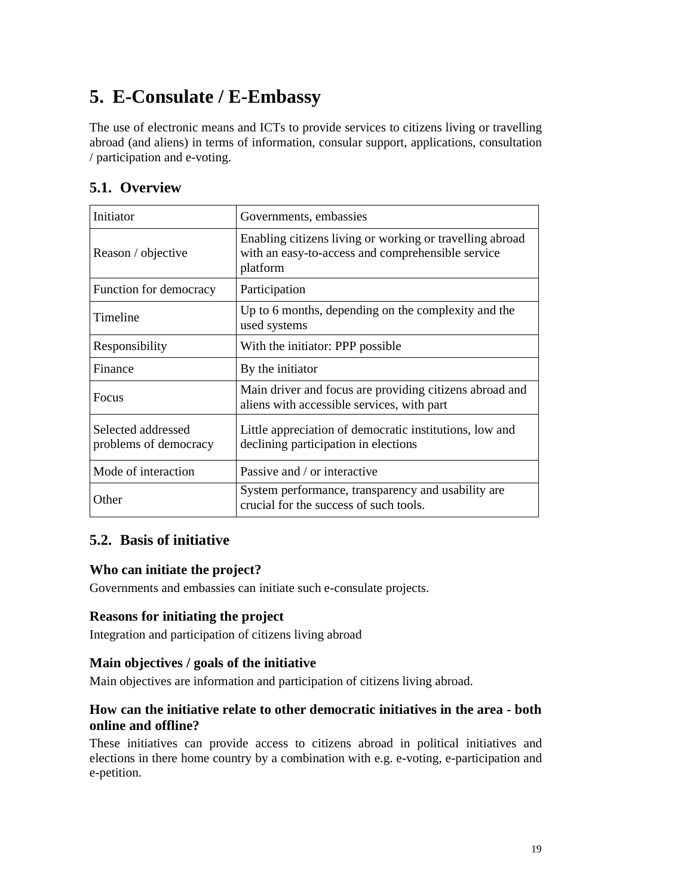# 5. E-Consulate / E-Embassy

The use of electronic means and ICTs to provide services to citizens living or travelling abroad (and aliens) in terms of information, consular support, applications, consultation / participation and e-voting.

## 5.1. Overview

| Initiator | Governments, embassies |
|---|---|
| Reason / objective | Enabling citizens living or working or travelling abroad with an easy-to-access and comprehensible service platform |
| Function for democracy | Participation |
| Timeline | Up to 6 months, depending on the complexity and the used systems |
| Responsibility | With the initiator: PPP possible |
| Finance | By the initiator |
| Focus | Main driver and focus are providing citizens abroad and aliens with accessible services, with part |
| Selected addressed problems of democracy | Little appreciation of democratic institutions, low and declining participation in elections |
| Mode of interaction | Passive and / or interactive |
| Other | System performance, transparency and usability are crucial for the success of such tools. |

## 5.2. Basis of initiative

### Who can initiate the project?

Governments and embassies can initiate such e-consulate projects.

### Reasons for initiating the project

Integration and participation of citizens living abroad

### Main objectives / goals of the initiative

Main objectives are information and participation of citizens living abroad.

### How can the initiative relate to other democratic initiatives in the area - both online and offline?

These initiatives can provide access to citizens abroad in political initiatives and elections in there home country by a combination with e.g. e-voting, e-participation and e-petition.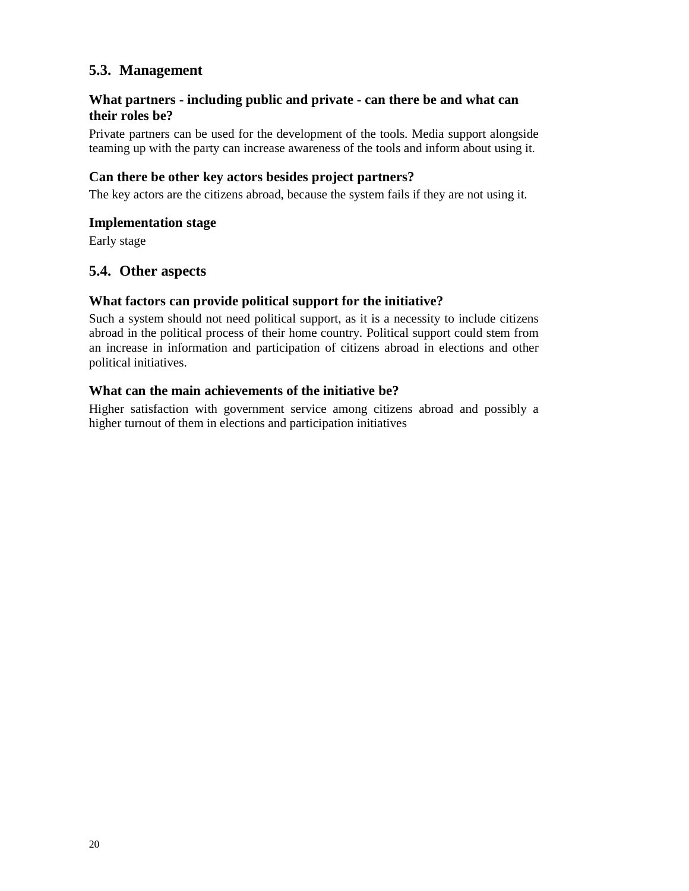## 5.3. Management

### What partners - including public and private - can there be and what can their roles be?

Private partners can be used for the development of the tools. Media support alongside teaming up with the party can increase awareness of the tools and inform about using it.

### Can there be other key actors besides project partners?

The key actors are the citizens abroad, because the system fails if they are not using it.

### Implementation stage

Early stage

## 5.4. Other aspects

### What factors can provide political support for the initiative?

Such a system should not need political support, as it is a necessity to include citizens abroad in the political process of their home country. Political support could stem from an increase in information and participation of citizens abroad in elections and other political initiatives.

### What can the main achievements of the initiative be?

Higher satisfaction with government service among citizens abroad and possibly a higher turnout of them in elections and participation initiatives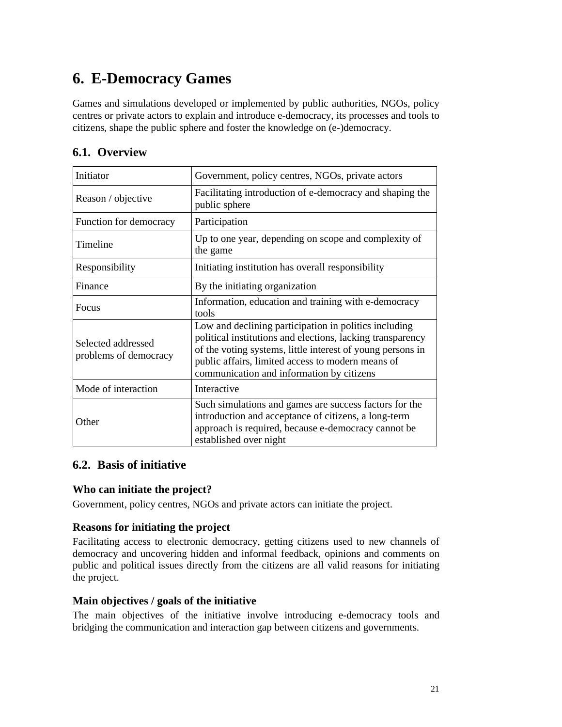# 6. E-Democracy Games

Games and simulations developed or implemented by public authorities, NGOs, policy centres or private actors to explain and introduce e-democracy, its processes and tools to citizens, shape the public sphere and foster the knowledge on (e-)democracy.

## 6.1. Overview

| Initiator | Government, policy centres, NGOs, private actors |
|---|---|
| Reason / objective | Facilitating introduction of e-democracy and shaping the public sphere |
| Function for democracy | Participation |
| Timeline | Up to one year, depending on scope and complexity of the game |
| Responsibility | Initiating institution has overall responsibility |
| Finance | By the initiating organization |
| Focus | Information, education and training with e-democracy tools |
| Selected addressed problems of democracy | Low and declining participation in politics including political institutions and elections, lacking transparency of the voting systems, little interest of young persons in public affairs, limited access to modern means of communication and information by citizens |
| Mode of interaction | Interactive |
| Other | Such simulations and games are success factors for the introduction and acceptance of citizens, a long-term approach is required, because e-democracy cannot be established over night |

## 6.2. Basis of initiative

### Who can initiate the project?

Government, policy centres, NGOs and private actors can initiate the project.

### Reasons for initiating the project

Facilitating access to electronic democracy, getting citizens used to new channels of democracy and uncovering hidden and informal feedback, opinions and comments on public and political issues directly from the citizens are all valid reasons for initiating the project.

### Main objectives / goals of the initiative

The main objectives of the initiative involve introducing e-democracy tools and bridging the communication and interaction gap between citizens and governments.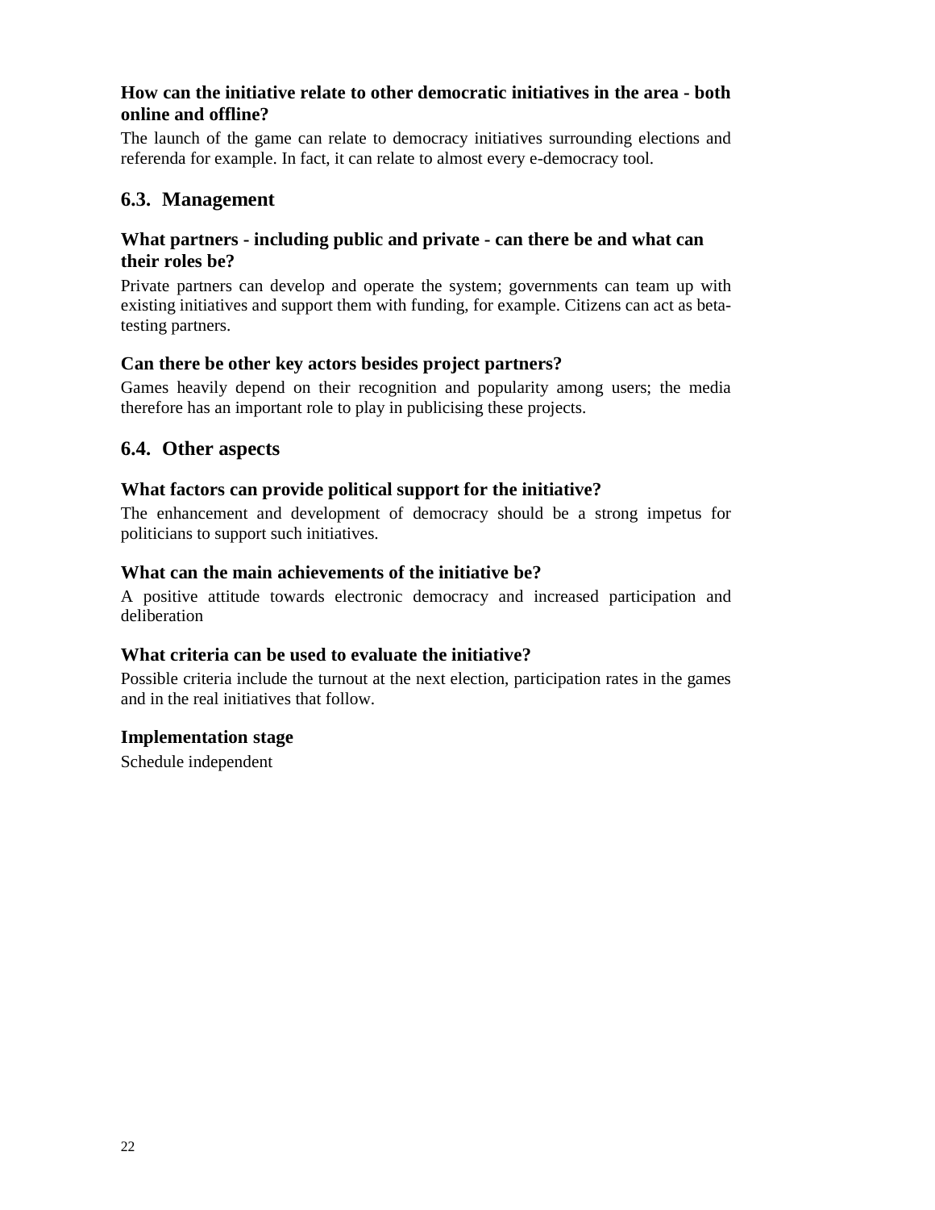### How can the initiative relate to other democratic initiatives in the area - both online and offline?

The launch of the game can relate to democracy initiatives surrounding elections and referenda for example. In fact, it can relate to almost every e-democracy tool.

## 6.3. Management

### What partners - including public and private - can there be and what can their roles be?

Private partners can develop and operate the system; governments can team up with existing initiatives and support them with funding, for example. Citizens can act as beta-testing partners.

### Can there be other key actors besides project partners?

Games heavily depend on their recognition and popularity among users; the media therefore has an important role to play in publicising these projects.

## 6.4. Other aspects

### What factors can provide political support for the initiative?

The enhancement and development of democracy should be a strong impetus for politicians to support such initiatives.

### What can the main achievements of the initiative be?

A positive attitude towards electronic democracy and increased participation and deliberation

### What criteria can be used to evaluate the initiative?

Possible criteria include the turnout at the next election, participation rates in the games and in the real initiatives that follow.

### Implementation stage

Schedule independent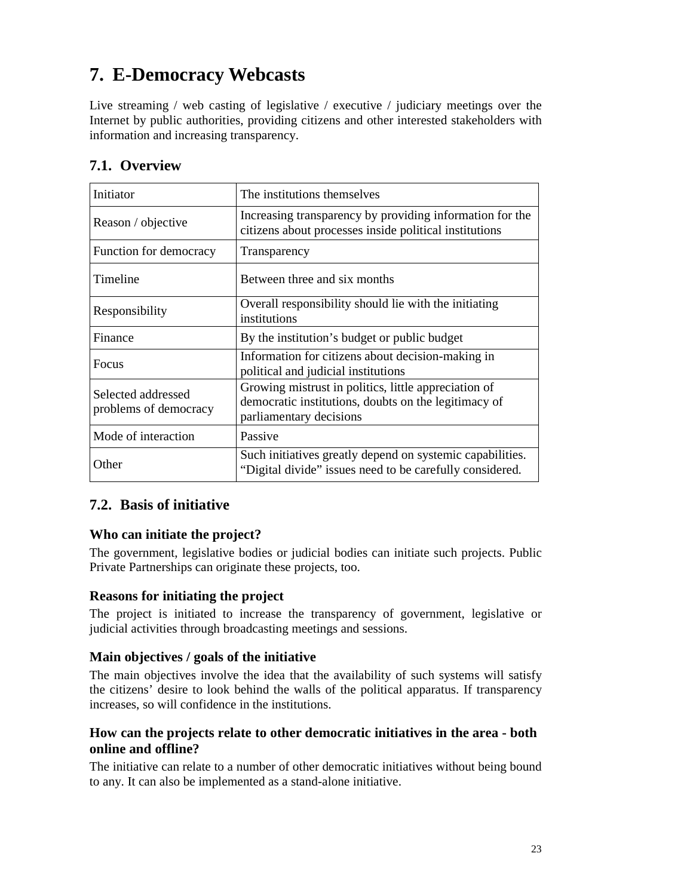# 7. E-Democracy Webcasts

Live streaming / web casting of legislative / executive / judiciary meetings over the Internet by public authorities, providing citizens and other interested stakeholders with information and increasing transparency.

## 7.1. Overview

| | |
|---|---|
| Initiator | The institutions themselves |
| Reason / objective | Increasing transparency by providing information for the citizens about processes inside political institutions |
| Function for democracy | Transparency |
| Timeline | Between three and six months |
| Responsibility | Overall responsibility should lie with the initiating institutions |
| Finance | By the institution's budget or public budget |
| Focus | Information for citizens about decision-making in political and judicial institutions |
| Selected addressed problems of democracy | Growing mistrust in politics, little appreciation of democratic institutions, doubts on the legitimacy of parliamentary decisions |
| Mode of interaction | Passive |
| Other | Such initiatives greatly depend on systemic capabilities. "Digital divide" issues need to be carefully considered. |

## 7.2. Basis of initiative

### Who can initiate the project?

The government, legislative bodies or judicial bodies can initiate such projects. Public Private Partnerships can originate these projects, too.

### Reasons for initiating the project

The project is initiated to increase the transparency of government, legislative or judicial activities through broadcasting meetings and sessions.

### Main objectives / goals of the initiative

The main objectives involve the idea that the availability of such systems will satisfy the citizens' desire to look behind the walls of the political apparatus. If transparency increases, so will confidence in the institutions.

### How can the projects relate to other democratic initiatives in the area - both online and offline?

The initiative can relate to a number of other democratic initiatives without being bound to any. It can also be implemented as a stand-alone initiative.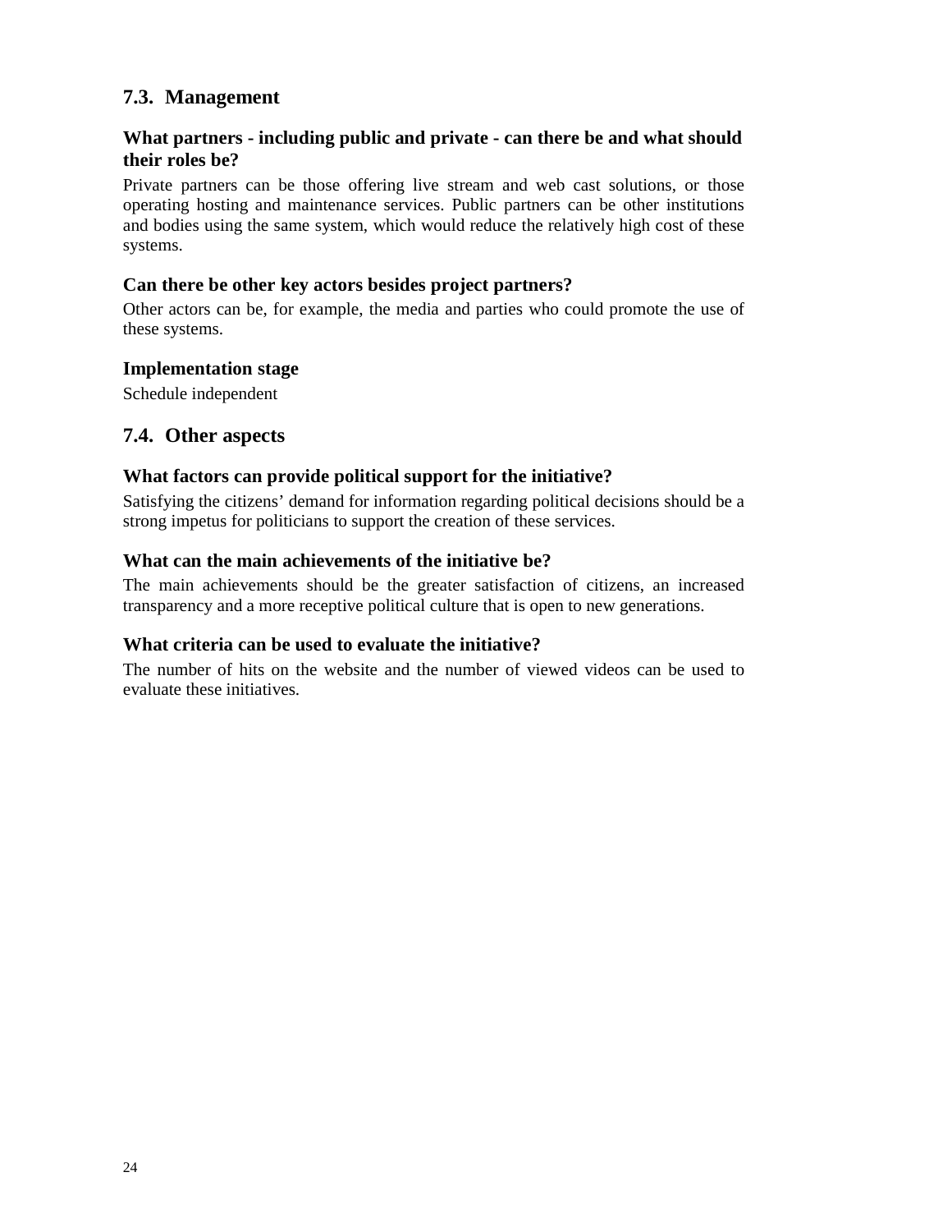## 7.3. Management

### What partners - including public and private - can there be and what should their roles be?

Private partners can be those offering live stream and web cast solutions, or those operating hosting and maintenance services. Public partners can be other institutions and bodies using the same system, which would reduce the relatively high cost of these systems.

### Can there be other key actors besides project partners?

Other actors can be, for example, the media and parties who could promote the use of these systems.

### Implementation stage

Schedule independent

## 7.4. Other aspects

### What factors can provide political support for the initiative?

Satisfying the citizens' demand for information regarding political decisions should be a strong impetus for politicians to support the creation of these services.

### What can the main achievements of the initiative be?

The main achievements should be the greater satisfaction of citizens, an increased transparency and a more receptive political culture that is open to new generations.

### What criteria can be used to evaluate the initiative?

The number of hits on the website and the number of viewed videos can be used to evaluate these initiatives.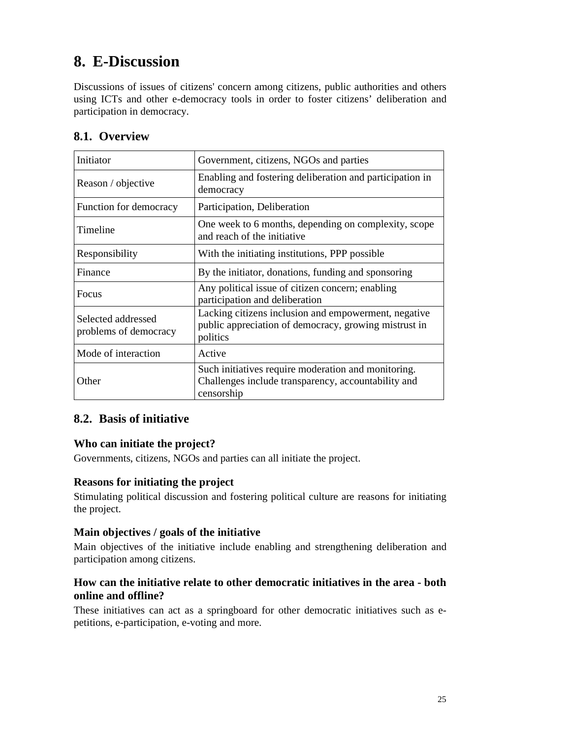# 8. E-Discussion

Discussions of issues of citizens' concern among citizens, public authorities and others using ICTs and other e-democracy tools in order to foster citizens' deliberation and participation in democracy.

## 8.1. Overview

| | |
|---|---|
| Initiator | Government, citizens, NGOs and parties |
| Reason / objective | Enabling and fostering deliberation and participation in democracy |
| Function for democracy | Participation, Deliberation |
| Timeline | One week to 6 months, depending on complexity, scope and reach of the initiative |
| Responsibility | With the initiating institutions, PPP possible |
| Finance | By the initiator, donations, funding and sponsoring |
| Focus | Any political issue of citizen concern; enabling participation and deliberation |
| Selected addressed problems of democracy | Lacking citizens inclusion and empowerment, negative public appreciation of democracy, growing mistrust in politics |
| Mode of interaction | Active |
| Other | Such initiatives require moderation and monitoring. Challenges include transparency, accountability and censorship |

## 8.2. Basis of initiative

### Who can initiate the project?

Governments, citizens, NGOs and parties can all initiate the project.

### Reasons for initiating the project

Stimulating political discussion and fostering political culture are reasons for initiating the project.

### Main objectives / goals of the initiative

Main objectives of the initiative include enabling and strengthening deliberation and participation among citizens.

### How can the initiative relate to other democratic initiatives in the area - both online and offline?

These initiatives can act as a springboard for other democratic initiatives such as e-petitions, e-participation, e-voting and more.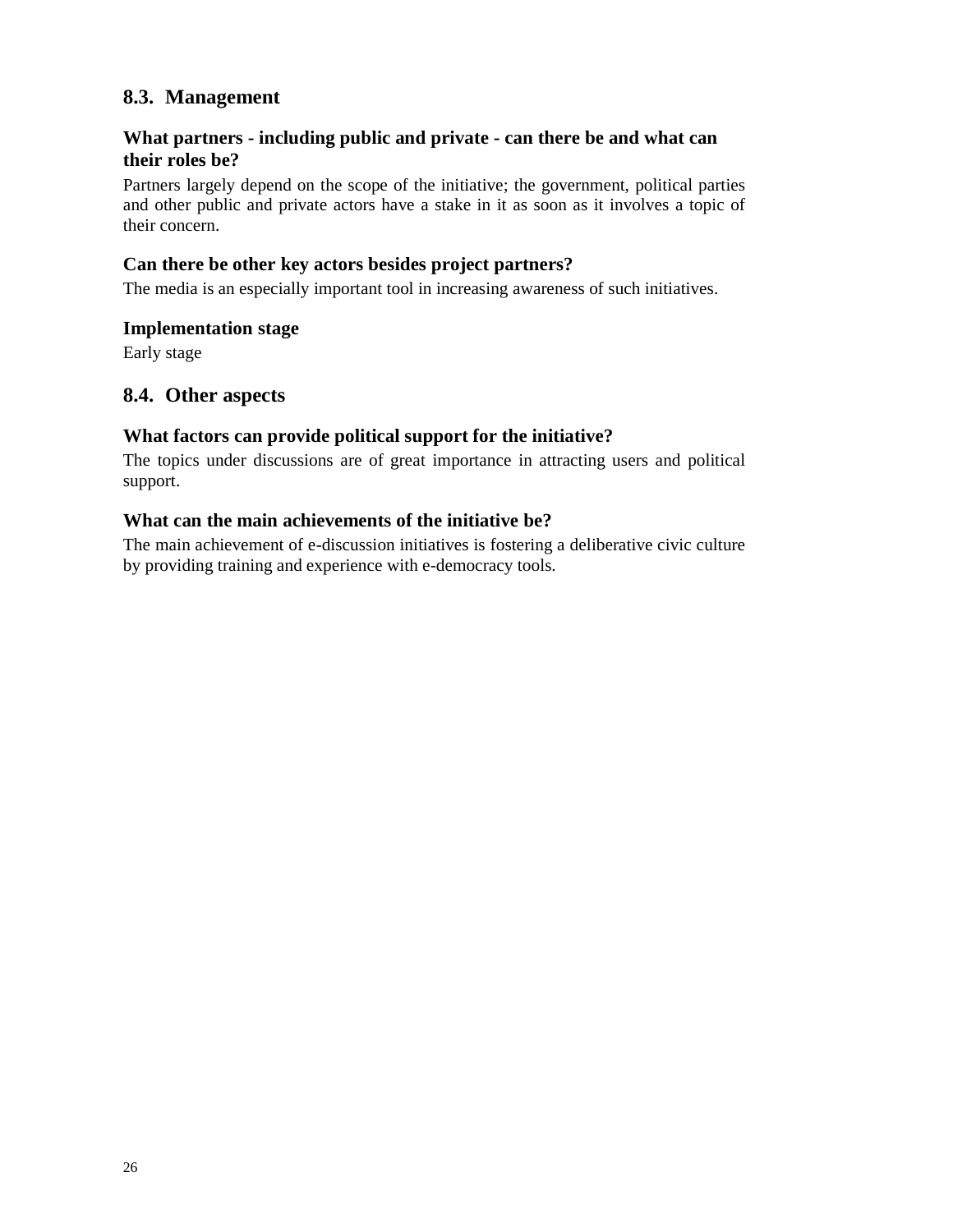## 8.3. Management

### What partners - including public and private - can there be and what can their roles be?

Partners largely depend on the scope of the initiative; the government, political parties and other public and private actors have a stake in it as soon as it involves a topic of their concern.

### Can there be other key actors besides project partners?

The media is an especially important tool in increasing awareness of such initiatives.

### Implementation stage

Early stage

## 8.4. Other aspects

### What factors can provide political support for the initiative?

The topics under discussions are of great importance in attracting users and political support.

### What can the main achievements of the initiative be?

The main achievement of e-discussion initiatives is fostering a deliberative civic culture by providing training and experience with e-democracy tools.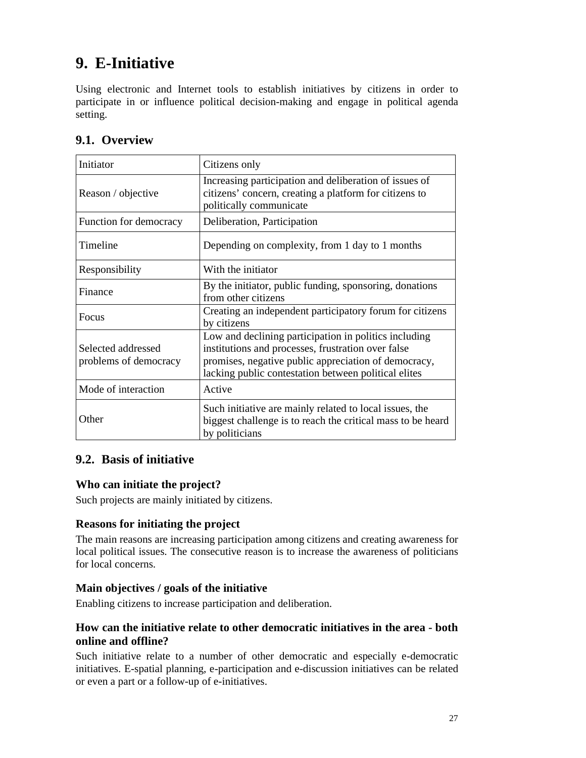# 9. E-Initiative

Using electronic and Internet tools to establish initiatives by citizens in order to participate in or influence political decision-making and engage in political agenda setting.

## 9.1. Overview

| Initiator | Citizens only |
|---|---|
| Reason / objective | Increasing participation and deliberation of issues of citizens' concern, creating a platform for citizens to politically communicate |
| Function for democracy | Deliberation, Participation |
| Timeline | Depending on complexity, from 1 day to 1 months |
| Responsibility | With the initiator |
| Finance | By the initiator, public funding, sponsoring, donations from other citizens |
| Focus | Creating an independent participatory forum for citizens by citizens |
| Selected addressed problems of democracy | Low and declining participation in politics including institutions and processes, frustration over false promises, negative public appreciation of democracy, lacking public contestation between political elites |
| Mode of interaction | Active |
| Other | Such initiative are mainly related to local issues, the biggest challenge is to reach the critical mass to be heard by politicians |

## 9.2. Basis of initiative

### Who can initiate the project?

Such projects are mainly initiated by citizens.

### Reasons for initiating the project

The main reasons are increasing participation among citizens and creating awareness for local political issues. The consecutive reason is to increase the awareness of politicians for local concerns.

### Main objectives / goals of the initiative

Enabling citizens to increase participation and deliberation.

### How can the initiative relate to other democratic initiatives in the area - both online and offline?

Such initiative relate to a number of other democratic and especially e-democratic initiatives. E-spatial planning, e-participation and e-discussion initiatives can be related or even a part or a follow-up of e-initiatives.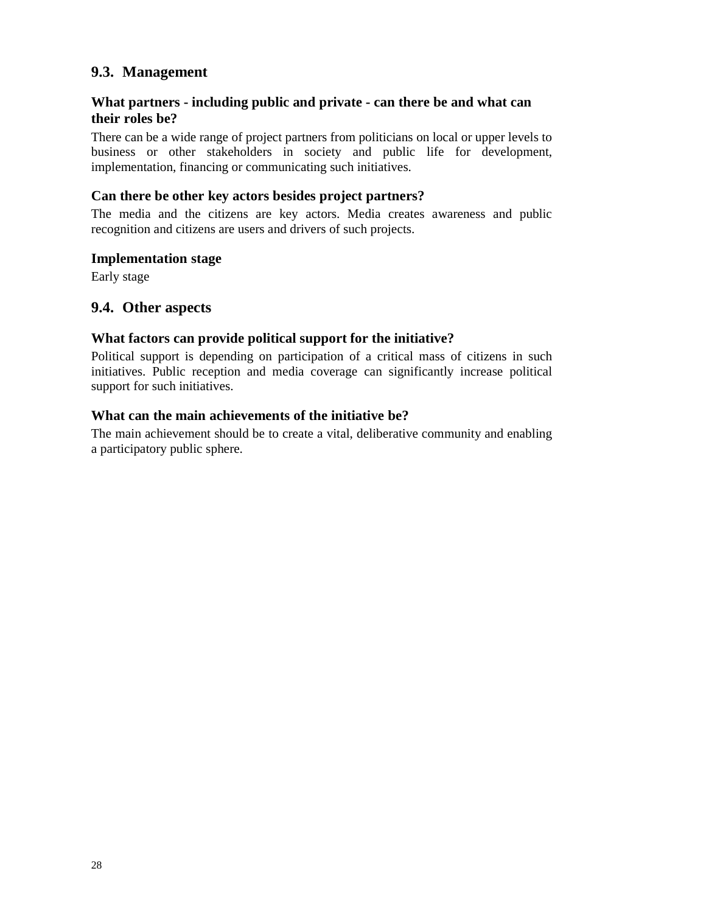## 9.3. Management

### What partners - including public and private - can there be and what can their roles be?

There can be a wide range of project partners from politicians on local or upper levels to business or other stakeholders in society and public life for development, implementation, financing or communicating such initiatives.

### Can there be other key actors besides project partners?

The media and the citizens are key actors. Media creates awareness and public recognition and citizens are users and drivers of such projects.

### Implementation stage

Early stage

## 9.4. Other aspects

### What factors can provide political support for the initiative?

Political support is depending on participation of a critical mass of citizens in such initiatives. Public reception and media coverage can significantly increase political support for such initiatives.

### What can the main achievements of the initiative be?

The main achievement should be to create a vital, deliberative community and enabling a participatory public sphere.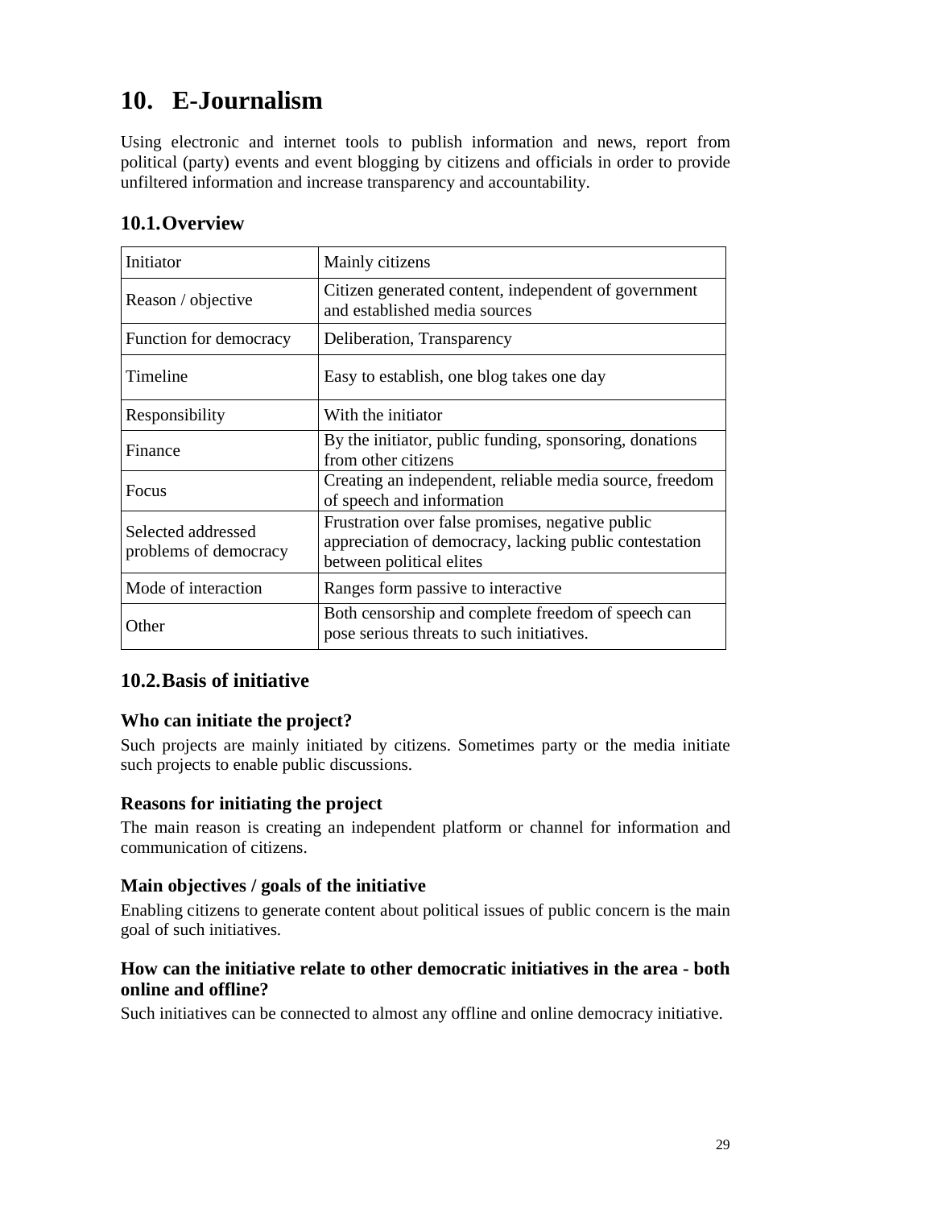# 10. E-Journalism

Using electronic and internet tools to publish information and news, report from political (party) events and event blogging by citizens and officials in order to provide unfiltered information and increase transparency and accountability.

## 10.1. Overview

| Initiator | Mainly citizens |
|---|---|
| Reason / objective | Citizen generated content, independent of government and established media sources |
| Function for democracy | Deliberation, Transparency |
| Timeline | Easy to establish, one blog takes one day |
| Responsibility | With the initiator |
| Finance | By the initiator, public funding, sponsoring, donations from other citizens |
| Focus | Creating an independent, reliable media source, freedom of speech and information |
| Selected addressed problems of democracy | Frustration over false promises, negative public appreciation of democracy, lacking public contestation between political elites |
| Mode of interaction | Ranges form passive to interactive |
| Other | Both censorship and complete freedom of speech can pose serious threats to such initiatives. |

## 10.2. Basis of initiative

### Who can initiate the project?

Such projects are mainly initiated by citizens. Sometimes party or the media initiate such projects to enable public discussions.

### Reasons for initiating the project

The main reason is creating an independent platform or channel for information and communication of citizens.

### Main objectives / goals of the initiative

Enabling citizens to generate content about political issues of public concern is the main goal of such initiatives.

### How can the initiative relate to other democratic initiatives in the area - both online and offline?

Such initiatives can be connected to almost any offline and online democracy initiative.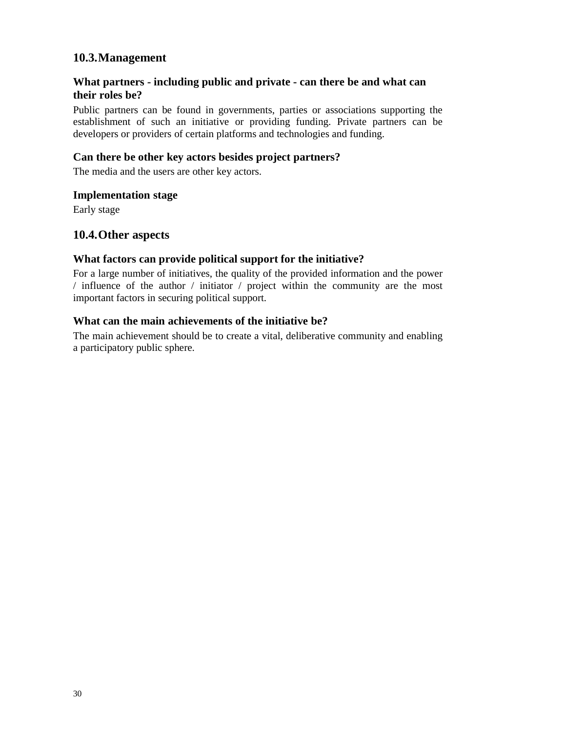## 10.3. Management

### What partners - including public and private - can there be and what can their roles be?

Public partners can be found in governments, parties or associations supporting the establishment of such an initiative or providing funding. Private partners can be developers or providers of certain platforms and technologies and funding.

### Can there be other key actors besides project partners?

The media and the users are other key actors.

### Implementation stage

Early stage

## 10.4. Other aspects

### What factors can provide political support for the initiative?

For a large number of initiatives, the quality of the provided information and the power / influence of the author / initiator / project within the community are the most important factors in securing political support.

### What can the main achievements of the initiative be?

The main achievement should be to create a vital, deliberative community and enabling a participatory public sphere.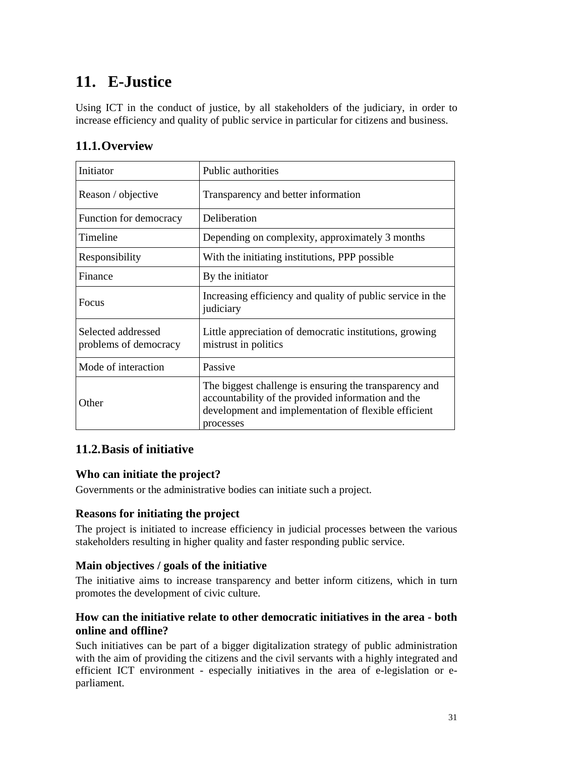# 11. E-Justice

Using ICT in the conduct of justice, by all stakeholders of the judiciary, in order to increase efficiency and quality of public service in particular for citizens and business.

## 11.1. Overview

| Initiator | Public authorities |
|---|---|
| Reason / objective | Transparency and better information |
| Function for democracy | Deliberation |
| Timeline | Depending on complexity, approximately 3 months |
| Responsibility | With the initiating institutions, PPP possible |
| Finance | By the initiator |
| Focus | Increasing efficiency and quality of public service in the judiciary |
| Selected addressed problems of democracy | Little appreciation of democratic institutions, growing mistrust in politics |
| Mode of interaction | Passive |
| Other | The biggest challenge is ensuring the transparency and accountability of the provided information and the development and implementation of flexible efficient processes |

## 11.2. Basis of initiative

### Who can initiate the project?

Governments or the administrative bodies can initiate such a project.

### Reasons for initiating the project

The project is initiated to increase efficiency in judicial processes between the various stakeholders resulting in higher quality and faster responding public service.

### Main objectives / goals of the initiative

The initiative aims to increase transparency and better inform citizens, which in turn promotes the development of civic culture.

### How can the initiative relate to other democratic initiatives in the area - both online and offline?

Such initiatives can be part of a bigger digitalization strategy of public administration with the aim of providing the citizens and the civil servants with a highly integrated and efficient ICT environment - especially initiatives in the area of e-legislation or e-parliament.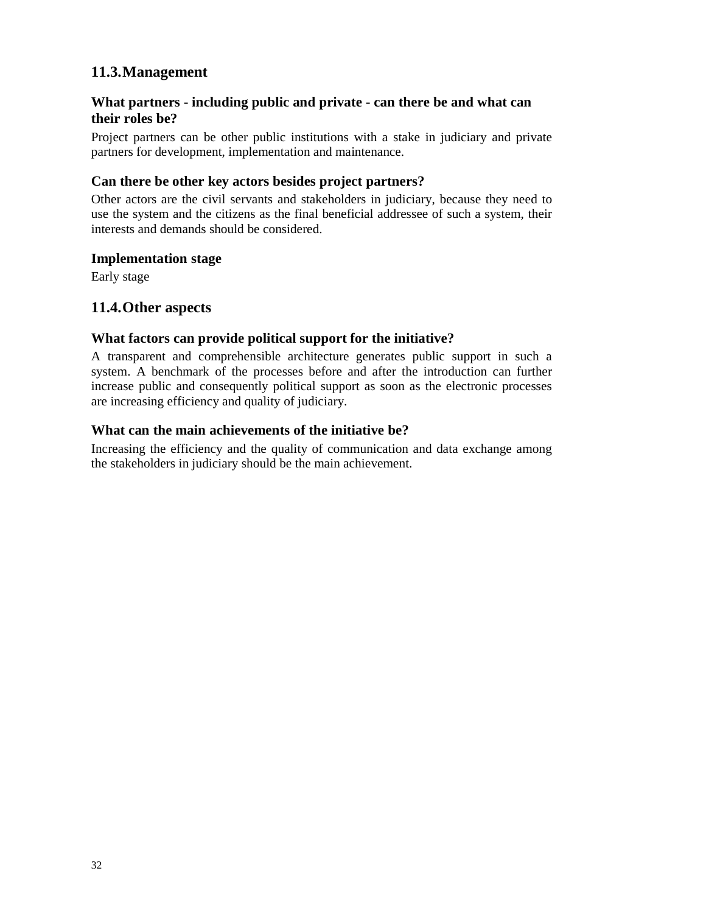## 11.3. Management

### What partners - including public and private - can there be and what can their roles be?

Project partners can be other public institutions with a stake in judiciary and private partners for development, implementation and maintenance.

### Can there be other key actors besides project partners?

Other actors are the civil servants and stakeholders in judiciary, because they need to use the system and the citizens as the final beneficial addressee of such a system, their interests and demands should be considered.

### Implementation stage

Early stage

## 11.4. Other aspects

### What factors can provide political support for the initiative?

A transparent and comprehensible architecture generates public support in such a system. A benchmark of the processes before and after the introduction can further increase public and consequently political support as soon as the electronic processes are increasing efficiency and quality of judiciary.

### What can the main achievements of the initiative be?

Increasing the efficiency and the quality of communication and data exchange among the stakeholders in judiciary should be the main achievement.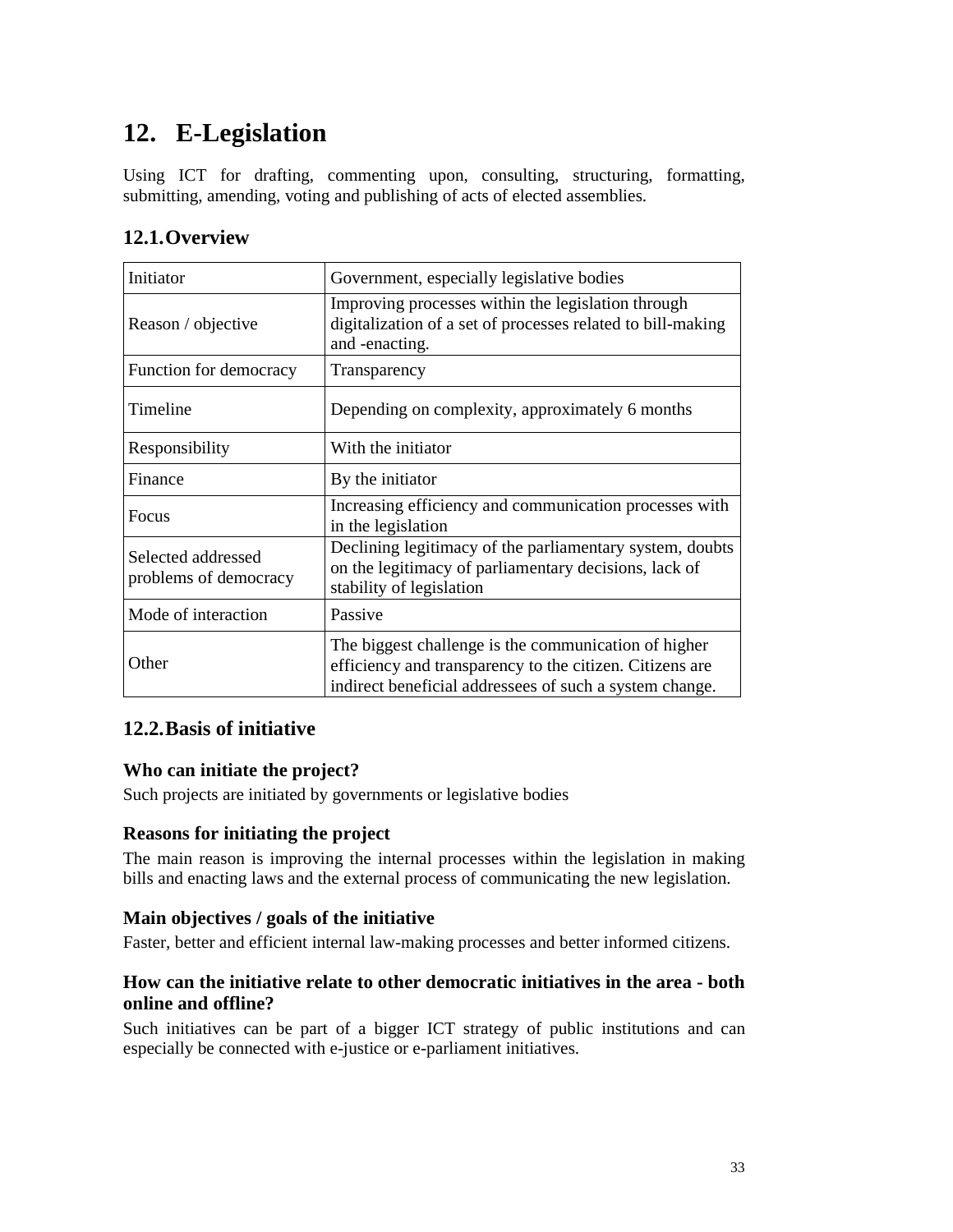# 12. E-Legislation

Using ICT for drafting, commenting upon, consulting, structuring, formatting, submitting, amending, voting and publishing of acts of elected assemblies.

## 12.1. Overview

| | |
|---|---|
| Initiator | Government, especially legislative bodies |
| Reason / objective | Improving processes within the legislation through digitalization of a set of processes related to bill-making and -enacting. |
| Function for democracy | Transparency |
| Timeline | Depending on complexity, approximately 6 months |
| Responsibility | With the initiator |
| Finance | By the initiator |
| Focus | Increasing efficiency and communication processes with in the legislation |
| Selected addressed problems of democracy | Declining legitimacy of the parliamentary system, doubts on the legitimacy of parliamentary decisions, lack of stability of legislation |
| Mode of interaction | Passive |
| Other | The biggest challenge is the communication of higher efficiency and transparency to the citizen. Citizens are indirect beneficial addressees of such a system change. |

## 12.2. Basis of initiative

### Who can initiate the project?

Such projects are initiated by governments or legislative bodies

### Reasons for initiating the project

The main reason is improving the internal processes within the legislation in making bills and enacting laws and the external process of communicating the new legislation.

### Main objectives / goals of the initiative

Faster, better and efficient internal law-making processes and better informed citizens.

### How can the initiative relate to other democratic initiatives in the area - both online and offline?

Such initiatives can be part of a bigger ICT strategy of public institutions and can especially be connected with e-justice or e-parliament initiatives.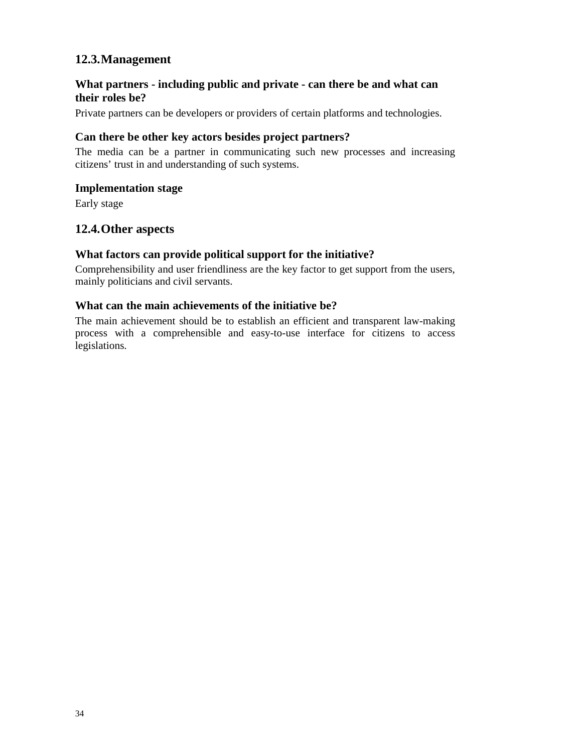## 12.3. Management

### What partners - including public and private - can there be and what can their roles be?

Private partners can be developers or providers of certain platforms and technologies.

### Can there be other key actors besides project partners?

The media can be a partner in communicating such new processes and increasing citizens' trust in and understanding of such systems.

### Implementation stage

Early stage

## 12.4. Other aspects

### What factors can provide political support for the initiative?

Comprehensibility and user friendliness are the key factor to get support from the users, mainly politicians and civil servants.

### What can the main achievements of the initiative be?

The main achievement should be to establish an efficient and transparent law-making process with a comprehensible and easy-to-use interface for citizens to access legislations.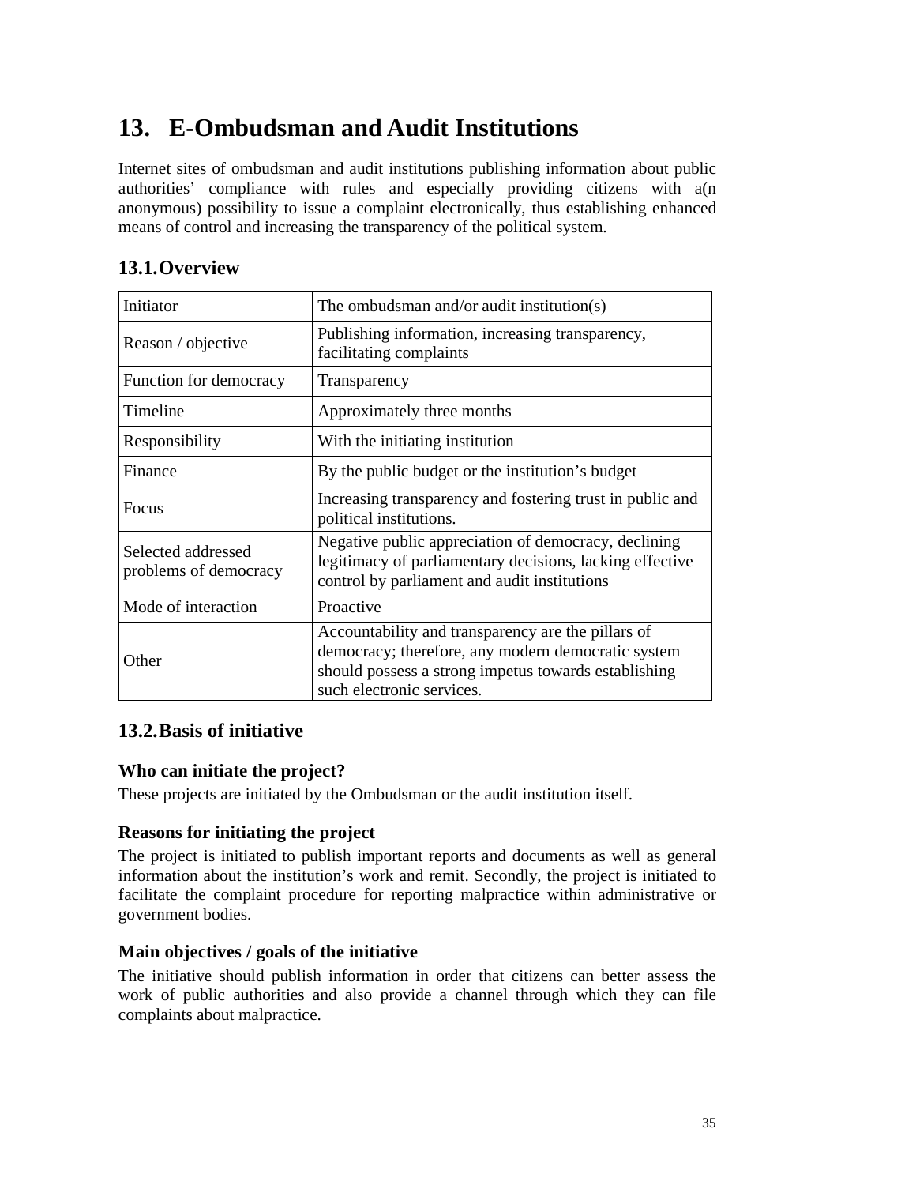# 13. E-Ombudsman and Audit Institutions

Internet sites of ombudsman and audit institutions publishing information about public authorities' compliance with rules and especially providing citizens with a(n anonymous) possibility to issue a complaint electronically, thus establishing enhanced means of control and increasing the transparency of the political system.

## 13.1. Overview

| | |
|---|---|
| Initiator | The ombudsman and/or audit institution(s) |
| Reason / objective | Publishing information, increasing transparency, facilitating complaints |
| Function for democracy | Transparency |
| Timeline | Approximately three months |
| Responsibility | With the initiating institution |
| Finance | By the public budget or the institution's budget |
| Focus | Increasing transparency and fostering trust in public and political institutions. |
| Selected addressed problems of democracy | Negative public appreciation of democracy, declining legitimacy of parliamentary decisions, lacking effective control by parliament and audit institutions |
| Mode of interaction | Proactive |
| Other | Accountability and transparency are the pillars of democracy; therefore, any modern democratic system should possess a strong impetus towards establishing such electronic services. |

## 13.2. Basis of initiative

### Who can initiate the project?

These projects are initiated by the Ombudsman or the audit institution itself.

### Reasons for initiating the project

The project is initiated to publish important reports and documents as well as general information about the institution's work and remit. Secondly, the project is initiated to facilitate the complaint procedure for reporting malpractice within administrative or government bodies.

### Main objectives / goals of the initiative

The initiative should publish information in order that citizens can better assess the work of public authorities and also provide a channel through which they can file complaints about malpractice.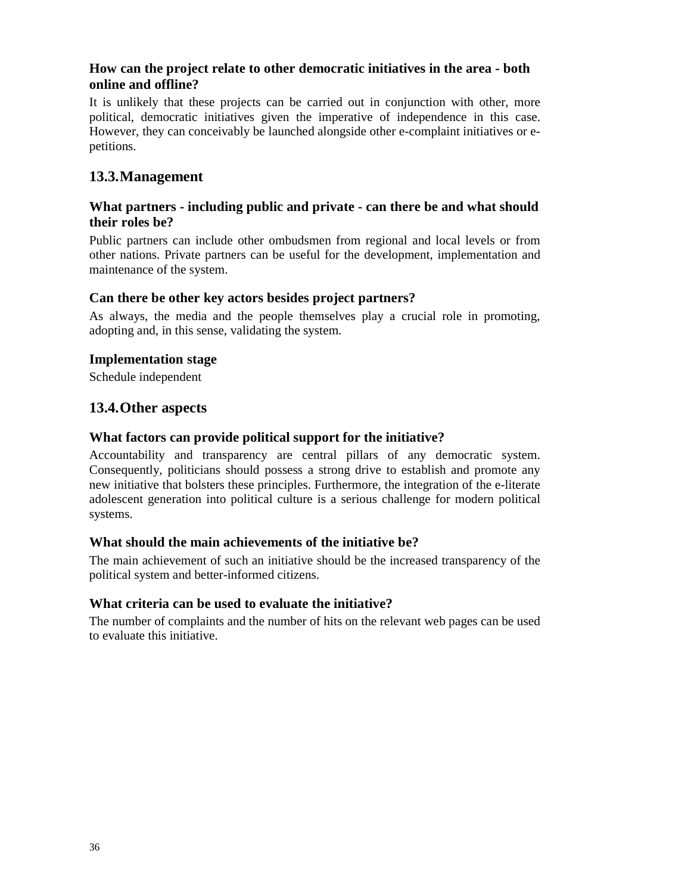### How can the project relate to other democratic initiatives in the area - both online and offline?

It is unlikely that these projects can be carried out in conjunction with other, more political, democratic initiatives given the imperative of independence in this case. However, they can conceivably be launched alongside other e-complaint initiatives or e-petitions.

## 13.3. Management

### What partners - including public and private - can there be and what should their roles be?

Public partners can include other ombudsmen from regional and local levels or from other nations. Private partners can be useful for the development, implementation and maintenance of the system.

### Can there be other key actors besides project partners?

As always, the media and the people themselves play a crucial role in promoting, adopting and, in this sense, validating the system.

### Implementation stage

Schedule independent

## 13.4. Other aspects

### What factors can provide political support for the initiative?

Accountability and transparency are central pillars of any democratic system. Consequently, politicians should possess a strong drive to establish and promote any new initiative that bolsters these principles. Furthermore, the integration of the e-literate adolescent generation into political culture is a serious challenge for modern political systems.

### What should the main achievements of the initiative be?

The main achievement of such an initiative should be the increased transparency of the political system and better-informed citizens.

### What criteria can be used to evaluate the initiative?

The number of complaints and the number of hits on the relevant web pages can be used to evaluate this initiative.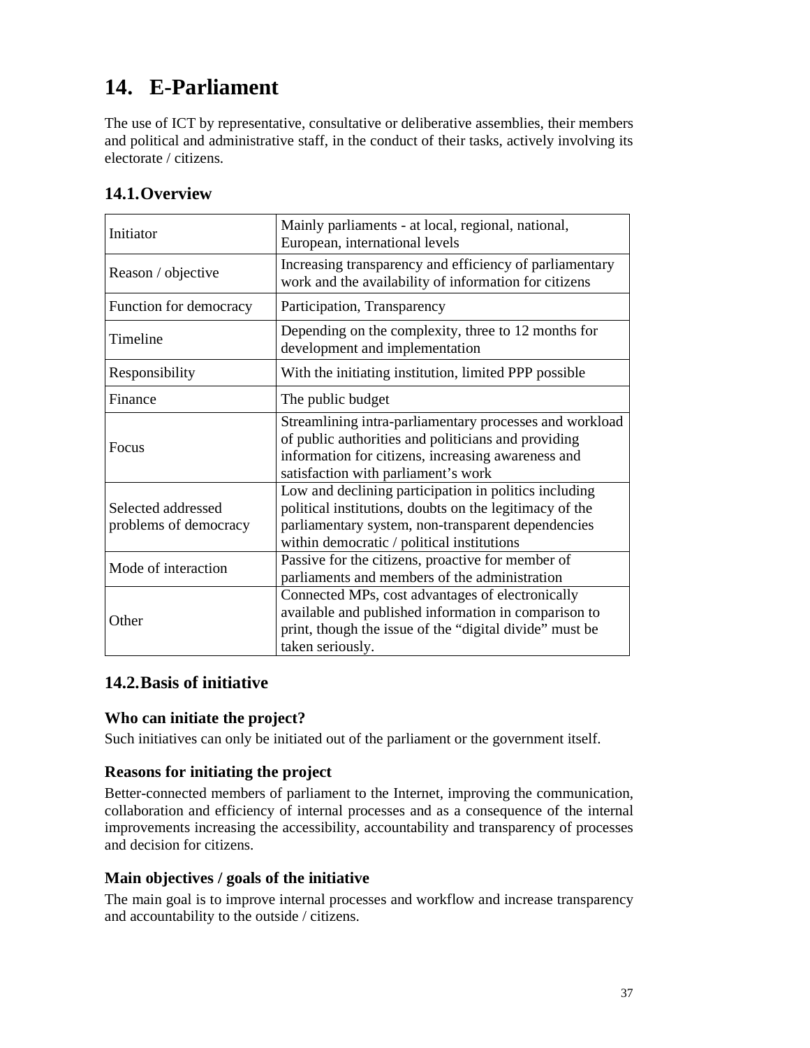# 14. E-Parliament

The use of ICT by representative, consultative or deliberative assemblies, their members and political and administrative staff, in the conduct of their tasks, actively involving its electorate / citizens.

## 14.1. Overview

| | |
|---|---|
| Initiator | Mainly parliaments - at local, regional, national, European, international levels |
| Reason / objective | Increasing transparency and efficiency of parliamentary work and the availability of information for citizens |
| Function for democracy | Participation, Transparency |
| Timeline | Depending on the complexity, three to 12 months for development and implementation |
| Responsibility | With the initiating institution, limited PPP possible |
| Finance | The public budget |
| Focus | Streamlining intra-parliamentary processes and workload of public authorities and politicians and providing information for citizens, increasing awareness and satisfaction with parliament's work |
| Selected addressed problems of democracy | Low and declining participation in politics including political institutions, doubts on the legitimacy of the parliamentary system, non-transparent dependencies within democratic / political institutions |
| Mode of interaction | Passive for the citizens, proactive for member of parliaments and members of the administration |
| Other | Connected MPs, cost advantages of electronically available and published information in comparison to print, though the issue of the "digital divide" must be taken seriously. |

## 14.2. Basis of initiative

### Who can initiate the project?

Such initiatives can only be initiated out of the parliament or the government itself.

### Reasons for initiating the project

Better-connected members of parliament to the Internet, improving the communication, collaboration and efficiency of internal processes and as a consequence of the internal improvements increasing the accessibility, accountability and transparency of processes and decision for citizens.

### Main objectives / goals of the initiative

The main goal is to improve internal processes and workflow and increase transparency and accountability to the outside / citizens.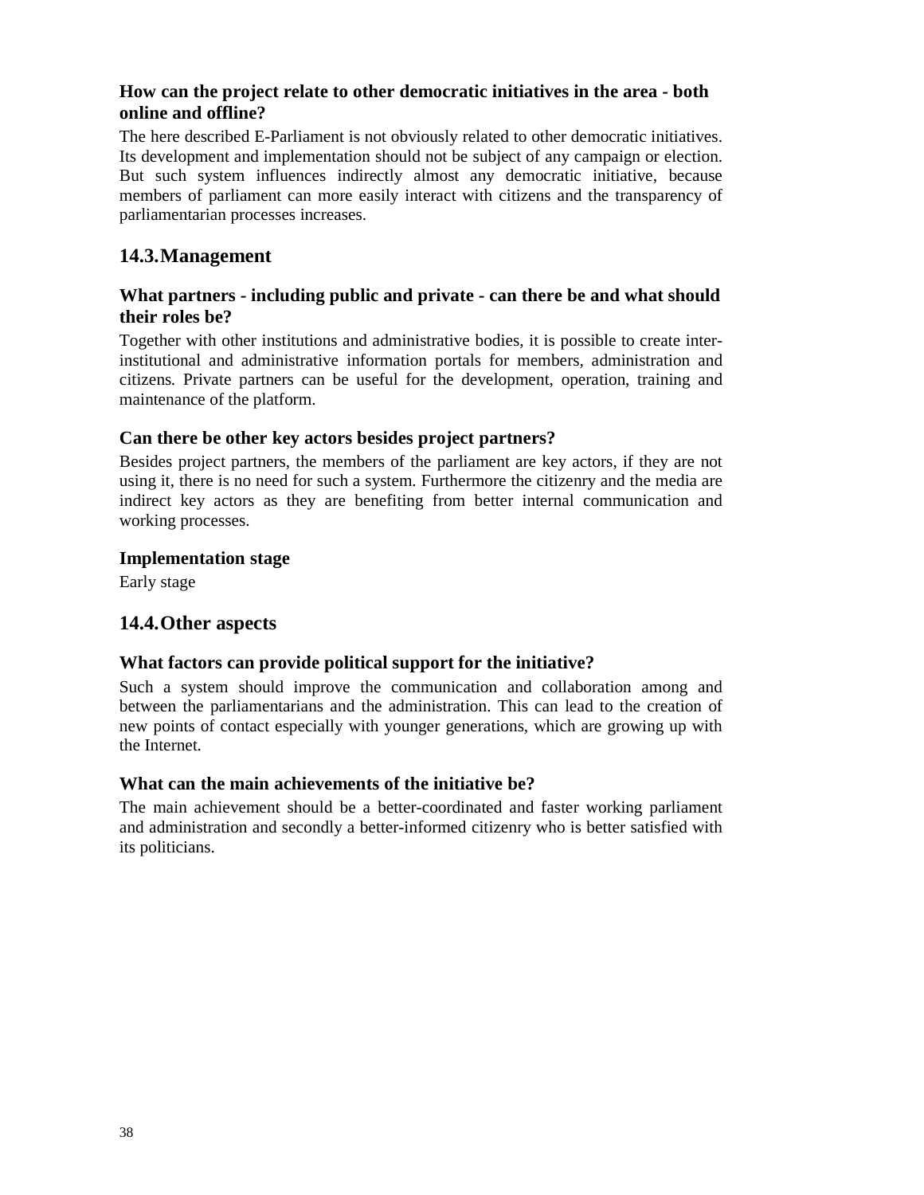### How can the project relate to other democratic initiatives in the area - both online and offline?

The here described E-Parliament is not obviously related to other democratic initiatives. Its development and implementation should not be subject of any campaign or election. But such system influences indirectly almost any democratic initiative, because members of parliament can more easily interact with citizens and the transparency of parliamentarian processes increases.

## 14.3. Management

### What partners - including public and private - can there be and what should their roles be?

Together with other institutions and administrative bodies, it is possible to create inter-institutional and administrative information portals for members, administration and citizens. Private partners can be useful for the development, operation, training and maintenance of the platform.

### Can there be other key actors besides project partners?

Besides project partners, the members of the parliament are key actors, if they are not using it, there is no need for such a system. Furthermore the citizenry and the media are indirect key actors as they are benefiting from better internal communication and working processes.

### Implementation stage

Early stage

## 14.4. Other aspects

### What factors can provide political support for the initiative?

Such a system should improve the communication and collaboration among and between the parliamentarians and the administration. This can lead to the creation of new points of contact especially with younger generations, which are growing up with the Internet.

### What can the main achievements of the initiative be?

The main achievement should be a better-coordinated and faster working parliament and administration and secondly a better-informed citizenry who is better satisfied with its politicians.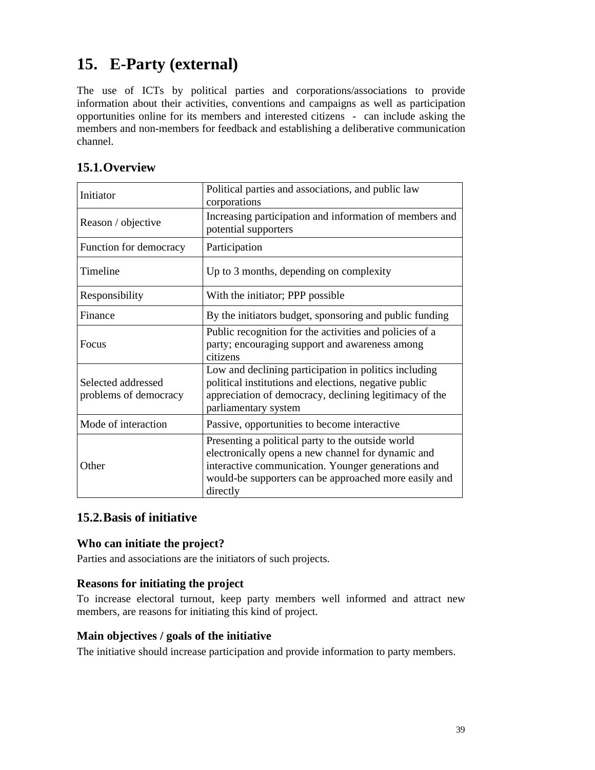# 15. E-Party (external)

The use of ICTs by political parties and corporations/associations to provide information about their activities, conventions and campaigns as well as participation opportunities online for its members and interested citizens - can include asking the members and non-members for feedback and establishing a deliberative communication channel.

## 15.1. Overview

| | |
|---|---|
| Initiator | Political parties and associations, and public law corporations |
| Reason / objective | Increasing participation and information of members and potential supporters |
| Function for democracy | Participation |
| Timeline | Up to 3 months, depending on complexity |
| Responsibility | With the initiator; PPP possible |
| Finance | By the initiators budget, sponsoring and public funding |
| Focus | Public recognition for the activities and policies of a party; encouraging support and awareness among citizens |
| Selected addressed problems of democracy | Low and declining participation in politics including political institutions and elections, negative public appreciation of democracy, declining legitimacy of the parliamentary system |
| Mode of interaction | Passive, opportunities to become interactive |
| Other | Presenting a political party to the outside world electronically opens a new channel for dynamic and interactive communication. Younger generations and would-be supporters can be approached more easily and directly |

## 15.2. Basis of initiative

### Who can initiate the project?

Parties and associations are the initiators of such projects.

### Reasons for initiating the project

To increase electoral turnout, keep party members well informed and attract new members, are reasons for initiating this kind of project.

### Main objectives / goals of the initiative

The initiative should increase participation and provide information to party members.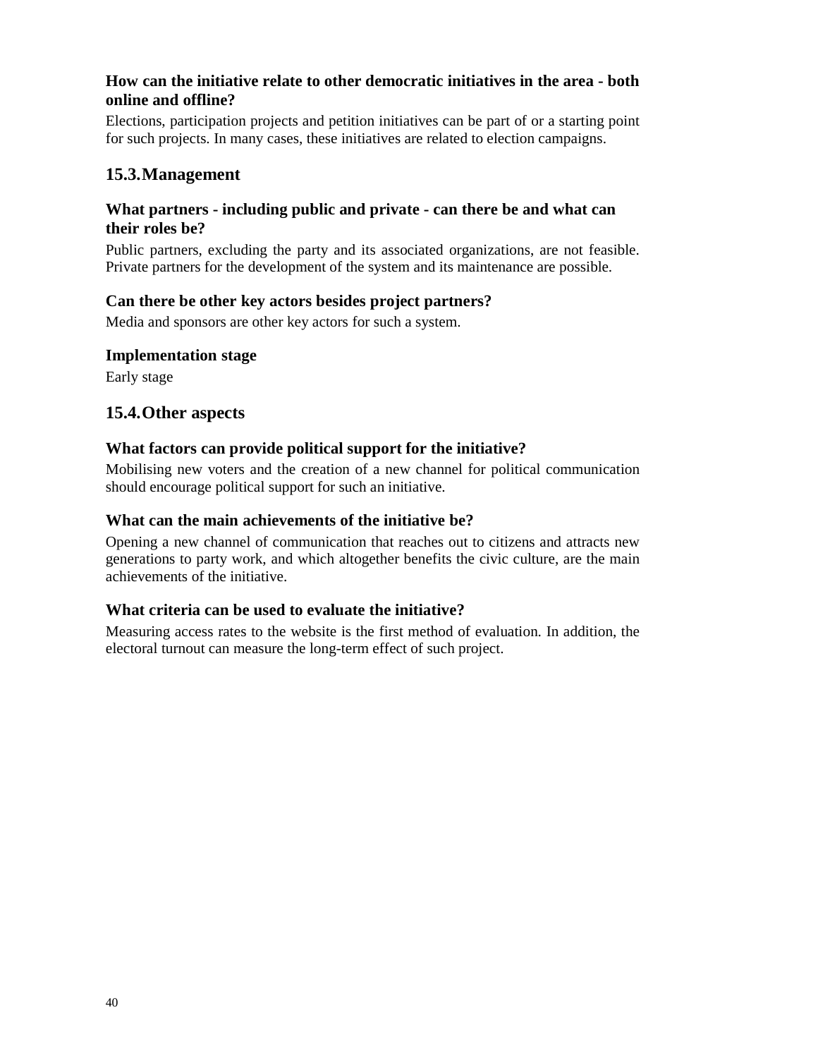### How can the initiative relate to other democratic initiatives in the area - both online and offline?

Elections, participation projects and petition initiatives can be part of or a starting point for such projects. In many cases, these initiatives are related to election campaigns.

## 15.3. Management

### What partners - including public and private - can there be and what can their roles be?

Public partners, excluding the party and its associated organizations, are not feasible. Private partners for the development of the system and its maintenance are possible.

### Can there be other key actors besides project partners?

Media and sponsors are other key actors for such a system.

### Implementation stage

Early stage

## 15.4. Other aspects

### What factors can provide political support for the initiative?

Mobilising new voters and the creation of a new channel for political communication should encourage political support for such an initiative.

### What can the main achievements of the initiative be?

Opening a new channel of communication that reaches out to citizens and attracts new generations to party work, and which altogether benefits the civic culture, are the main achievements of the initiative.

### What criteria can be used to evaluate the initiative?

Measuring access rates to the website is the first method of evaluation. In addition, the electoral turnout can measure the long-term effect of such project.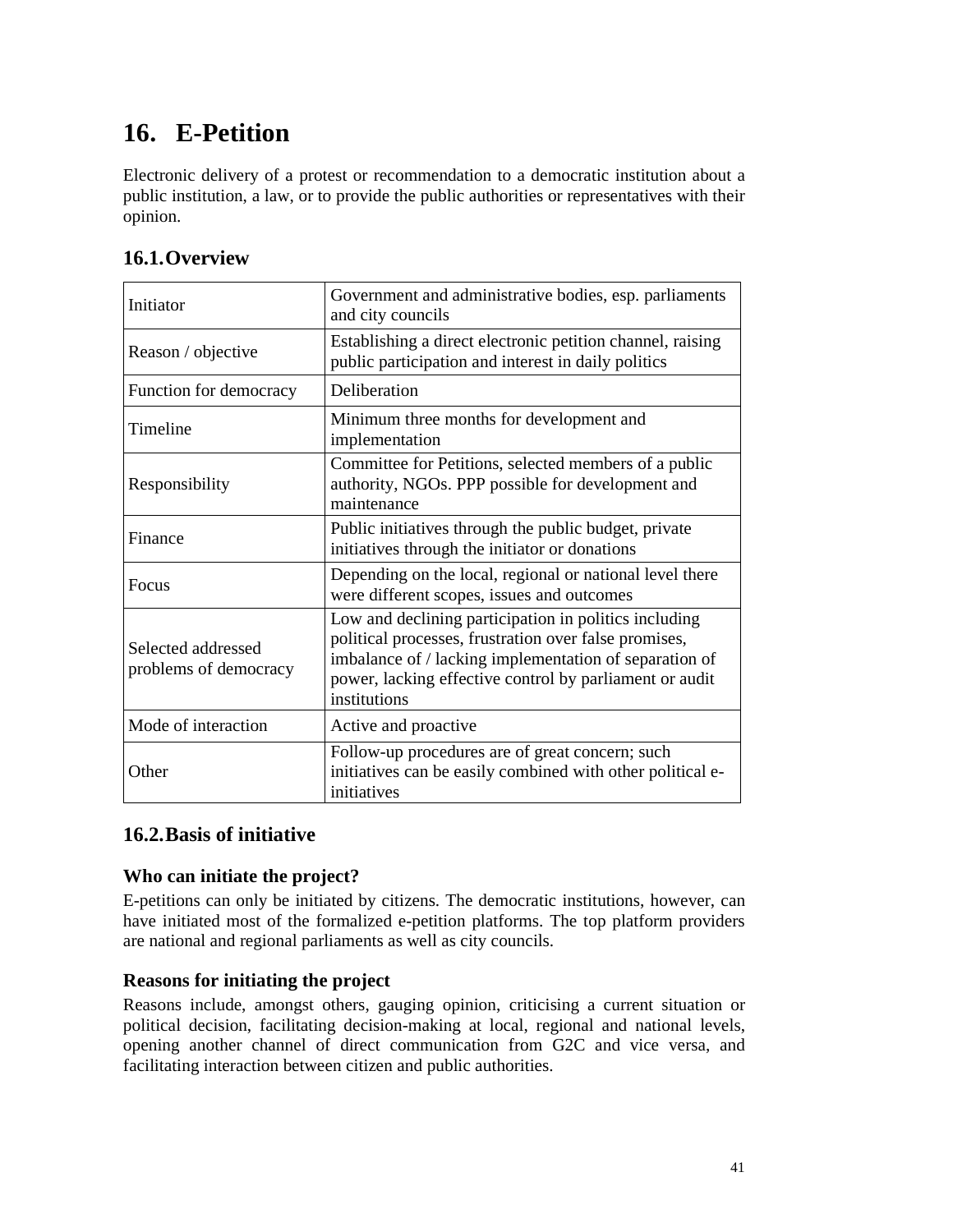# 16. E-Petition

Electronic delivery of a protest or recommendation to a democratic institution about a public institution, a law, or to provide the public authorities or representatives with their opinion.

## 16.1. Overview

| | |
|---|---|
| Initiator | Government and administrative bodies, esp. parliaments and city councils |
| Reason / objective | Establishing a direct electronic petition channel, raising public participation and interest in daily politics |
| Function for democracy | Deliberation |
| Timeline | Minimum three months for development and implementation |
| Responsibility | Committee for Petitions, selected members of a public authority, NGOs. PPP possible for development and maintenance |
| Finance | Public initiatives through the public budget, private initiatives through the initiator or donations |
| Focus | Depending on the local, regional or national level there were different scopes, issues and outcomes |
| Selected addressed problems of democracy | Low and declining participation in politics including political processes, frustration over false promises, imbalance of / lacking implementation of separation of power, lacking effective control by parliament or audit institutions |
| Mode of interaction | Active and proactive |
| Other | Follow-up procedures are of great concern; such initiatives can be easily combined with other political e-initiatives |

## 16.2. Basis of initiative

### Who can initiate the project?

E-petitions can only be initiated by citizens. The democratic institutions, however, can have initiated most of the formalized e-petition platforms. The top platform providers are national and regional parliaments as well as city councils.

### Reasons for initiating the project

Reasons include, amongst others, gauging opinion, criticising a current situation or political decision, facilitating decision-making at local, regional and national levels, opening another channel of direct communication from G2C and vice versa, and facilitating interaction between citizen and public authorities.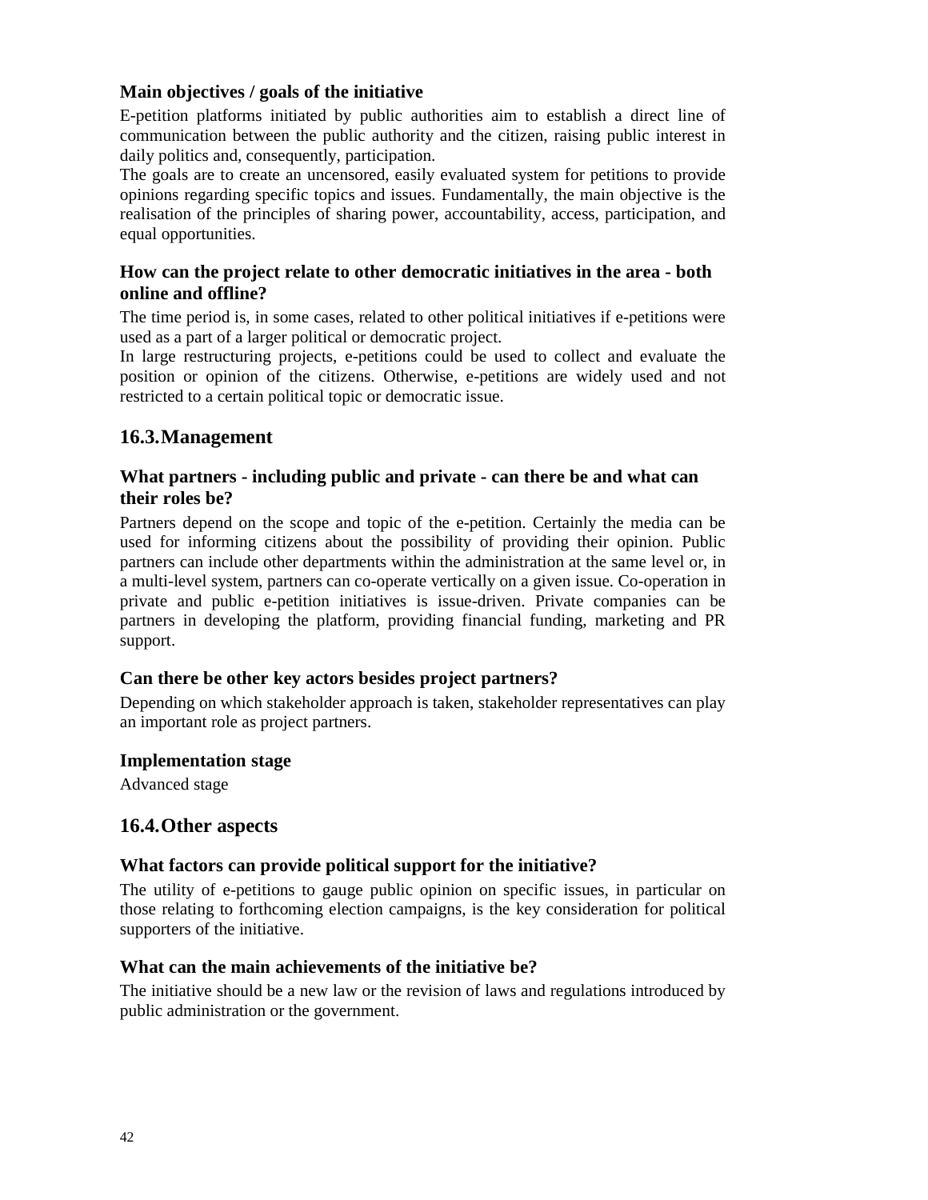### Main objectives / goals of the initiative

E-petition platforms initiated by public authorities aim to establish a direct line of communication between the public authority and the citizen, raising public interest in daily politics and, consequently, participation.

The goals are to create an uncensored, easily evaluated system for petitions to provide opinions regarding specific topics and issues. Fundamentally, the main objective is the realisation of the principles of sharing power, accountability, access, participation, and equal opportunities.

### How can the project relate to other democratic initiatives in the area - both online and offline?

The time period is, in some cases, related to other political initiatives if e-petitions were used as a part of a larger political or democratic project.

In large restructuring projects, e-petitions could be used to collect and evaluate the position or opinion of the citizens. Otherwise, e-petitions are widely used and not restricted to a certain political topic or democratic issue.

## 16.3. Management

### What partners - including public and private - can there be and what can their roles be?

Partners depend on the scope and topic of the e-petition. Certainly the media can be used for informing citizens about the possibility of providing their opinion. Public partners can include other departments within the administration at the same level or, in a multi-level system, partners can co-operate vertically on a given issue. Co-operation in private and public e-petition initiatives is issue-driven. Private companies can be partners in developing the platform, providing financial funding, marketing and PR support.

### Can there be other key actors besides project partners?

Depending on which stakeholder approach is taken, stakeholder representatives can play an important role as project partners.

### Implementation stage

Advanced stage

## 16.4. Other aspects

### What factors can provide political support for the initiative?

The utility of e-petitions to gauge public opinion on specific issues, in particular on those relating to forthcoming election campaigns, is the key consideration for political supporters of the initiative.

### What can the main achievements of the initiative be?

The initiative should be a new law or the revision of laws and regulations introduced by public administration or the government.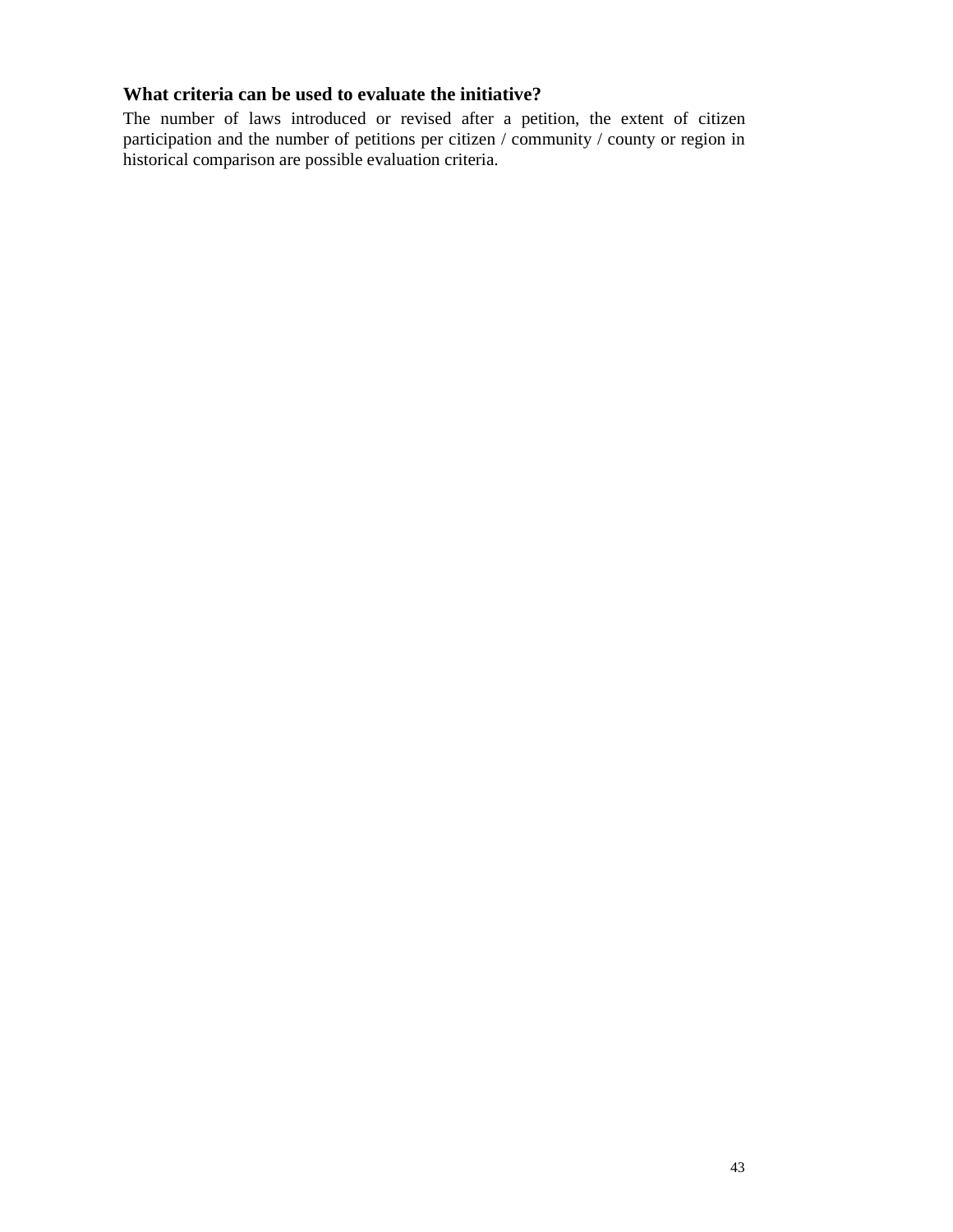### What criteria can be used to evaluate the initiative?

The number of laws introduced or revised after a petition, the extent of citizen participation and the number of petitions per citizen / community / county or region in historical comparison are possible evaluation criteria.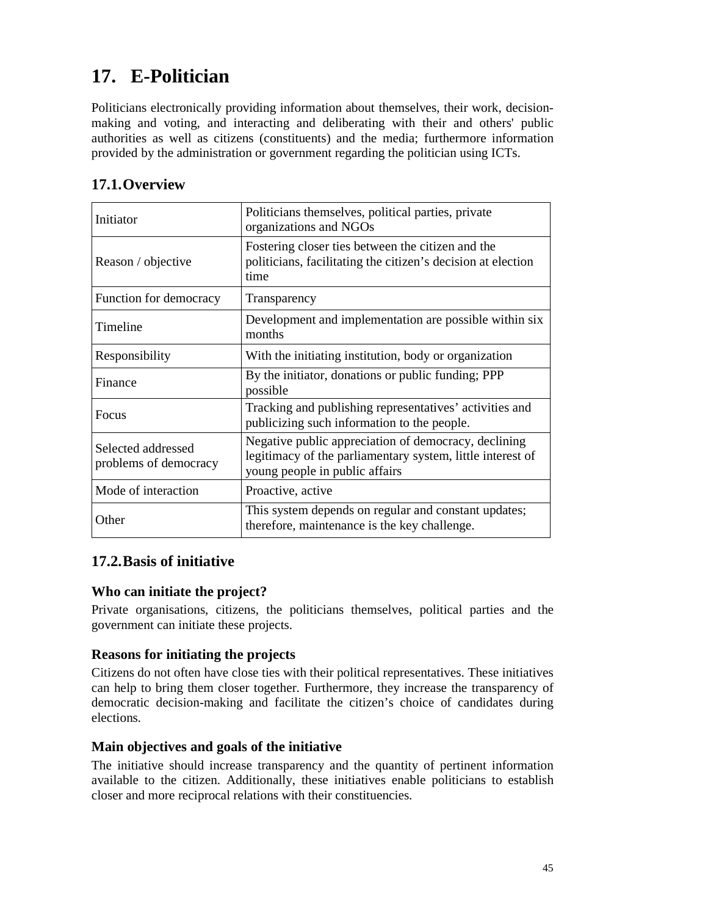# 17. E-Politician

Politicians electronically providing information about themselves, their work, decision-making and voting, and interacting and deliberating with their and others' public authorities as well as citizens (constituents) and the media; furthermore information provided by the administration or government regarding the politician using ICTs.

## 17.1. Overview

| | |
|---|---|
| Initiator | Politicians themselves, political parties, private organizations and NGOs |
| Reason / objective | Fostering closer ties between the citizen and the politicians, facilitating the citizen's decision at election time |
| Function for democracy | Transparency |
| Timeline | Development and implementation are possible within six months |
| Responsibility | With the initiating institution, body or organization |
| Finance | By the initiator, donations or public funding; PPP possible |
| Focus | Tracking and publishing representatives' activities and publicizing such information to the people. |
| Selected addressed problems of democracy | Negative public appreciation of democracy, declining legitimacy of the parliamentary system, little interest of young people in public affairs |
| Mode of interaction | Proactive, active |
| Other | This system depends on regular and constant updates; therefore, maintenance is the key challenge. |

## 17.2. Basis of initiative

### Who can initiate the project?

Private organisations, citizens, the politicians themselves, political parties and the government can initiate these projects.

### Reasons for initiating the projects

Citizens do not often have close ties with their political representatives. These initiatives can help to bring them closer together. Furthermore, they increase the transparency of democratic decision-making and facilitate the citizen's choice of candidates during elections.

### Main objectives and goals of the initiative

The initiative should increase transparency and the quantity of pertinent information available to the citizen. Additionally, these initiatives enable politicians to establish closer and more reciprocal relations with their constituencies.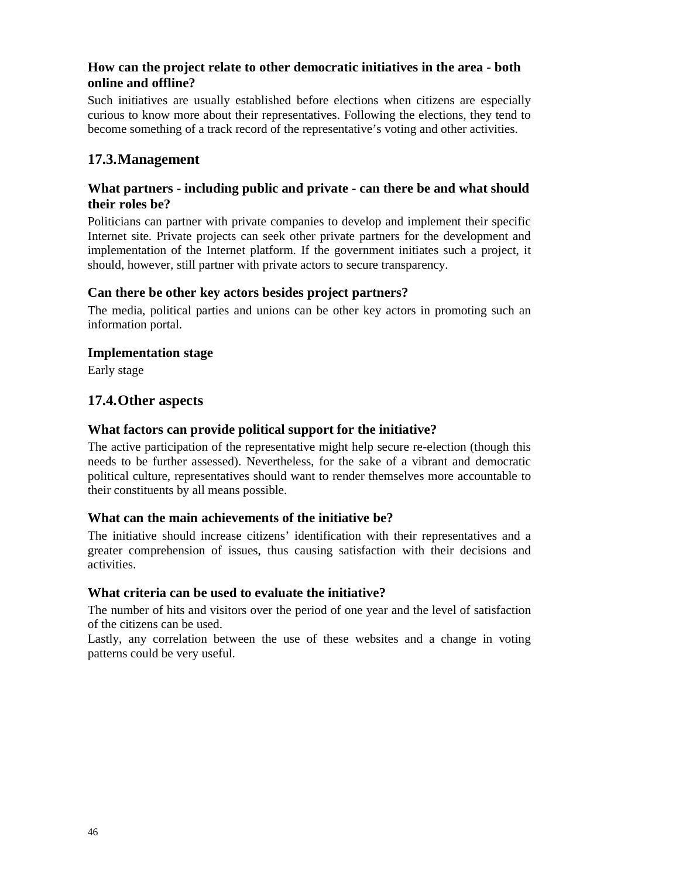### How can the project relate to other democratic initiatives in the area - both online and offline?

Such initiatives are usually established before elections when citizens are especially curious to know more about their representatives. Following the elections, they tend to become something of a track record of the representative's voting and other activities.

## 17.3. Management

### What partners - including public and private - can there be and what should their roles be?

Politicians can partner with private companies to develop and implement their specific Internet site. Private projects can seek other private partners for the development and implementation of the Internet platform. If the government initiates such a project, it should, however, still partner with private actors to secure transparency.

### Can there be other key actors besides project partners?

The media, political parties and unions can be other key actors in promoting such an information portal.

### Implementation stage

Early stage

## 17.4. Other aspects

### What factors can provide political support for the initiative?

The active participation of the representative might help secure re-election (though this needs to be further assessed). Nevertheless, for the sake of a vibrant and democratic political culture, representatives should want to render themselves more accountable to their constituents by all means possible.

### What can the main achievements of the initiative be?

The initiative should increase citizens' identification with their representatives and a greater comprehension of issues, thus causing satisfaction with their decisions and activities.

### What criteria can be used to evaluate the initiative?

The number of hits and visitors over the period of one year and the level of satisfaction of the citizens can be used.

Lastly, any correlation between the use of these websites and a change in voting patterns could be very useful.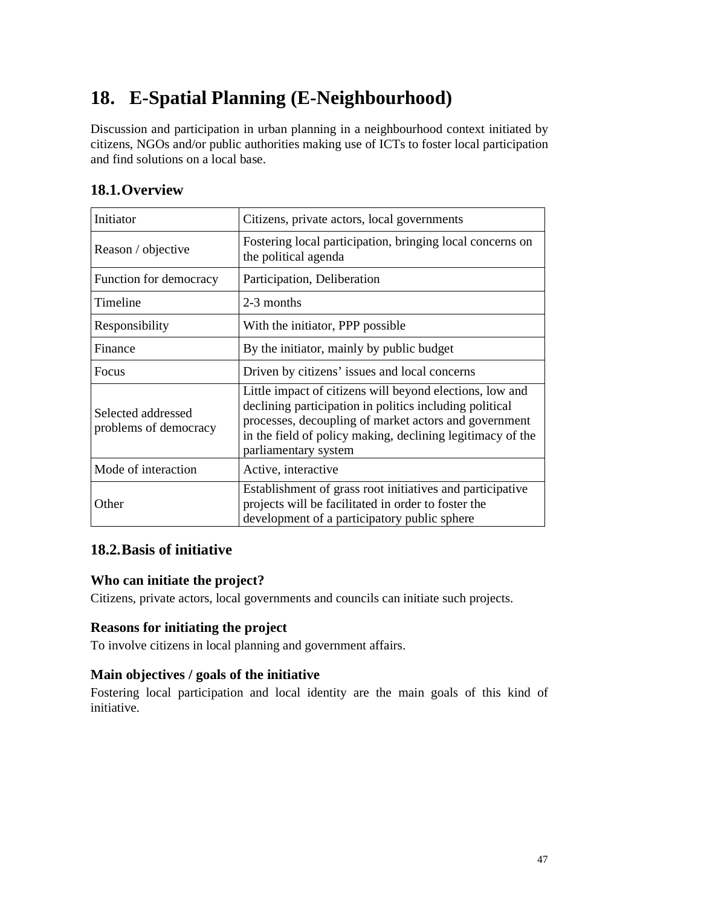# 18. E-Spatial Planning (E-Neighbourhood)

Discussion and participation in urban planning in a neighbourhood context initiated by citizens, NGOs and/or public authorities making use of ICTs to foster local participation and find solutions on a local base.

## 18.1. Overview

| Initiator | Citizens, private actors, local governments |
|---|---|
| Reason / objective | Fostering local participation, bringing local concerns on the political agenda |
| Function for democracy | Participation, Deliberation |
| Timeline | 2-3 months |
| Responsibility | With the initiator, PPP possible |
| Finance | By the initiator, mainly by public budget |
| Focus | Driven by citizens' issues and local concerns |
| Selected addressed problems of democracy | Little impact of citizens will beyond elections, low and declining participation in politics including political processes, decoupling of market actors and government in the field of policy making, declining legitimacy of the parliamentary system |
| Mode of interaction | Active, interactive |
| Other | Establishment of grass root initiatives and participative projects will be facilitated in order to foster the development of a participatory public sphere |

## 18.2. Basis of initiative

### Who can initiate the project?

Citizens, private actors, local governments and councils can initiate such projects.

### Reasons for initiating the project

To involve citizens in local planning and government affairs.

### Main objectives / goals of the initiative

Fostering local participation and local identity are the main goals of this kind of initiative.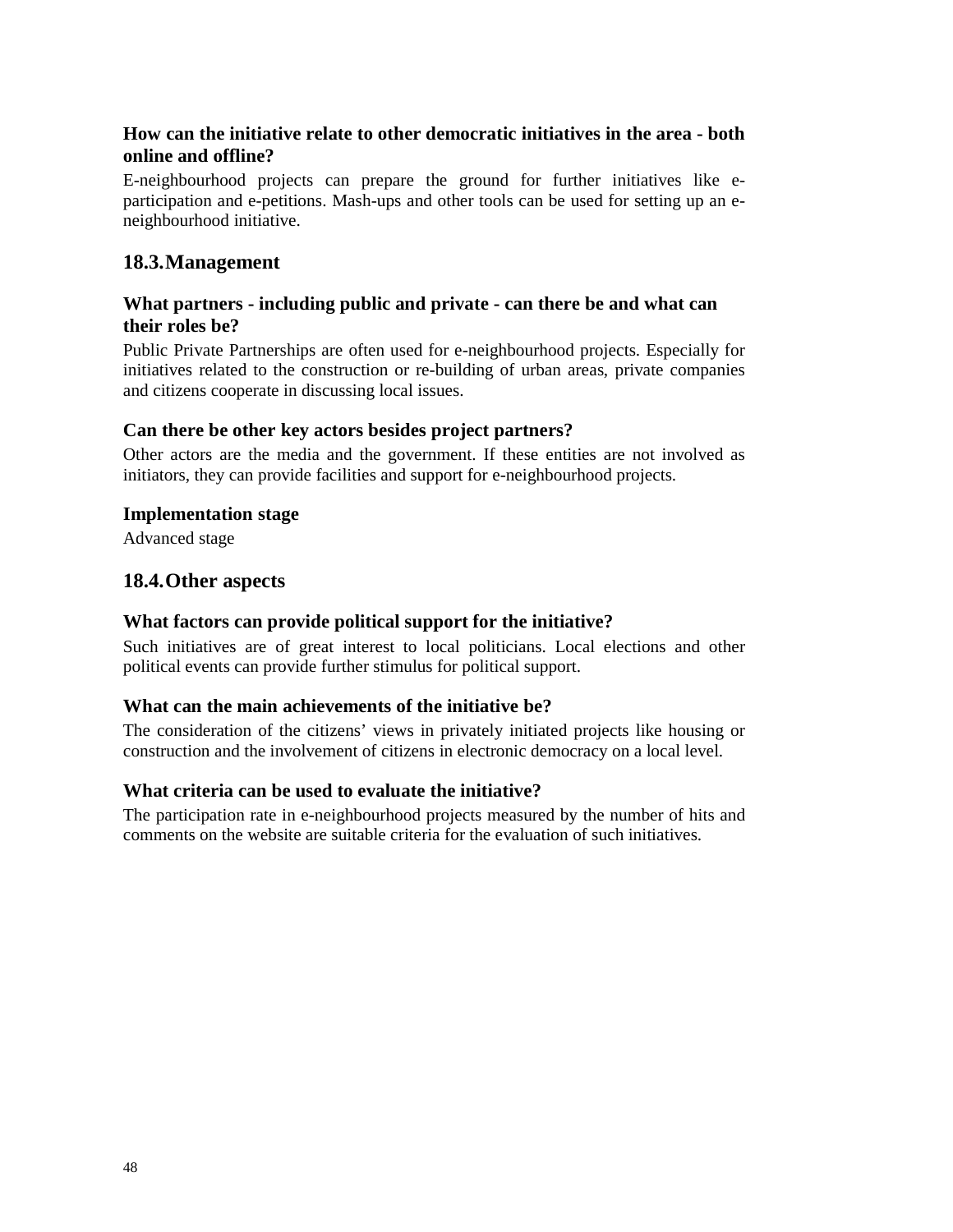### How can the initiative relate to other democratic initiatives in the area - both online and offline?

E-neighbourhood projects can prepare the ground for further initiatives like e-participation and e-petitions. Mash-ups and other tools can be used for setting up an e-neighbourhood initiative.

## 18.3. Management

### What partners - including public and private - can there be and what can their roles be?

Public Private Partnerships are often used for e-neighbourhood projects. Especially for initiatives related to the construction or re-building of urban areas, private companies and citizens cooperate in discussing local issues.

### Can there be other key actors besides project partners?

Other actors are the media and the government. If these entities are not involved as initiators, they can provide facilities and support for e-neighbourhood projects.

### Implementation stage

Advanced stage

## 18.4. Other aspects

### What factors can provide political support for the initiative?

Such initiatives are of great interest to local politicians. Local elections and other political events can provide further stimulus for political support.

### What can the main achievements of the initiative be?

The consideration of the citizens' views in privately initiated projects like housing or construction and the involvement of citizens in electronic democracy on a local level.

### What criteria can be used to evaluate the initiative?

The participation rate in e-neighbourhood projects measured by the number of hits and comments on the website are suitable criteria for the evaluation of such initiatives.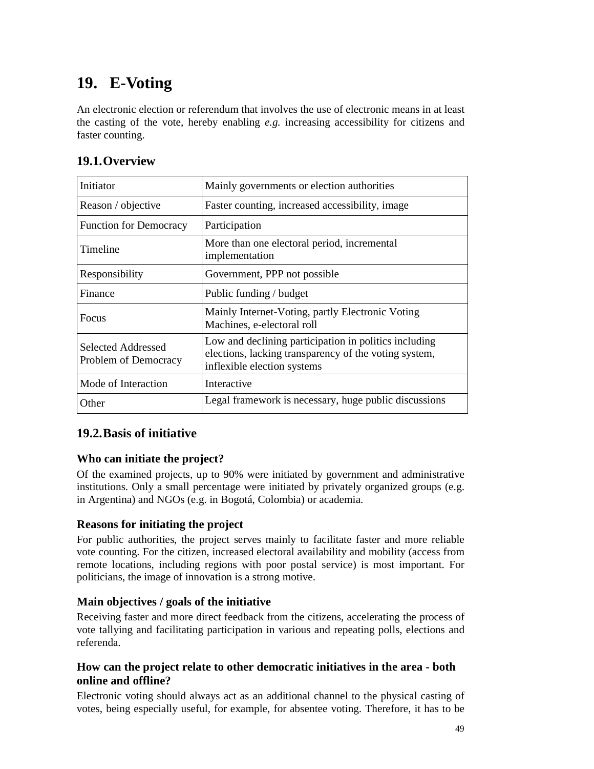# 19. E-Voting

An electronic election or referendum that involves the use of electronic means in at least the casting of the vote, hereby enabling *e.g.* increasing accessibility for citizens and faster counting.

## 19.1. Overview

| | |
|---|---|
| Initiator | Mainly governments or election authorities |
| Reason / objective | Faster counting, increased accessibility, image |
| Function for Democracy | Participation |
| Timeline | More than one electoral period, incremental implementation |
| Responsibility | Government, PPP not possible |
| Finance | Public funding / budget |
| Focus | Mainly Internet-Voting, partly Electronic Voting Machines, e-electoral roll |
| Selected Addressed Problem of Democracy | Low and declining participation in politics including elections, lacking transparency of the voting system, inflexible election systems |
| Mode of Interaction | Interactive |
| Other | Legal framework is necessary, huge public discussions |

## 19.2. Basis of initiative

### Who can initiate the project?

Of the examined projects, up to 90% were initiated by government and administrative institutions. Only a small percentage were initiated by privately organized groups (e.g. in Argentina) and NGOs (e.g. in Bogotá, Colombia) or academia.

### Reasons for initiating the project

For public authorities, the project serves mainly to facilitate faster and more reliable vote counting. For the citizen, increased electoral availability and mobility (access from remote locations, including regions with poor postal service) is most important. For politicians, the image of innovation is a strong motive.

### Main objectives / goals of the initiative

Receiving faster and more direct feedback from the citizens, accelerating the process of vote tallying and facilitating participation in various and repeating polls, elections and referenda.

### How can the project relate to other democratic initiatives in the area - both online and offline?

Electronic voting should always act as an additional channel to the physical casting of votes, being especially useful, for example, for absentee voting. Therefore, it has to be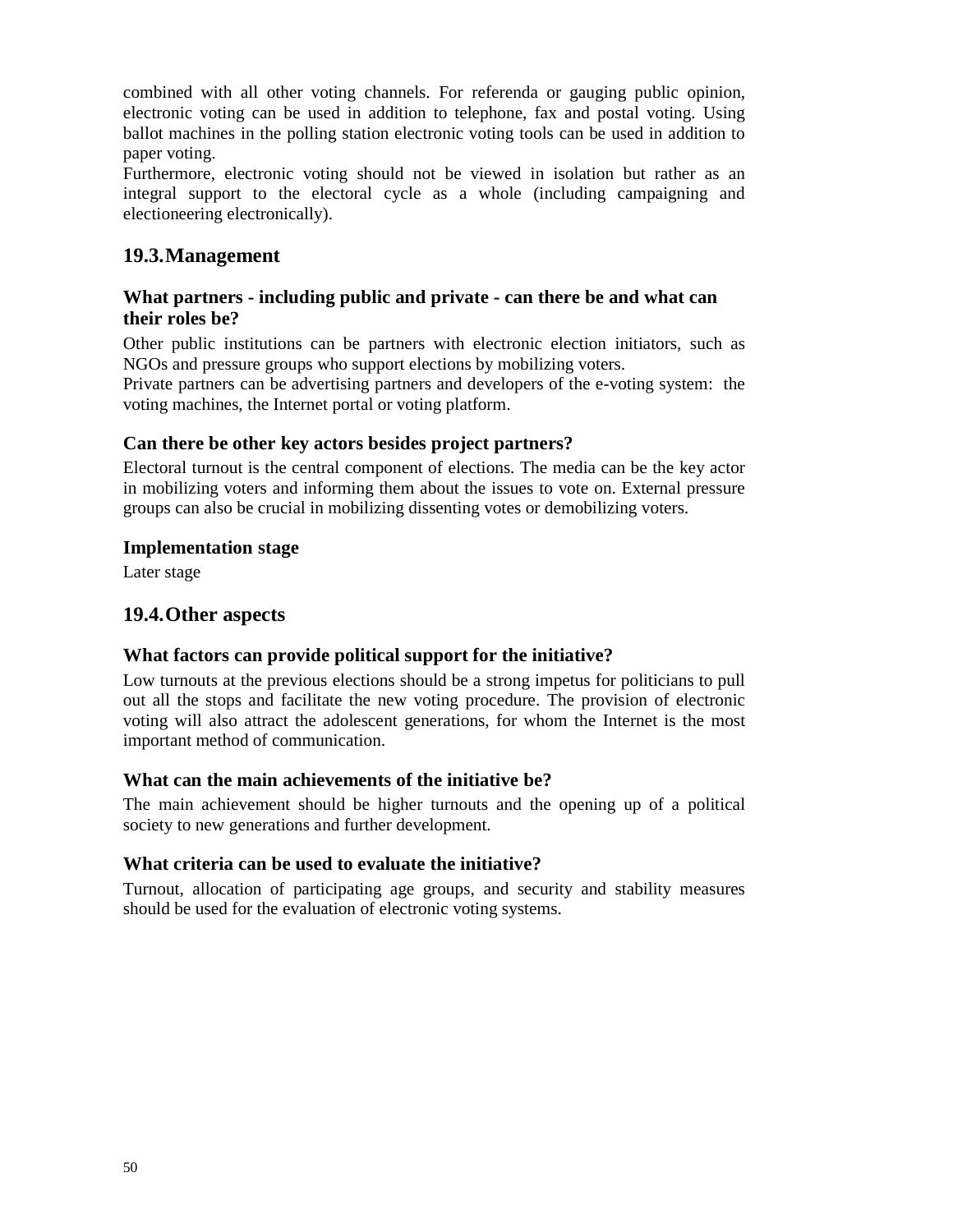combined with all other voting channels. For referenda or gauging public opinion, electronic voting can be used in addition to telephone, fax and postal voting. Using ballot machines in the polling station electronic voting tools can be used in addition to paper voting.

Furthermore, electronic voting should not be viewed in isolation but rather as an integral support to the electoral cycle as a whole (including campaigning and electioneering electronically).

## 19.3. Management

### What partners - including public and private - can there be and what can their roles be?

Other public institutions can be partners with electronic election initiators, such as NGOs and pressure groups who support elections by mobilizing voters.

Private partners can be advertising partners and developers of the e-voting system: the voting machines, the Internet portal or voting platform.

### Can there be other key actors besides project partners?

Electoral turnout is the central component of elections. The media can be the key actor in mobilizing voters and informing them about the issues to vote on. External pressure groups can also be crucial in mobilizing dissenting votes or demobilizing voters.

### Implementation stage

Later stage

## 19.4. Other aspects

### What factors can provide political support for the initiative?

Low turnouts at the previous elections should be a strong impetus for politicians to pull out all the stops and facilitate the new voting procedure. The provision of electronic voting will also attract the adolescent generations, for whom the Internet is the most important method of communication.

### What can the main achievements of the initiative be?

The main achievement should be higher turnouts and the opening up of a political society to new generations and further development.

### What criteria can be used to evaluate the initiative?

Turnout, allocation of participating age groups, and security and stability measures should be used for the evaluation of electronic voting systems.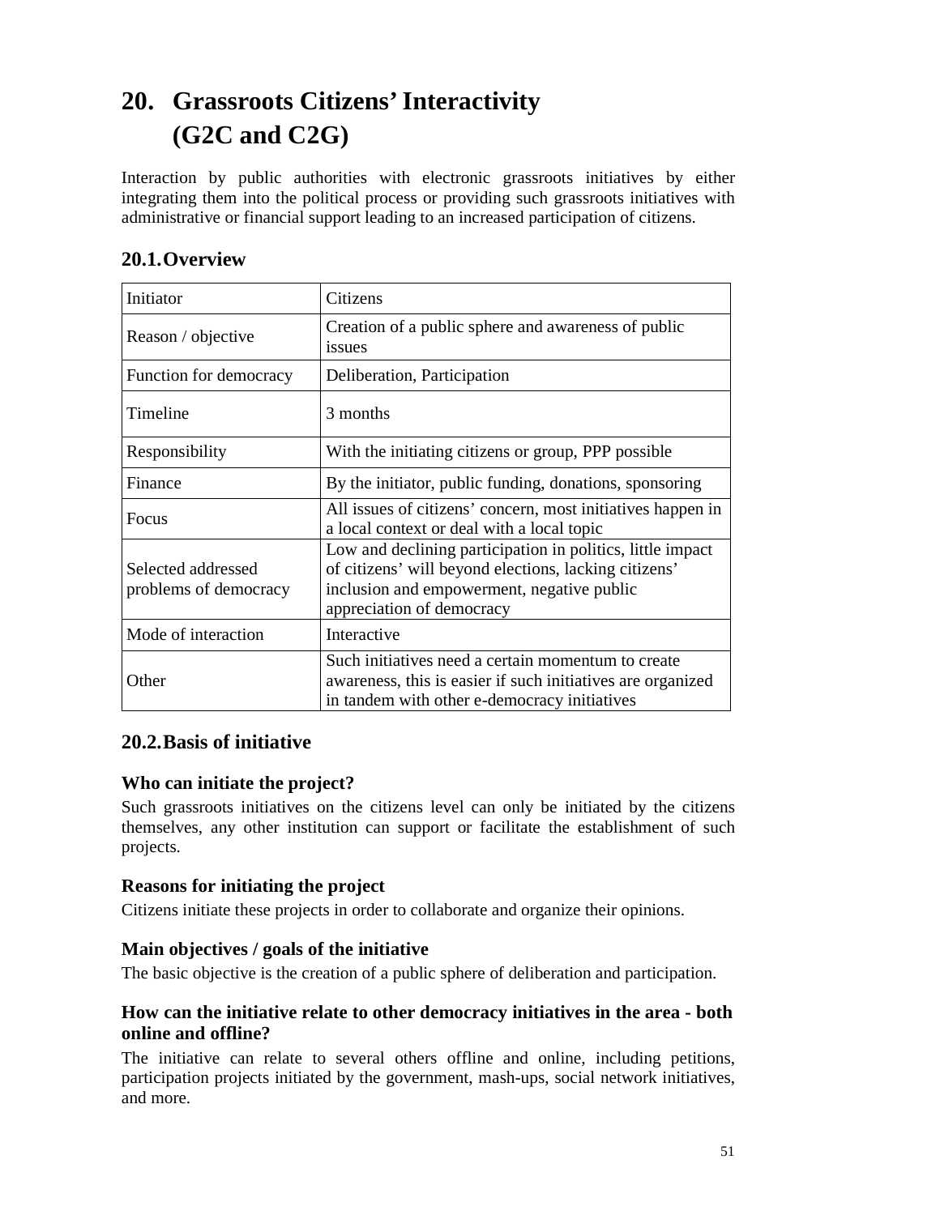# 20. Grassroots Citizens' Interactivity (G2C and C2G)

Interaction by public authorities with electronic grassroots initiatives by either integrating them into the political process or providing such grassroots initiatives with administrative or financial support leading to an increased participation of citizens.

## 20.1. Overview

| Initiator | Citizens |
|---|---|
| Reason / objective | Creation of a public sphere and awareness of public issues |
| Function for democracy | Deliberation, Participation |
| Timeline | 3 months |
| Responsibility | With the initiating citizens or group, PPP possible |
| Finance | By the initiator, public funding, donations, sponsoring |
| Focus | All issues of citizens' concern, most initiatives happen in a local context or deal with a local topic |
| Selected addressed problems of democracy | Low and declining participation in politics, little impact of citizens' will beyond elections, lacking citizens' inclusion and empowerment, negative public appreciation of democracy |
| Mode of interaction | Interactive |
| Other | Such initiatives need a certain momentum to create awareness, this is easier if such initiatives are organized in tandem with other e-democracy initiatives |

## 20.2. Basis of initiative

### Who can initiate the project?

Such grassroots initiatives on the citizens level can only be initiated by the citizens themselves, any other institution can support or facilitate the establishment of such projects.

### Reasons for initiating the project

Citizens initiate these projects in order to collaborate and organize their opinions.

### Main objectives / goals of the initiative

The basic objective is the creation of a public sphere of deliberation and participation.

### How can the initiative relate to other democracy initiatives in the area - both online and offline?

The initiative can relate to several others offline and online, including petitions, participation projects initiated by the government, mash-ups, social network initiatives, and more.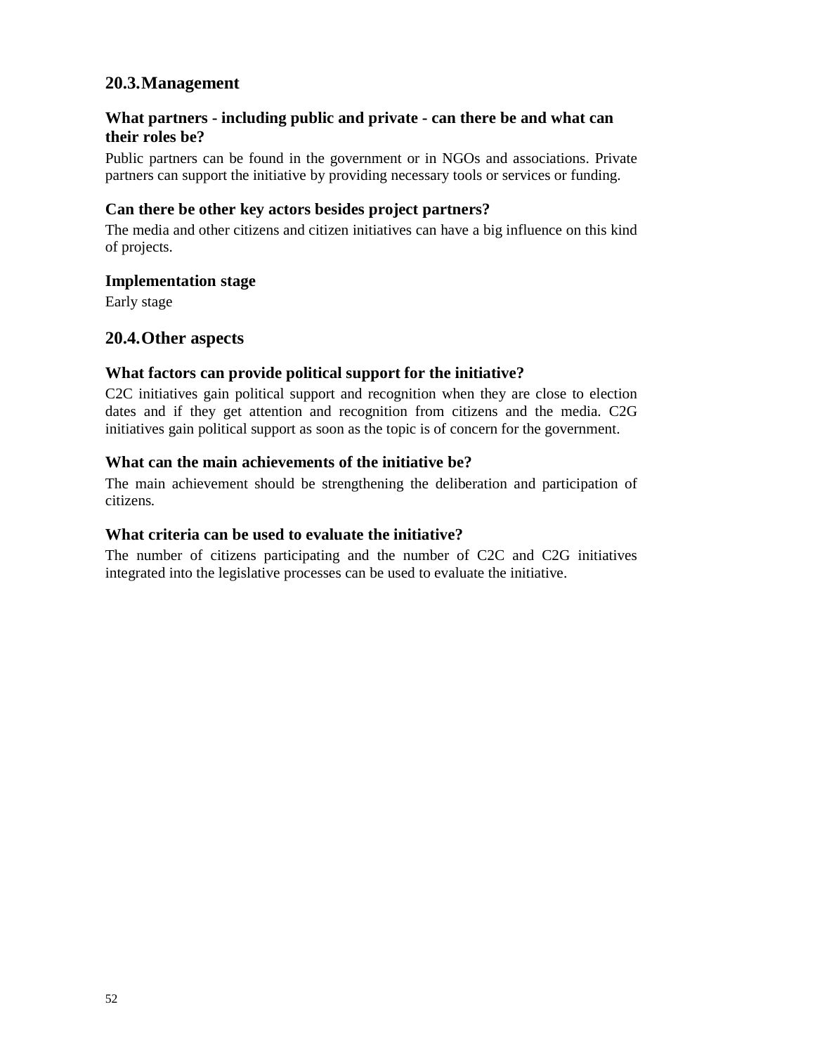## 20.3. Management

### What partners - including public and private - can there be and what can their roles be?

Public partners can be found in the government or in NGOs and associations. Private partners can support the initiative by providing necessary tools or services or funding.

### Can there be other key actors besides project partners?

The media and other citizens and citizen initiatives can have a big influence on this kind of projects.

### Implementation stage

Early stage

## 20.4. Other aspects

### What factors can provide political support for the initiative?

C2C initiatives gain political support and recognition when they are close to election dates and if they get attention and recognition from citizens and the media. C2G initiatives gain political support as soon as the topic is of concern for the government.

### What can the main achievements of the initiative be?

The main achievement should be strengthening the deliberation and participation of citizens.

### What criteria can be used to evaluate the initiative?

The number of citizens participating and the number of C2C and C2G initiatives integrated into the legislative processes can be used to evaluate the initiative.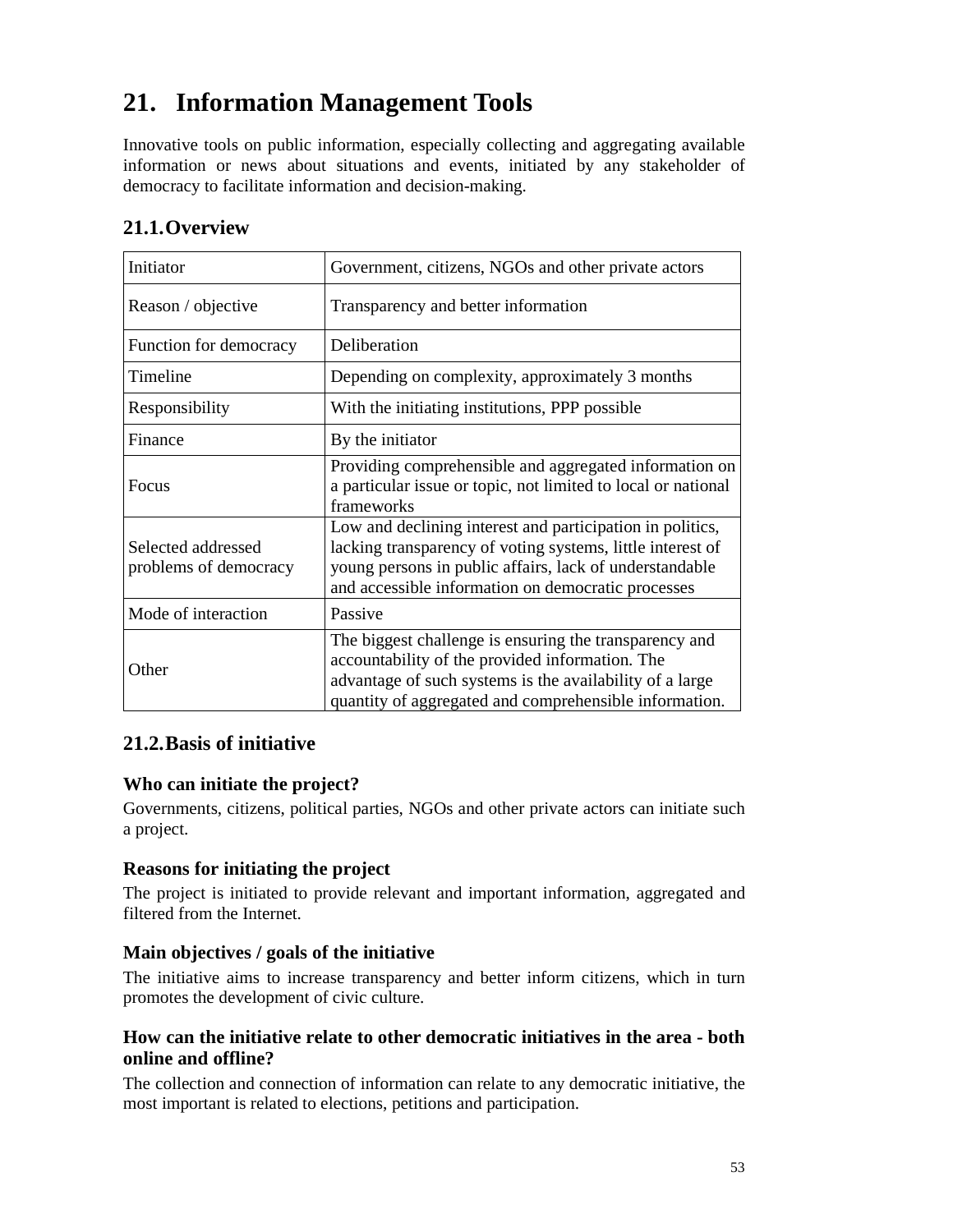# 21. Information Management Tools

Innovative tools on public information, especially collecting and aggregating available information or news about situations and events, initiated by any stakeholder of democracy to facilitate information and decision-making.

## 21.1. Overview

| | |
|---|---|
| Initiator | Government, citizens, NGOs and other private actors |
| Reason / objective | Transparency and better information |
| Function for democracy | Deliberation |
| Timeline | Depending on complexity, approximately 3 months |
| Responsibility | With the initiating institutions, PPP possible |
| Finance | By the initiator |
| Focus | Providing comprehensible and aggregated information on a particular issue or topic, not limited to local or national frameworks |
| Selected addressed problems of democracy | Low and declining interest and participation in politics, lacking transparency of voting systems, little interest of young persons in public affairs, lack of understandable and accessible information on democratic processes |
| Mode of interaction | Passive |
| Other | The biggest challenge is ensuring the transparency and accountability of the provided information. The advantage of such systems is the availability of a large quantity of aggregated and comprehensible information. |

## 21.2. Basis of initiative

### Who can initiate the project?

Governments, citizens, political parties, NGOs and other private actors can initiate such a project.

### Reasons for initiating the project

The project is initiated to provide relevant and important information, aggregated and filtered from the Internet.

### Main objectives / goals of the initiative

The initiative aims to increase transparency and better inform citizens, which in turn promotes the development of civic culture.

### How can the initiative relate to other democratic initiatives in the area - both online and offline?

The collection and connection of information can relate to any democratic initiative, the most important is related to elections, petitions and participation.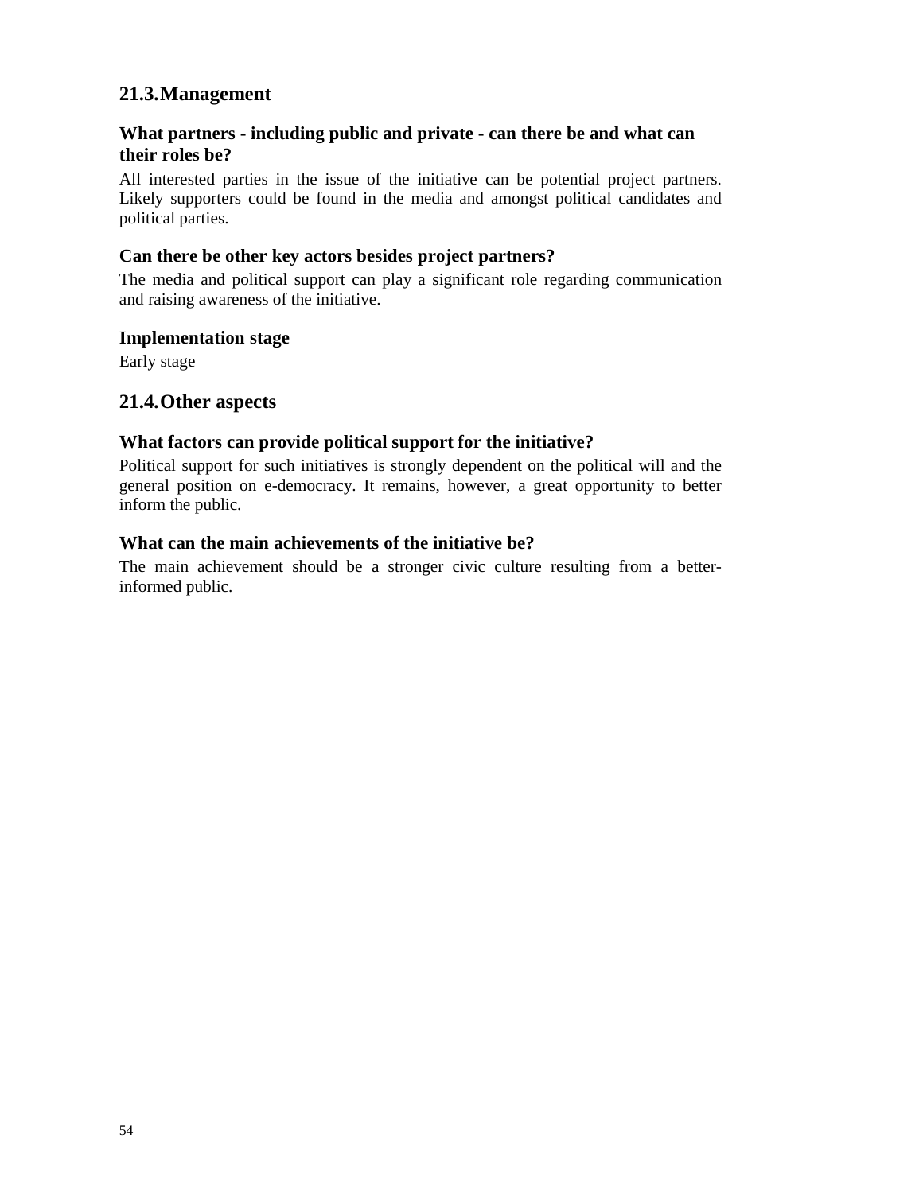## 21.3. Management

### What partners - including public and private - can there be and what can their roles be?

All interested parties in the issue of the initiative can be potential project partners. Likely supporters could be found in the media and amongst political candidates and political parties.

### Can there be other key actors besides project partners?

The media and political support can play a significant role regarding communication and raising awareness of the initiative.

### Implementation stage

Early stage

## 21.4. Other aspects

### What factors can provide political support for the initiative?

Political support for such initiatives is strongly dependent on the political will and the general position on e-democracy. It remains, however, a great opportunity to better inform the public.

### What can the main achievements of the initiative be?

The main achievement should be a stronger civic culture resulting from a better-informed public.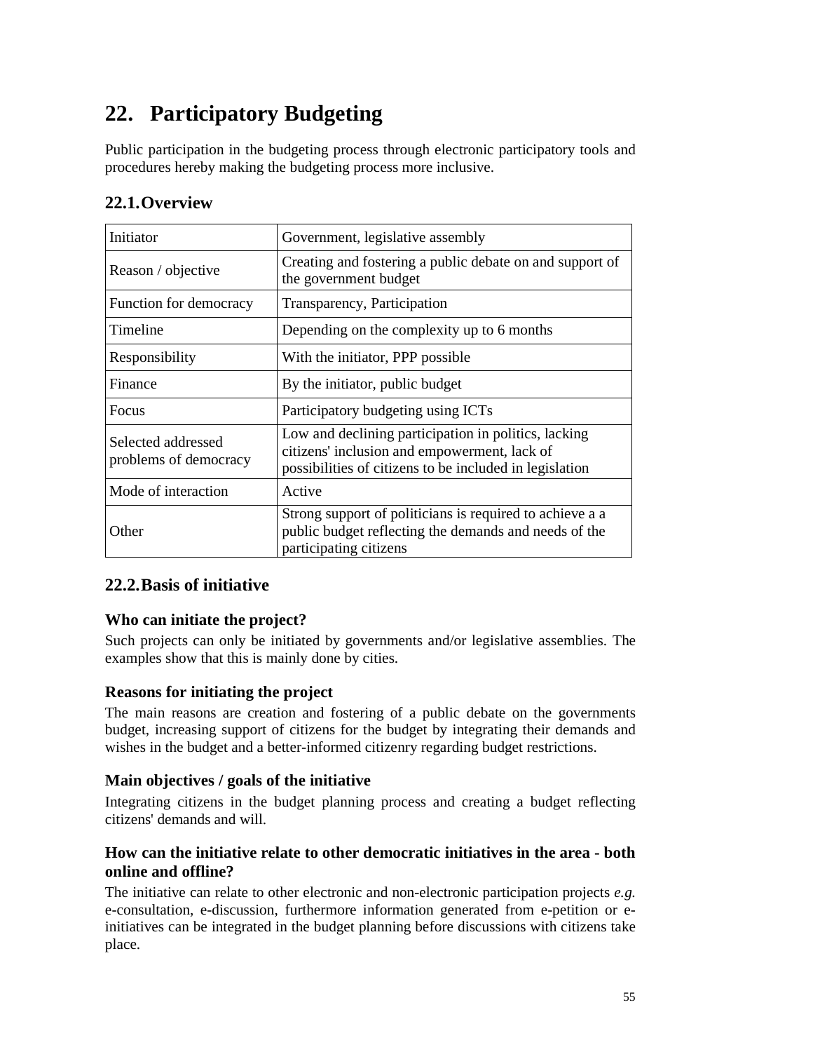# 22. Participatory Budgeting

Public participation in the budgeting process through electronic participatory tools and procedures hereby making the budgeting process more inclusive.

## 22.1. Overview

| | |
|---|---|
| Initiator | Government, legislative assembly |
| Reason / objective | Creating and fostering a public debate on and support of the government budget |
| Function for democracy | Transparency, Participation |
| Timeline | Depending on the complexity up to 6 months |
| Responsibility | With the initiator, PPP possible |
| Finance | By the initiator, public budget |
| Focus | Participatory budgeting using ICTs |
| Selected addressed problems of democracy | Low and declining participation in politics, lacking citizens' inclusion and empowerment, lack of possibilities of citizens to be included in legislation |
| Mode of interaction | Active |
| Other | Strong support of politicians is required to achieve a a public budget reflecting the demands and needs of the participating citizens |

## 22.2. Basis of initiative

### Who can initiate the project?

Such projects can only be initiated by governments and/or legislative assemblies. The examples show that this is mainly done by cities.

### Reasons for initiating the project

The main reasons are creation and fostering of a public debate on the governments budget, increasing support of citizens for the budget by integrating their demands and wishes in the budget and a better-informed citizenry regarding budget restrictions.

### Main objectives / goals of the initiative

Integrating citizens in the budget planning process and creating a budget reflecting citizens' demands and will.

### How can the initiative relate to other democratic initiatives in the area - both online and offline?

The initiative can relate to other electronic and non-electronic participation projects *e.g.* e-consultation, e-discussion, furthermore information generated from e-petition or e-initiatives can be integrated in the budget planning before discussions with citizens take place.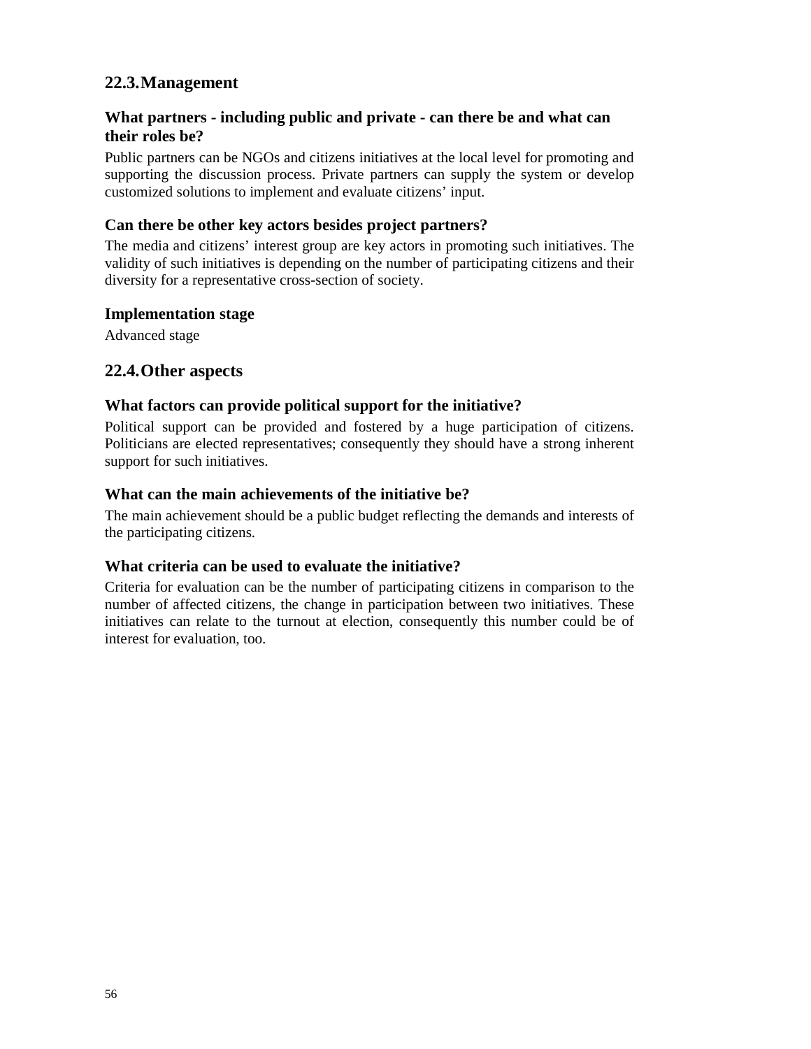## 22.3. Management

### What partners - including public and private - can there be and what can their roles be?

Public partners can be NGOs and citizens initiatives at the local level for promoting and supporting the discussion process. Private partners can supply the system or develop customized solutions to implement and evaluate citizens' input.

### Can there be other key actors besides project partners?

The media and citizens' interest group are key actors in promoting such initiatives. The validity of such initiatives is depending on the number of participating citizens and their diversity for a representative cross-section of society.

### Implementation stage

Advanced stage

## 22.4. Other aspects

### What factors can provide political support for the initiative?

Political support can be provided and fostered by a huge participation of citizens. Politicians are elected representatives; consequently they should have a strong inherent support for such initiatives.

### What can the main achievements of the initiative be?

The main achievement should be a public budget reflecting the demands and interests of the participating citizens.

### What criteria can be used to evaluate the initiative?

Criteria for evaluation can be the number of participating citizens in comparison to the number of affected citizens, the change in participation between two initiatives. These initiatives can relate to the turnout at election, consequently this number could be of interest for evaluation, too.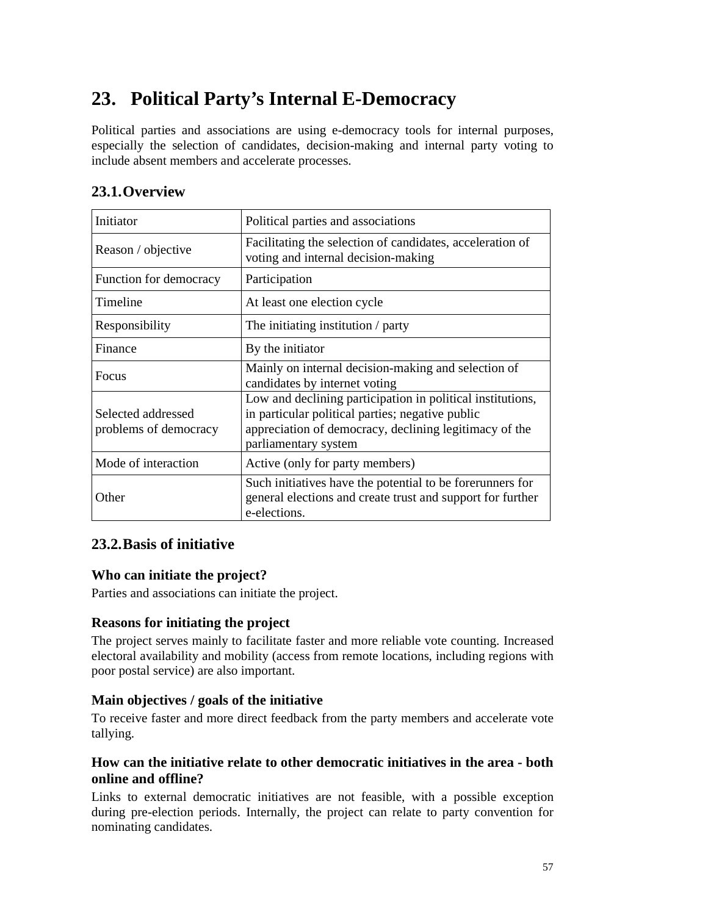# 23. Political Party's Internal E-Democracy

Political parties and associations are using e-democracy tools for internal purposes, especially the selection of candidates, decision-making and internal party voting to include absent members and accelerate processes.

## 23.1. Overview

| | |
|---|---|
| Initiator | Political parties and associations |
| Reason / objective | Facilitating the selection of candidates, acceleration of voting and internal decision-making |
| Function for democracy | Participation |
| Timeline | At least one election cycle |
| Responsibility | The initiating institution / party |
| Finance | By the initiator |
| Focus | Mainly on internal decision-making and selection of candidates by internet voting |
| Selected addressed problems of democracy | Low and declining participation in political institutions, in particular political parties; negative public appreciation of democracy, declining legitimacy of the parliamentary system |
| Mode of interaction | Active (only for party members) |
| Other | Such initiatives have the potential to be forerunners for general elections and create trust and support for further e-elections. |

## 23.2. Basis of initiative

### Who can initiate the project?

Parties and associations can initiate the project.

### Reasons for initiating the project

The project serves mainly to facilitate faster and more reliable vote counting. Increased electoral availability and mobility (access from remote locations, including regions with poor postal service) are also important.

### Main objectives / goals of the initiative

To receive faster and more direct feedback from the party members and accelerate vote tallying.

### How can the initiative relate to other democratic initiatives in the area - both online and offline?

Links to external democratic initiatives are not feasible, with a possible exception during pre-election periods. Internally, the project can relate to party convention for nominating candidates.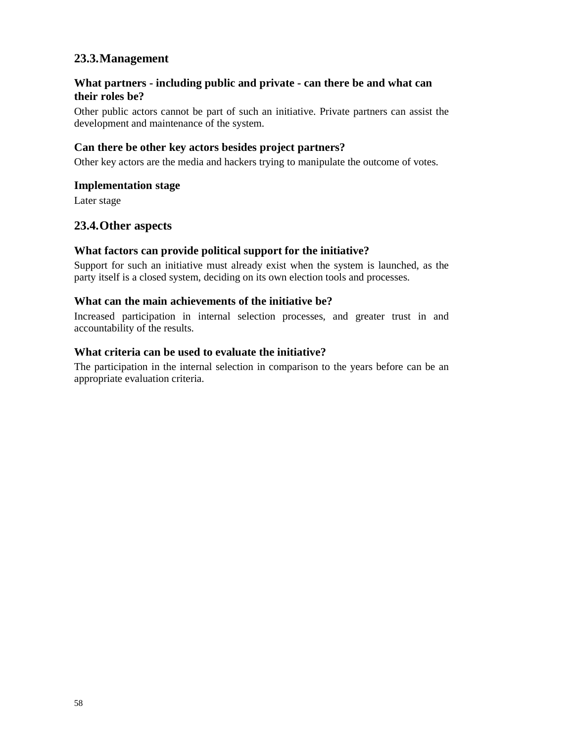## 23.3. Management

### What partners - including public and private - can there be and what can their roles be?

Other public actors cannot be part of such an initiative. Private partners can assist the development and maintenance of the system.

### Can there be other key actors besides project partners?

Other key actors are the media and hackers trying to manipulate the outcome of votes.

### Implementation stage

Later stage

## 23.4. Other aspects

### What factors can provide political support for the initiative?

Support for such an initiative must already exist when the system is launched, as the party itself is a closed system, deciding on its own election tools and processes.

### What can the main achievements of the initiative be?

Increased participation in internal selection processes, and greater trust in and accountability of the results.

### What criteria can be used to evaluate the initiative?

The participation in the internal selection in comparison to the years before can be an appropriate evaluation criteria.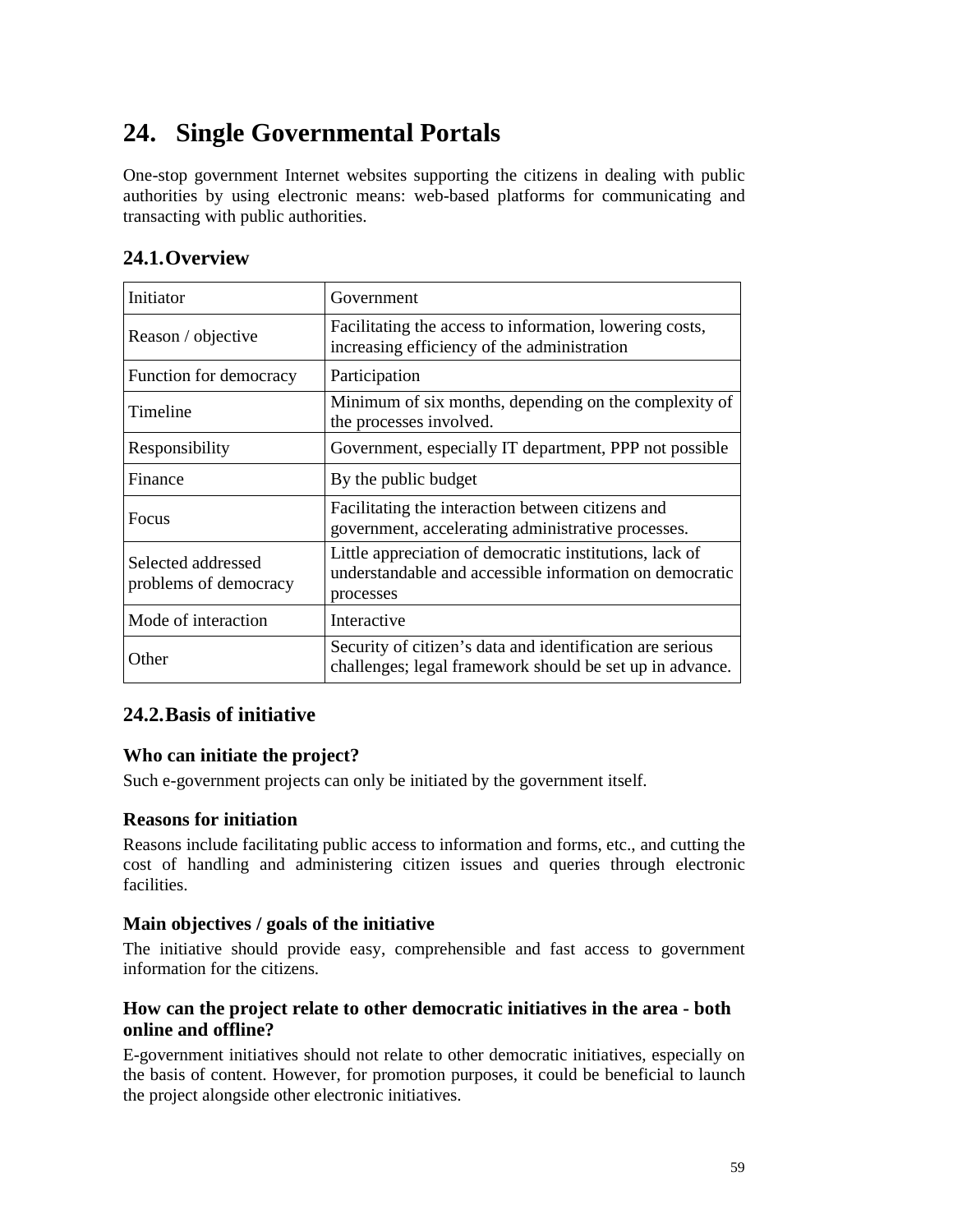# 24. Single Governmental Portals

One-stop government Internet websites supporting the citizens in dealing with public authorities by using electronic means: web-based platforms for communicating and transacting with public authorities.

## 24.1. Overview

| Initiator | Government |
|---|---|
| Reason / objective | Facilitating the access to information, lowering costs, increasing efficiency of the administration |
| Function for democracy | Participation |
| Timeline | Minimum of six months, depending on the complexity of the processes involved. |
| Responsibility | Government, especially IT department, PPP not possible |
| Finance | By the public budget |
| Focus | Facilitating the interaction between citizens and government, accelerating administrative processes. |
| Selected addressed problems of democracy | Little appreciation of democratic institutions, lack of understandable and accessible information on democratic processes |
| Mode of interaction | Interactive |
| Other | Security of citizen's data and identification are serious challenges; legal framework should be set up in advance. |

## 24.2. Basis of initiative

### Who can initiate the project?

Such e-government projects can only be initiated by the government itself.

### Reasons for initiation

Reasons include facilitating public access to information and forms, etc., and cutting the cost of handling and administering citizen issues and queries through electronic facilities.

### Main objectives / goals of the initiative

The initiative should provide easy, comprehensible and fast access to government information for the citizens.

### How can the project relate to other democratic initiatives in the area - both online and offline?

E-government initiatives should not relate to other democratic initiatives, especially on the basis of content. However, for promotion purposes, it could be beneficial to launch the project alongside other electronic initiatives.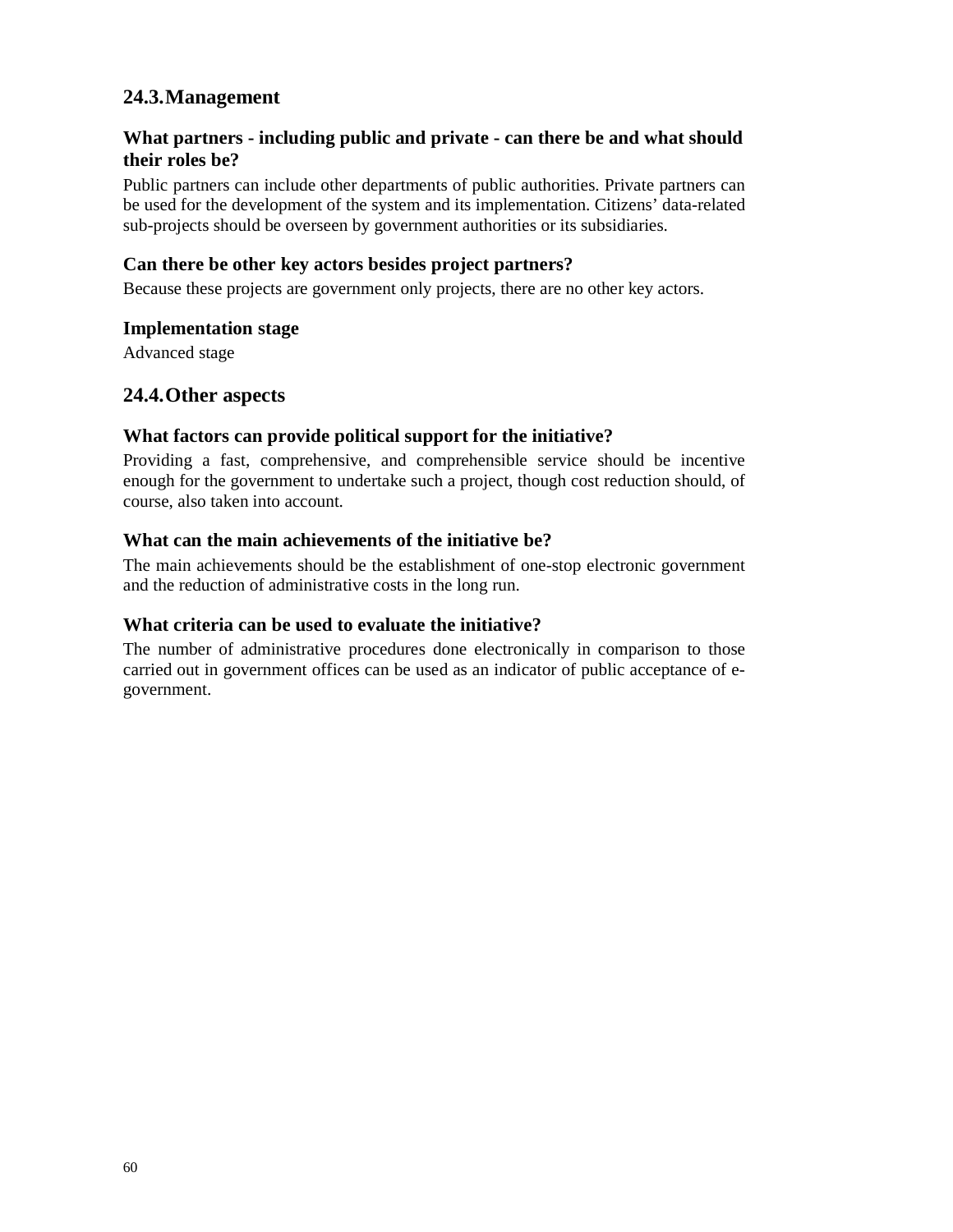## 24.3. Management

### What partners - including public and private - can there be and what should their roles be?

Public partners can include other departments of public authorities. Private partners can be used for the development of the system and its implementation. Citizens' data-related sub-projects should be overseen by government authorities or its subsidiaries.

### Can there be other key actors besides project partners?

Because these projects are government only projects, there are no other key actors.

### Implementation stage

Advanced stage

## 24.4. Other aspects

### What factors can provide political support for the initiative?

Providing a fast, comprehensive, and comprehensible service should be incentive enough for the government to undertake such a project, though cost reduction should, of course, also taken into account.

### What can the main achievements of the initiative be?

The main achievements should be the establishment of one-stop electronic government and the reduction of administrative costs in the long run.

### What criteria can be used to evaluate the initiative?

The number of administrative procedures done electronically in comparison to those carried out in government offices can be used as an indicator of public acceptance of e-government.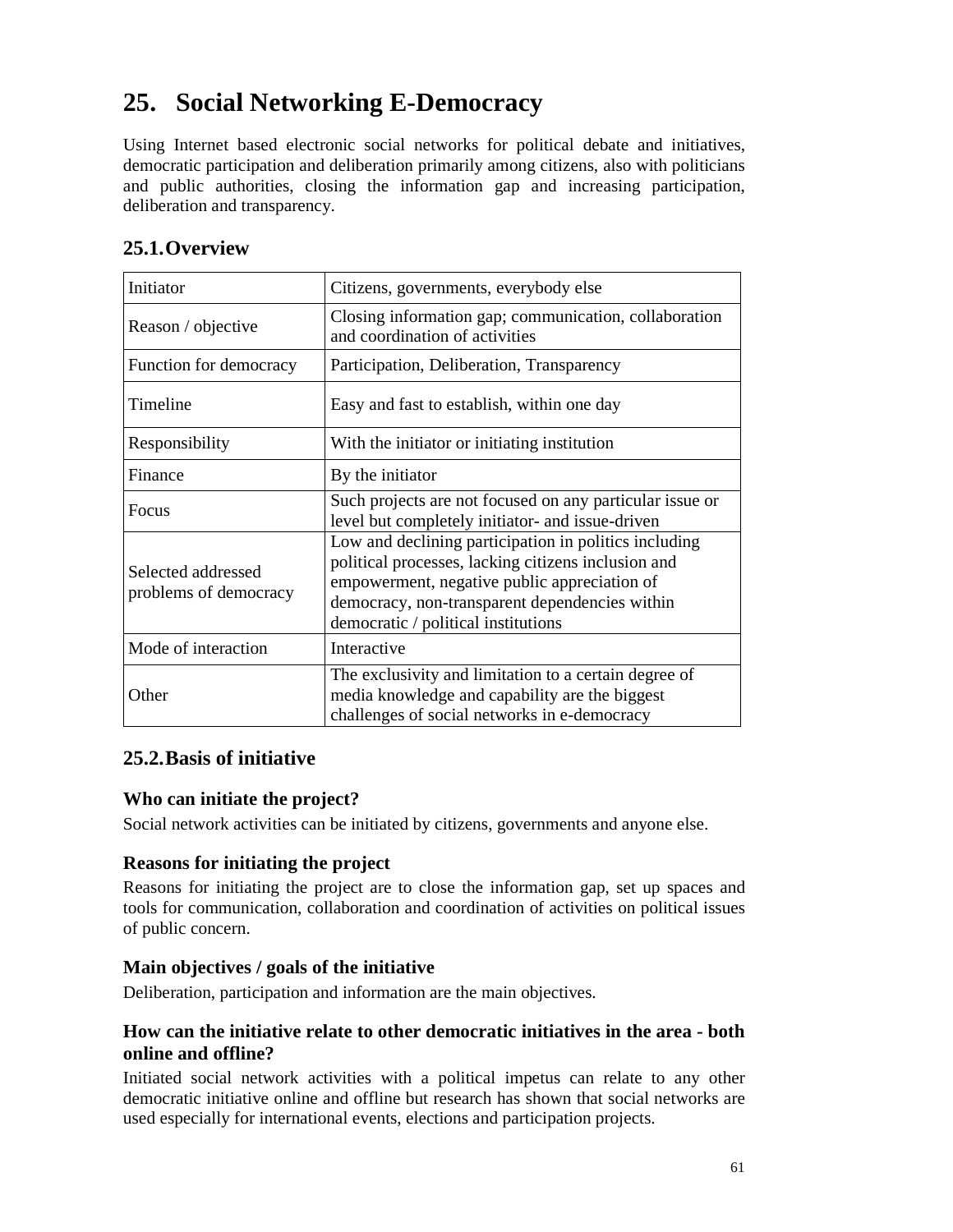# 25. Social Networking E-Democracy

Using Internet based electronic social networks for political debate and initiatives, democratic participation and deliberation primarily among citizens, also with politicians and public authorities, closing the information gap and increasing participation, deliberation and transparency.

## 25.1. Overview

| | |
|---|---|
| Initiator | Citizens, governments, everybody else |
| Reason / objective | Closing information gap; communication, collaboration and coordination of activities |
| Function for democracy | Participation, Deliberation, Transparency |
| Timeline | Easy and fast to establish, within one day |
| Responsibility | With the initiator or initiating institution |
| Finance | By the initiator |
| Focus | Such projects are not focused on any particular issue or level but completely initiator- and issue-driven |
| Selected addressed problems of democracy | Low and declining participation in politics including political processes, lacking citizens inclusion and empowerment, negative public appreciation of democracy, non-transparent dependencies within democratic / political institutions |
| Mode of interaction | Interactive |
| Other | The exclusivity and limitation to a certain degree of media knowledge and capability are the biggest challenges of social networks in e-democracy |

## 25.2. Basis of initiative

### Who can initiate the project?

Social network activities can be initiated by citizens, governments and anyone else.

### Reasons for initiating the project

Reasons for initiating the project are to close the information gap, set up spaces and tools for communication, collaboration and coordination of activities on political issues of public concern.

### Main objectives / goals of the initiative

Deliberation, participation and information are the main objectives.

### How can the initiative relate to other democratic initiatives in the area - both online and offline?

Initiated social network activities with a political impetus can relate to any other democratic initiative online and offline but research has shown that social networks are used especially for international events, elections and participation projects.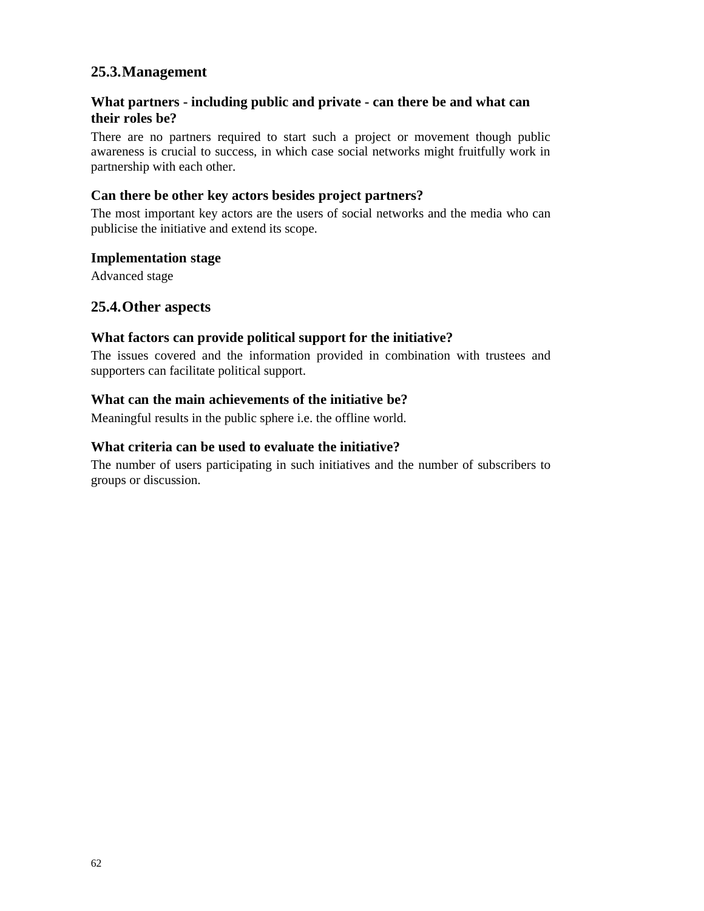## 25.3. Management

### What partners - including public and private - can there be and what can their roles be?

There are no partners required to start such a project or movement though public awareness is crucial to success, in which case social networks might fruitfully work in partnership with each other.

### Can there be other key actors besides project partners?

The most important key actors are the users of social networks and the media who can publicise the initiative and extend its scope.

### Implementation stage

Advanced stage

## 25.4. Other aspects

### What factors can provide political support for the initiative?

The issues covered and the information provided in combination with trustees and supporters can facilitate political support.

### What can the main achievements of the initiative be?

Meaningful results in the public sphere i.e. the offline world.

### What criteria can be used to evaluate the initiative?

The number of users participating in such initiatives and the number of subscribers to groups or discussion.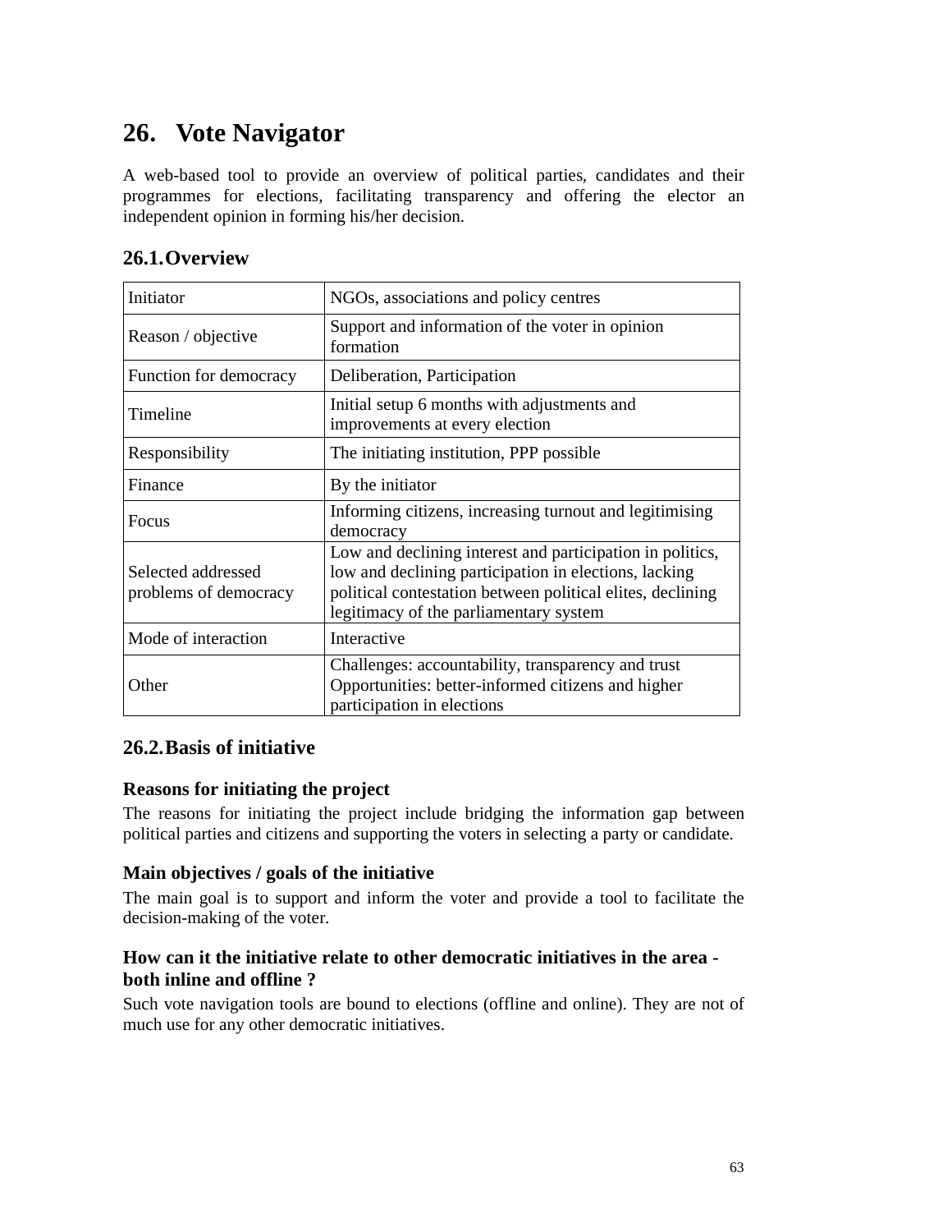# 26. Vote Navigator

A web-based tool to provide an overview of political parties, candidates and their programmes for elections, facilitating transparency and offering the elector an independent opinion in forming his/her decision.

## 26.1. Overview

| Initiator | NGOs, associations and policy centres |
|---|---|
| Reason / objective | Support and information of the voter in opinion formation |
| Function for democracy | Deliberation, Participation |
| Timeline | Initial setup 6 months with adjustments and improvements at every election |
| Responsibility | The initiating institution, PPP possible |
| Finance | By the initiator |
| Focus | Informing citizens, increasing turnout and legitimising democracy |
| Selected addressed problems of democracy | Low and declining interest and participation in politics, low and declining participation in elections, lacking political contestation between political elites, declining legitimacy of the parliamentary system |
| Mode of interaction | Interactive |
| Other | Challenges: accountability, transparency and trust<br>Opportunities: better-informed citizens and higher participation in elections |

## 26.2. Basis of initiative

### Reasons for initiating the project

The reasons for initiating the project include bridging the information gap between political parties and citizens and supporting the voters in selecting a party or candidate.

### Main objectives / goals of the initiative

The main goal is to support and inform the voter and provide a tool to facilitate the decision-making of the voter.

### How can it the initiative relate to other democratic initiatives in the area - both inline and offline ?

Such vote navigation tools are bound to elections (offline and online). They are not of much use for any other democratic initiatives.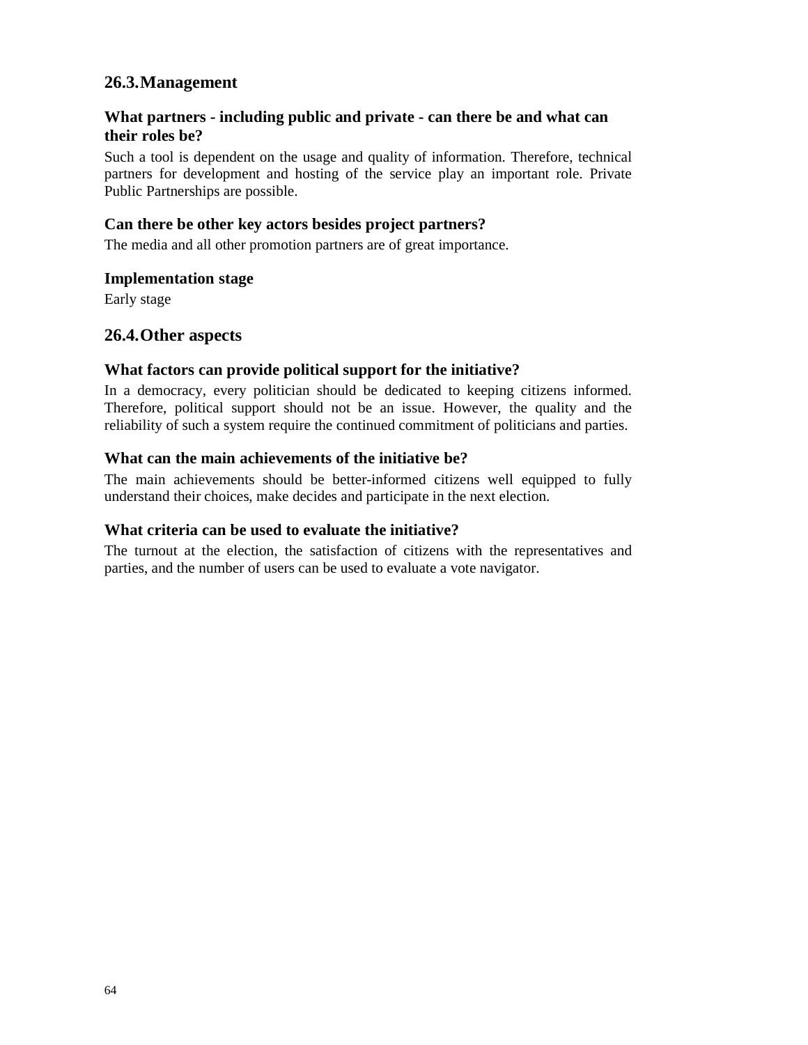## 26.3. Management

### What partners - including public and private - can there be and what can their roles be?

Such a tool is dependent on the usage and quality of information. Therefore, technical partners for development and hosting of the service play an important role. Private Public Partnerships are possible.

### Can there be other key actors besides project partners?

The media and all other promotion partners are of great importance.

### Implementation stage

Early stage

## 26.4. Other aspects

### What factors can provide political support for the initiative?

In a democracy, every politician should be dedicated to keeping citizens informed. Therefore, political support should not be an issue. However, the quality and the reliability of such a system require the continued commitment of politicians and parties.

### What can the main achievements of the initiative be?

The main achievements should be better-informed citizens well equipped to fully understand their choices, make decides and participate in the next election.

### What criteria can be used to evaluate the initiative?

The turnout at the election, the satisfaction of citizens with the representatives and parties, and the number of users can be used to evaluate a vote navigator.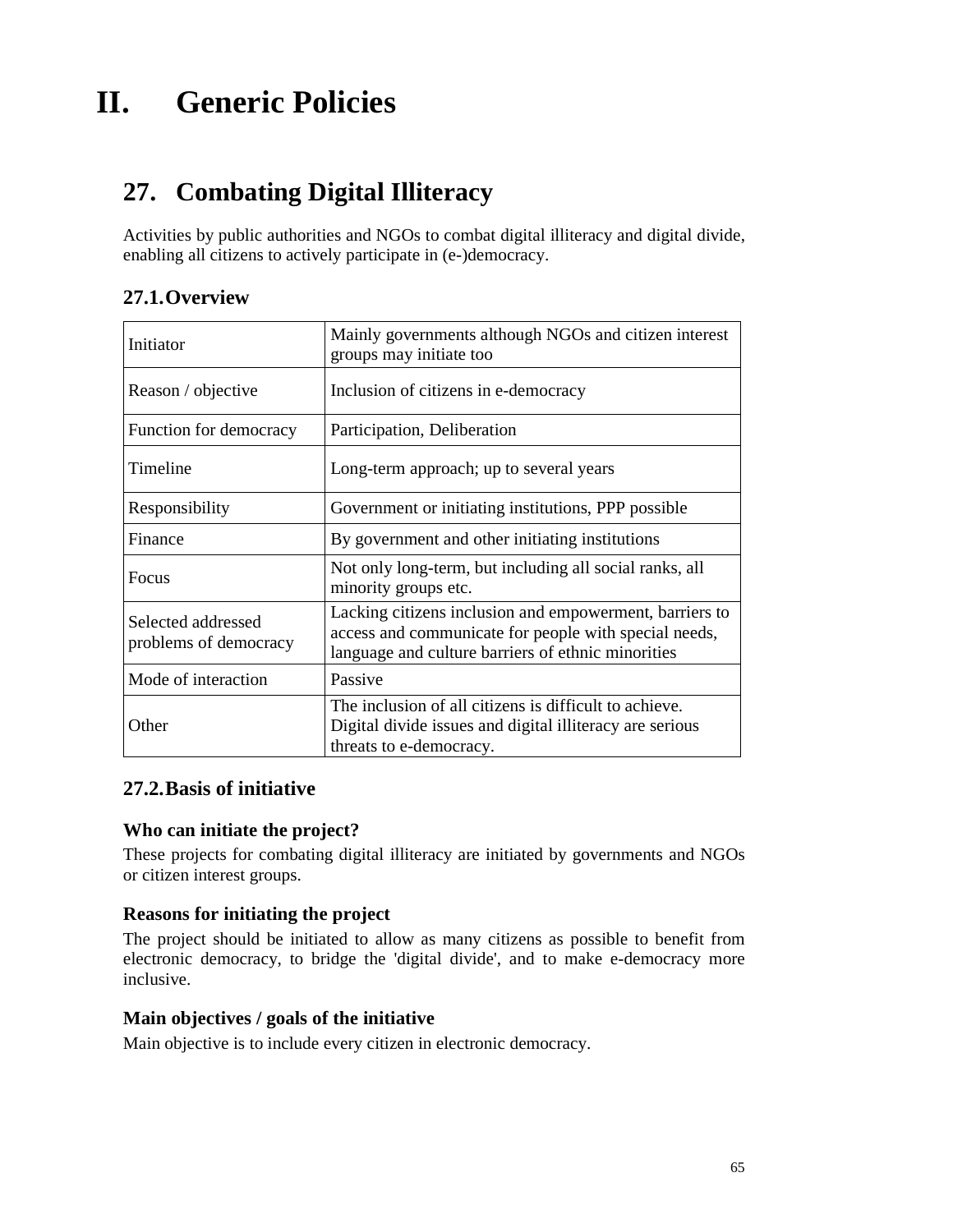# II. Generic Policies

## 27. Combating Digital Illiteracy

Activities by public authorities and NGOs to combat digital illiteracy and digital divide, enabling all citizens to actively participate in (e-)democracy.

### 27.1. Overview

| | |
|---|---|
| Initiator | Mainly governments although NGOs and citizen interest groups may initiate too |
| Reason / objective | Inclusion of citizens in e-democracy |
| Function for democracy | Participation, Deliberation |
| Timeline | Long-term approach; up to several years |
| Responsibility | Government or initiating institutions, PPP possible |
| Finance | By government and other initiating institutions |
| Focus | Not only long-term, but including all social ranks, all minority groups etc. |
| Selected addressed problems of democracy | Lacking citizens inclusion and empowerment, barriers to access and communicate for people with special needs, language and culture barriers of ethnic minorities |
| Mode of interaction | Passive |
| Other | The inclusion of all citizens is difficult to achieve. Digital divide issues and digital illiteracy are serious threats to e-democracy. |

### 27.2. Basis of initiative

#### Who can initiate the project?

These projects for combating digital illiteracy are initiated by governments and NGOs or citizen interest groups.

#### Reasons for initiating the project

The project should be initiated to allow as many citizens as possible to benefit from electronic democracy, to bridge the 'digital divide', and to make e-democracy more inclusive.

#### Main objectives / goals of the initiative

Main objective is to include every citizen in electronic democracy.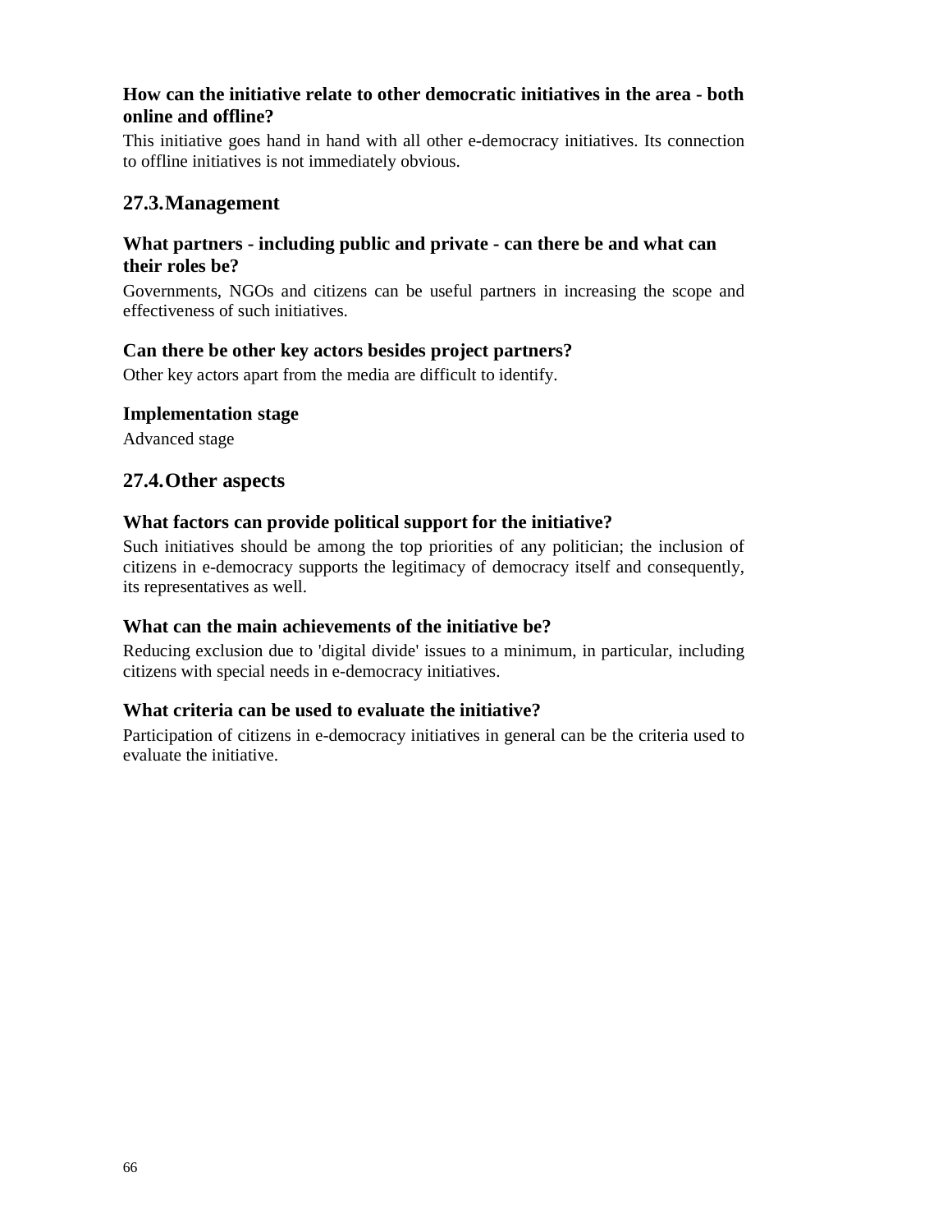### How can the initiative relate to other democratic initiatives in the area - both online and offline?

This initiative goes hand in hand with all other e-democracy initiatives. Its connection to offline initiatives is not immediately obvious.

## 27.3. Management

### What partners - including public and private - can there be and what can their roles be?

Governments, NGOs and citizens can be useful partners in increasing the scope and effectiveness of such initiatives.

### Can there be other key actors besides project partners?

Other key actors apart from the media are difficult to identify.

### Implementation stage

Advanced stage

## 27.4. Other aspects

### What factors can provide political support for the initiative?

Such initiatives should be among the top priorities of any politician; the inclusion of citizens in e-democracy supports the legitimacy of democracy itself and consequently, its representatives as well.

### What can the main achievements of the initiative be?

Reducing exclusion due to 'digital divide' issues to a minimum, in particular, including citizens with special needs in e-democracy initiatives.

### What criteria can be used to evaluate the initiative?

Participation of citizens in e-democracy initiatives in general can be the criteria used to evaluate the initiative.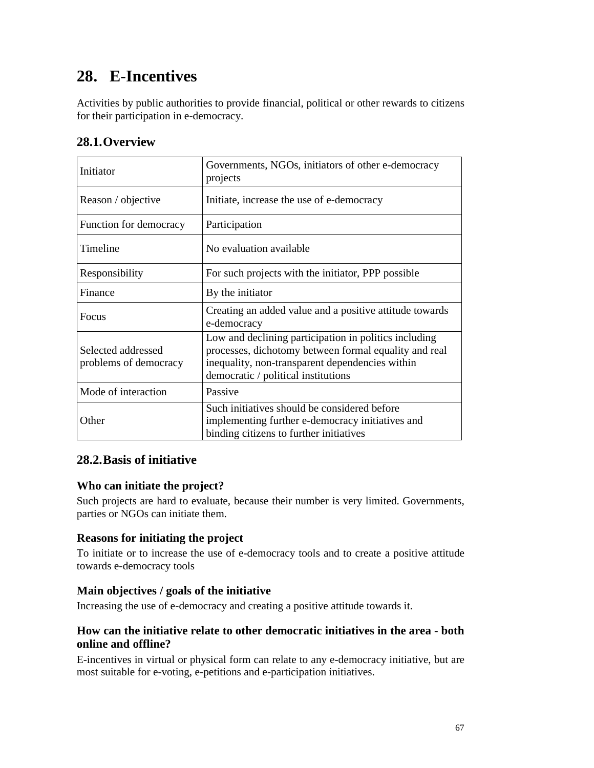# 28. E-Incentives

Activities by public authorities to provide financial, political or other rewards to citizens for their participation in e-democracy.

## 28.1. Overview

| | |
|---|---|
| Initiator | Governments, NGOs, initiators of other e-democracy projects |
| Reason / objective | Initiate, increase the use of e-democracy |
| Function for democracy | Participation |
| Timeline | No evaluation available |
| Responsibility | For such projects with the initiator, PPP possible |
| Finance | By the initiator |
| Focus | Creating an added value and a positive attitude towards e-democracy |
| Selected addressed problems of democracy | Low and declining participation in politics including processes, dichotomy between formal equality and real inequality, non-transparent dependencies within democratic / political institutions |
| Mode of interaction | Passive |
| Other | Such initiatives should be considered before implementing further e-democracy initiatives and binding citizens to further initiatives |

## 28.2. Basis of initiative

### Who can initiate the project?

Such projects are hard to evaluate, because their number is very limited. Governments, parties or NGOs can initiate them.

### Reasons for initiating the project

To initiate or to increase the use of e-democracy tools and to create a positive attitude towards e-democracy tools

### Main objectives / goals of the initiative

Increasing the use of e-democracy and creating a positive attitude towards it.

### How can the initiative relate to other democratic initiatives in the area - both online and offline?

E-incentives in virtual or physical form can relate to any e-democracy initiative, but are most suitable for e-voting, e-petitions and e-participation initiatives.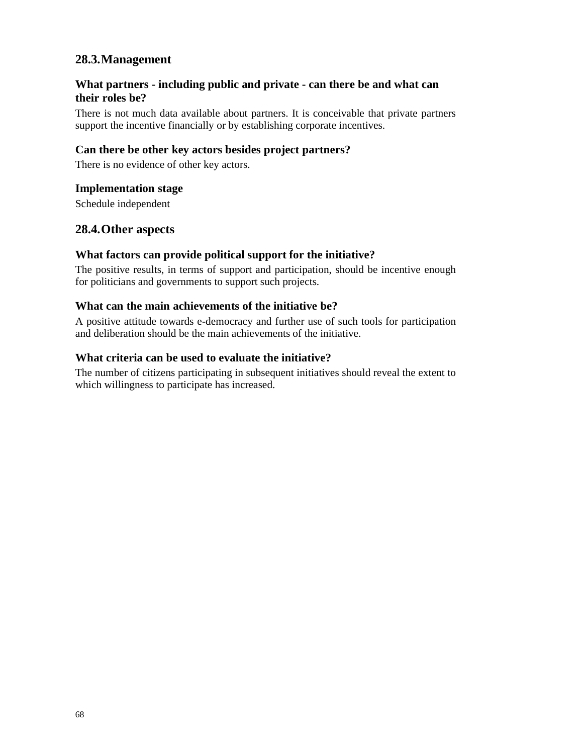## 28.3. Management

### What partners - including public and private - can there be and what can their roles be?

There is not much data available about partners. It is conceivable that private partners support the incentive financially or by establishing corporate incentives.

### Can there be other key actors besides project partners?

There is no evidence of other key actors.

### Implementation stage

Schedule independent

## 28.4. Other aspects

### What factors can provide political support for the initiative?

The positive results, in terms of support and participation, should be incentive enough for politicians and governments to support such projects.

### What can the main achievements of the initiative be?

A positive attitude towards e-democracy and further use of such tools for participation and deliberation should be the main achievements of the initiative.

### What criteria can be used to evaluate the initiative?

The number of citizens participating in subsequent initiatives should reveal the extent to which willingness to participate has increased.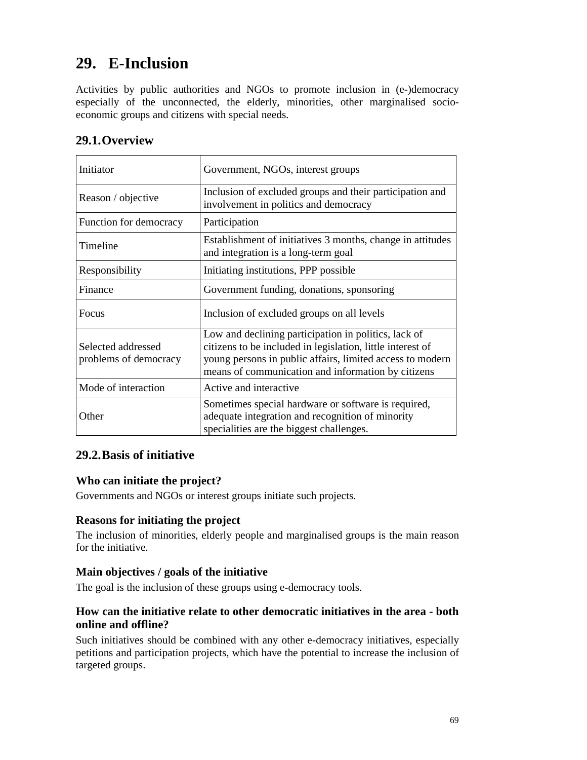# 29. E-Inclusion

Activities by public authorities and NGOs to promote inclusion in (e-)democracy especially of the unconnected, the elderly, minorities, other marginalised socio-economic groups and citizens with special needs.

## 29.1. Overview

| | |
|---|---|
| Initiator | Government, NGOs, interest groups |
| Reason / objective | Inclusion of excluded groups and their participation and involvement in politics and democracy |
| Function for democracy | Participation |
| Timeline | Establishment of initiatives 3 months, change in attitudes and integration is a long-term goal |
| Responsibility | Initiating institutions, PPP possible |
| Finance | Government funding, donations, sponsoring |
| Focus | Inclusion of excluded groups on all levels |
| Selected addressed problems of democracy | Low and declining participation in politics, lack of citizens to be included in legislation, little interest of young persons in public affairs, limited access to modern means of communication and information by citizens |
| Mode of interaction | Active and interactive |
| Other | Sometimes special hardware or software is required, adequate integration and recognition of minority specialities are the biggest challenges. |

## 29.2. Basis of initiative

### Who can initiate the project?

Governments and NGOs or interest groups initiate such projects.

### Reasons for initiating the project

The inclusion of minorities, elderly people and marginalised groups is the main reason for the initiative.

### Main objectives / goals of the initiative

The goal is the inclusion of these groups using e-democracy tools.

### How can the initiative relate to other democratic initiatives in the area - both online and offline?

Such initiatives should be combined with any other e-democracy initiatives, especially petitions and participation projects, which have the potential to increase the inclusion of targeted groups.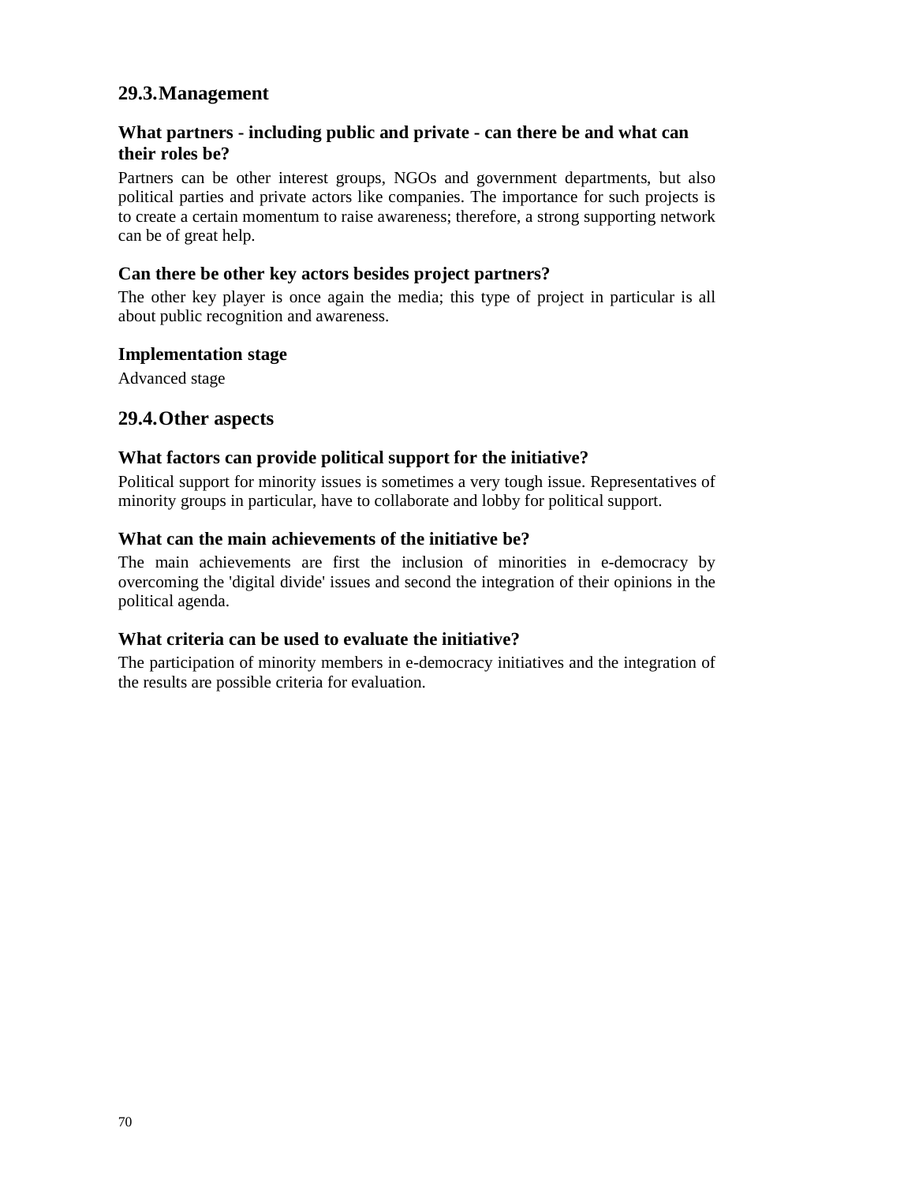## 29.3. Management

### What partners - including public and private - can there be and what can their roles be?

Partners can be other interest groups, NGOs and government departments, but also political parties and private actors like companies. The importance for such projects is to create a certain momentum to raise awareness; therefore, a strong supporting network can be of great help.

### Can there be other key actors besides project partners?

The other key player is once again the media; this type of project in particular is all about public recognition and awareness.

### Implementation stage

Advanced stage

## 29.4. Other aspects

### What factors can provide political support for the initiative?

Political support for minority issues is sometimes a very tough issue. Representatives of minority groups in particular, have to collaborate and lobby for political support.

### What can the main achievements of the initiative be?

The main achievements are first the inclusion of minorities in e-democracy by overcoming the 'digital divide' issues and second the integration of their opinions in the political agenda.

### What criteria can be used to evaluate the initiative?

The participation of minority members in e-democracy initiatives and the integration of the results are possible criteria for evaluation.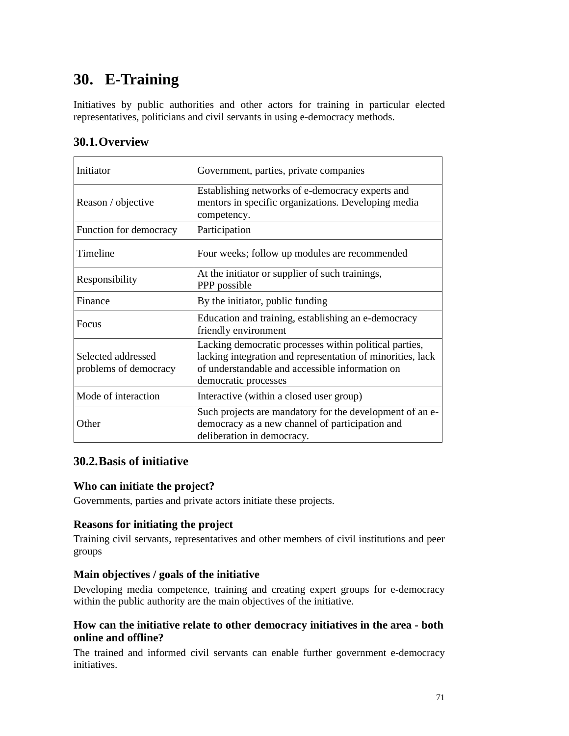# 30. E-Training

Initiatives by public authorities and other actors for training in particular elected representatives, politicians and civil servants in using e-democracy methods.

## 30.1. Overview

| | |
|---|---|
| Initiator | Government, parties, private companies |
| Reason / objective | Establishing networks of e-democracy experts and mentors in specific organizations. Developing media competency. |
| Function for democracy | Participation |
| Timeline | Four weeks; follow up modules are recommended |
| Responsibility | At the initiator or supplier of such trainings, PPP possible |
| Finance | By the initiator, public funding |
| Focus | Education and training, establishing an e-democracy friendly environment |
| Selected addressed problems of democracy | Lacking democratic processes within political parties, lacking integration and representation of minorities, lack of understandable and accessible information on democratic processes |
| Mode of interaction | Interactive (within a closed user group) |
| Other | Such projects are mandatory for the development of an e-democracy as a new channel of participation and deliberation in democracy. |

## 30.2. Basis of initiative

### Who can initiate the project?

Governments, parties and private actors initiate these projects.

### Reasons for initiating the project

Training civil servants, representatives and other members of civil institutions and peer groups

### Main objectives / goals of the initiative

Developing media competence, training and creating expert groups for e-democracy within the public authority are the main objectives of the initiative.

### How can the initiative relate to other democracy initiatives in the area - both online and offline?

The trained and informed civil servants can enable further government e-democracy initiatives.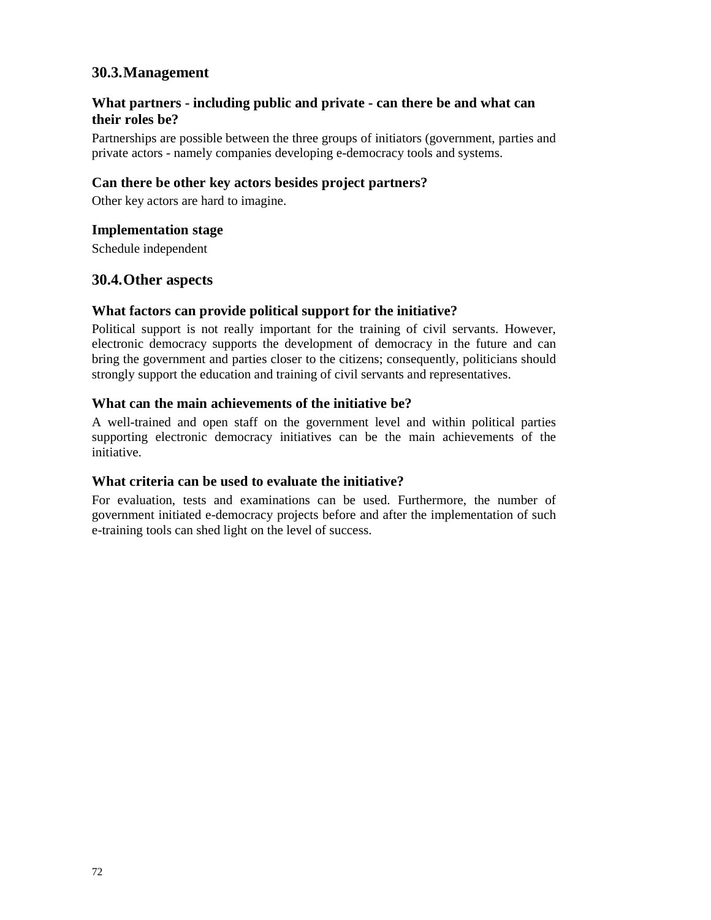## 30.3. Management

### What partners - including public and private - can there be and what can their roles be?

Partnerships are possible between the three groups of initiators (government, parties and private actors - namely companies developing e-democracy tools and systems.

### Can there be other key actors besides project partners?

Other key actors are hard to imagine.

### Implementation stage

Schedule independent

## 30.4. Other aspects

### What factors can provide political support for the initiative?

Political support is not really important for the training of civil servants. However, electronic democracy supports the development of democracy in the future and can bring the government and parties closer to the citizens; consequently, politicians should strongly support the education and training of civil servants and representatives.

### What can the main achievements of the initiative be?

A well-trained and open staff on the government level and within political parties supporting electronic democracy initiatives can be the main achievements of the initiative.

### What criteria can be used to evaluate the initiative?

For evaluation, tests and examinations can be used. Furthermore, the number of government initiated e-democracy projects before and after the implementation of such e-training tools can shed light on the level of success.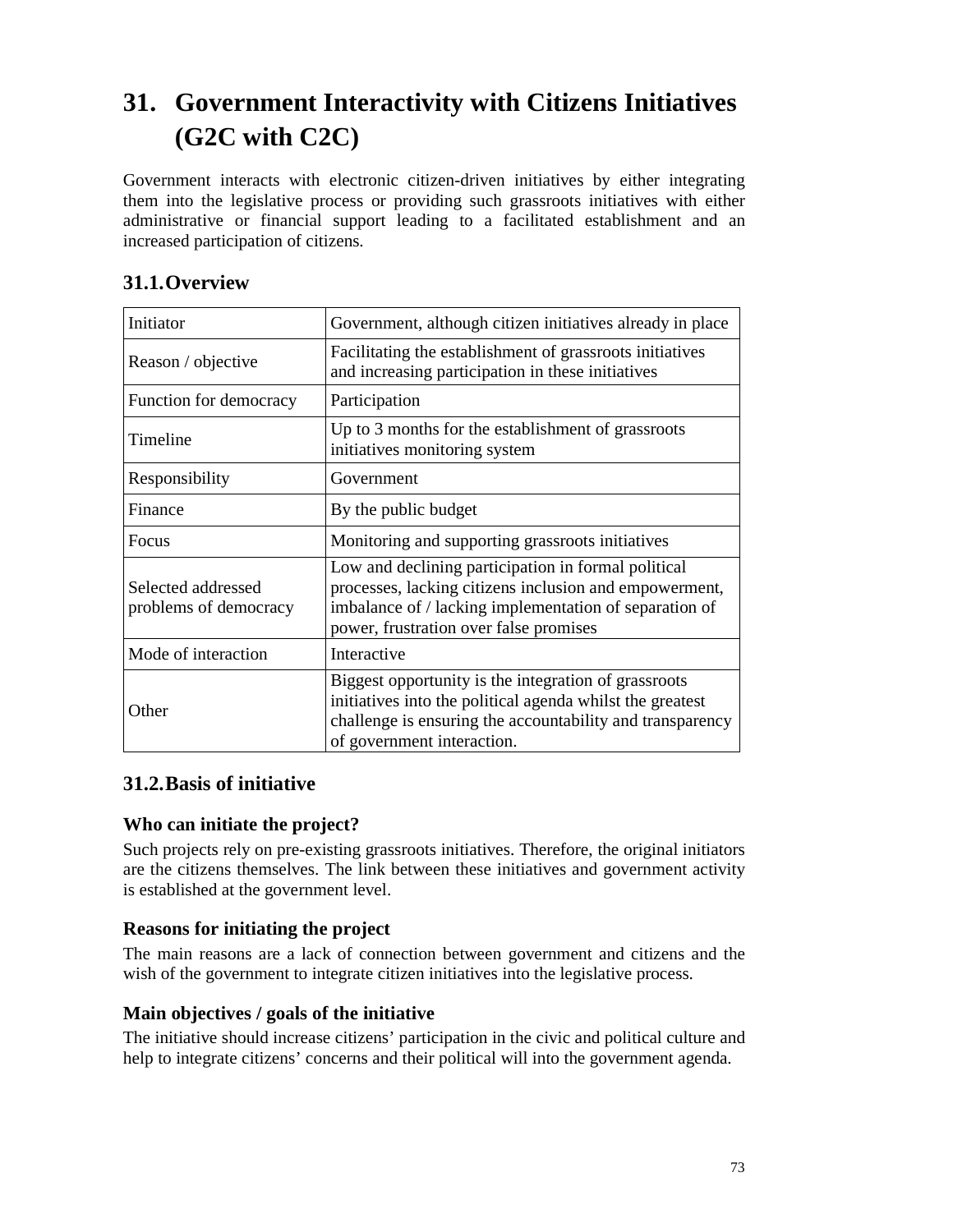# 31. Government Interactivity with Citizens Initiatives (G2C with C2C)

Government interacts with electronic citizen-driven initiatives by either integrating them into the legislative process or providing such grassroots initiatives with either administrative or financial support leading to a facilitated establishment and an increased participation of citizens.

## 31.1. Overview

| | |
|---|---|
| Initiator | Government, although citizen initiatives already in place |
| Reason / objective | Facilitating the establishment of grassroots initiatives and increasing participation in these initiatives |
| Function for democracy | Participation |
| Timeline | Up to 3 months for the establishment of grassroots initiatives monitoring system |
| Responsibility | Government |
| Finance | By the public budget |
| Focus | Monitoring and supporting grassroots initiatives |
| Selected addressed problems of democracy | Low and declining participation in formal political processes, lacking citizens inclusion and empowerment, imbalance of / lacking implementation of separation of power, frustration over false promises |
| Mode of interaction | Interactive |
| Other | Biggest opportunity is the integration of grassroots initiatives into the political agenda whilst the greatest challenge is ensuring the accountability and transparency of government interaction. |

## 31.2. Basis of initiative

### Who can initiate the project?

Such projects rely on pre-existing grassroots initiatives. Therefore, the original initiators are the citizens themselves. The link between these initiatives and government activity is established at the government level.

### Reasons for initiating the project

The main reasons are a lack of connection between government and citizens and the wish of the government to integrate citizen initiatives into the legislative process.

### Main objectives / goals of the initiative

The initiative should increase citizens' participation in the civic and political culture and help to integrate citizens' concerns and their political will into the government agenda.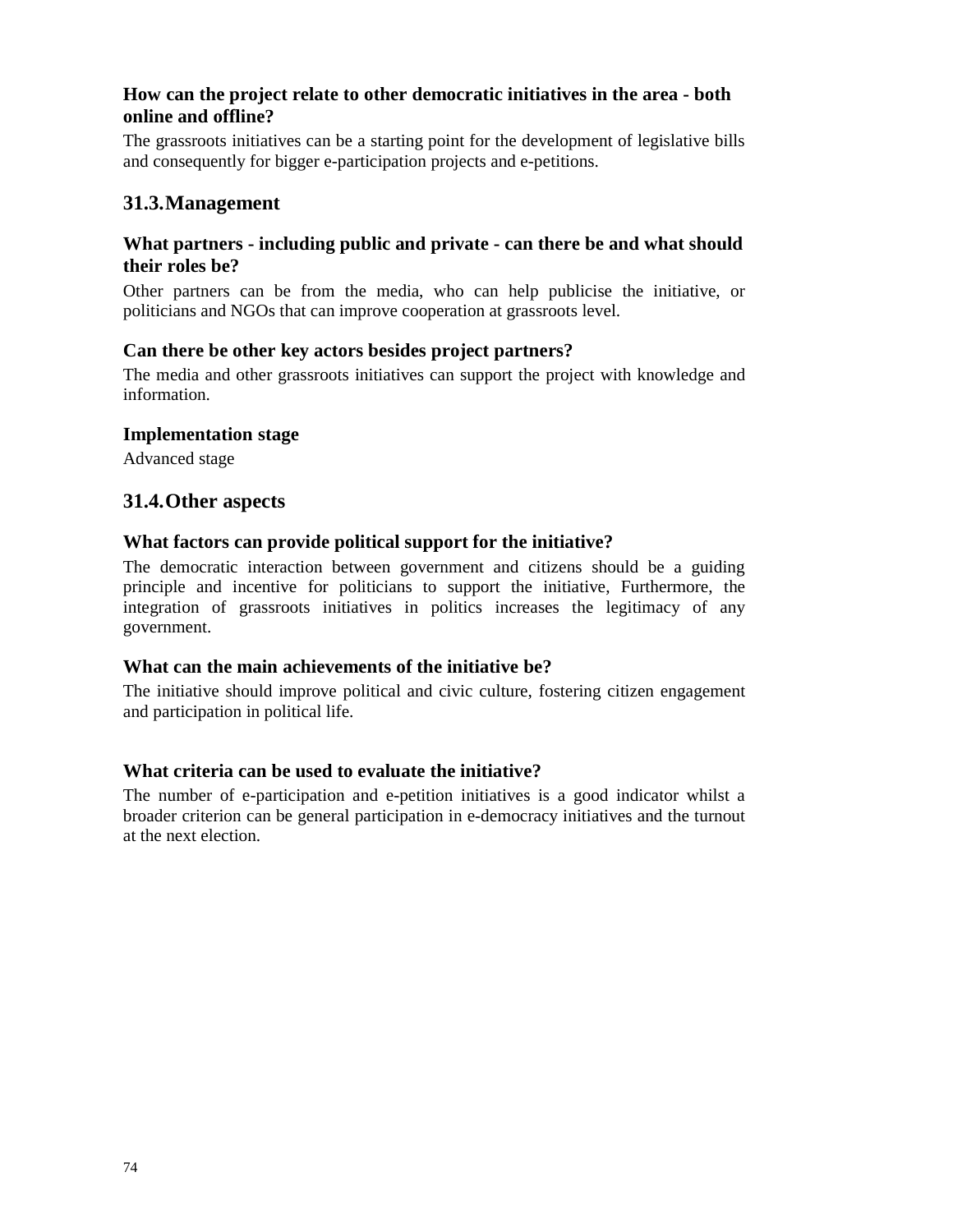### How can the project relate to other democratic initiatives in the area - both online and offline?

The grassroots initiatives can be a starting point for the development of legislative bills and consequently for bigger e-participation projects and e-petitions.

## 31.3. Management

### What partners - including public and private - can there be and what should their roles be?

Other partners can be from the media, who can help publicise the initiative, or politicians and NGOs that can improve cooperation at grassroots level.

### Can there be other key actors besides project partners?

The media and other grassroots initiatives can support the project with knowledge and information.

### Implementation stage

Advanced stage

## 31.4. Other aspects

### What factors can provide political support for the initiative?

The democratic interaction between government and citizens should be a guiding principle and incentive for politicians to support the initiative, Furthermore, the integration of grassroots initiatives in politics increases the legitimacy of any government.

### What can the main achievements of the initiative be?

The initiative should improve political and civic culture, fostering citizen engagement and participation in political life.

### What criteria can be used to evaluate the initiative?

The number of e-participation and e-petition initiatives is a good indicator whilst a broader criterion can be general participation in e-democracy initiatives and the turnout at the next election.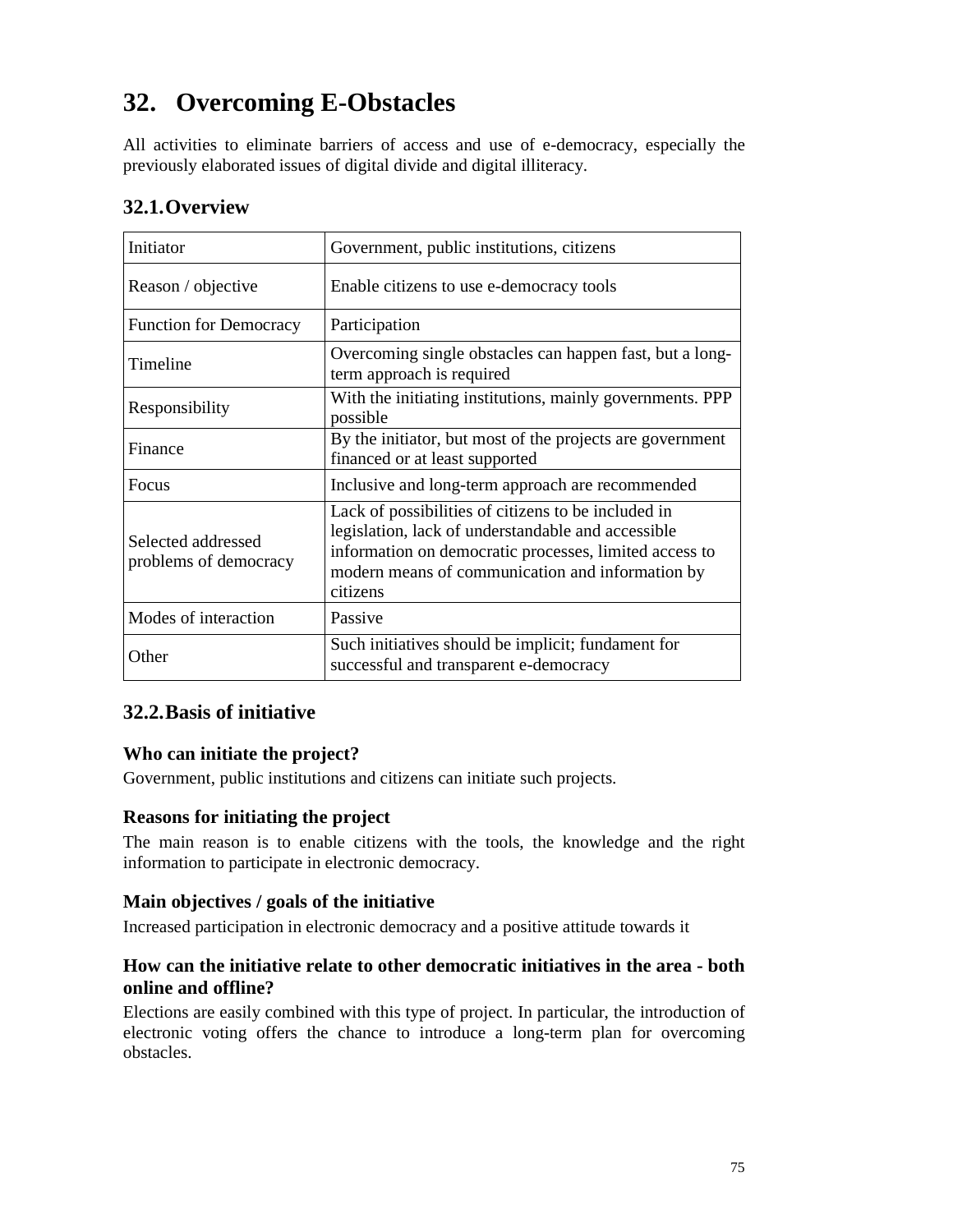# 32. Overcoming E-Obstacles

All activities to eliminate barriers of access and use of e-democracy, especially the previously elaborated issues of digital divide and digital illiteracy.

## 32.1. Overview

| Initiator | Government, public institutions, citizens |
|---|---|
| Reason / objective | Enable citizens to use e-democracy tools |
| Function for Democracy | Participation |
| Timeline | Overcoming single obstacles can happen fast, but a long-term approach is required |
| Responsibility | With the initiating institutions, mainly governments. PPP possible |
| Finance | By the initiator, but most of the projects are government financed or at least supported |
| Focus | Inclusive and long-term approach are recommended |
| Selected addressed problems of democracy | Lack of possibilities of citizens to be included in legislation, lack of understandable and accessible information on democratic processes, limited access to modern means of communication and information by citizens |
| Modes of interaction | Passive |
| Other | Such initiatives should be implicit; fundament for successful and transparent e-democracy |

## 32.2. Basis of initiative

### Who can initiate the project?

Government, public institutions and citizens can initiate such projects.

### Reasons for initiating the project

The main reason is to enable citizens with the tools, the knowledge and the right information to participate in electronic democracy.

### Main objectives / goals of the initiative

Increased participation in electronic democracy and a positive attitude towards it

### How can the initiative relate to other democratic initiatives in the area - both online and offline?

Elections are easily combined with this type of project. In particular, the introduction of electronic voting offers the chance to introduce a long-term plan for overcoming obstacles.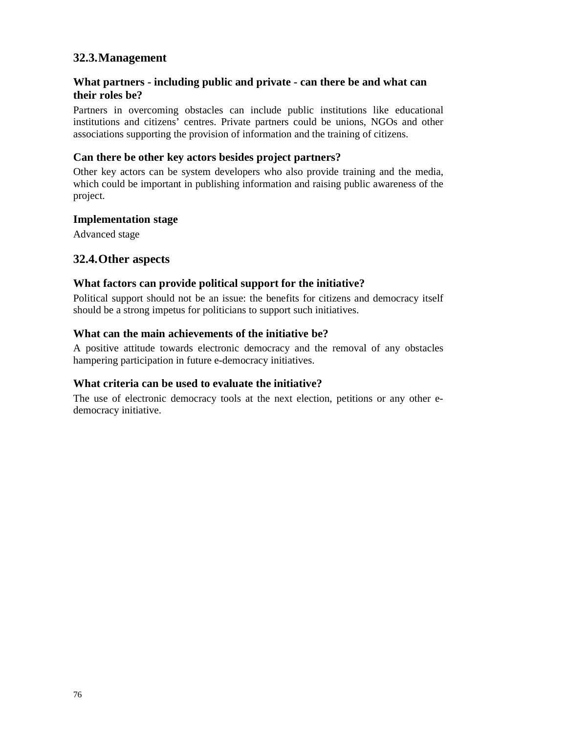## 32.3. Management

### What partners - including public and private - can there be and what can their roles be?

Partners in overcoming obstacles can include public institutions like educational institutions and citizens' centres. Private partners could be unions, NGOs and other associations supporting the provision of information and the training of citizens.

### Can there be other key actors besides project partners?

Other key actors can be system developers who also provide training and the media, which could be important in publishing information and raising public awareness of the project.

### Implementation stage

Advanced stage

## 32.4. Other aspects

### What factors can provide political support for the initiative?

Political support should not be an issue: the benefits for citizens and democracy itself should be a strong impetus for politicians to support such initiatives.

### What can the main achievements of the initiative be?

A positive attitude towards electronic democracy and the removal of any obstacles hampering participation in future e-democracy initiatives.

### What criteria can be used to evaluate the initiative?

The use of electronic democracy tools at the next election, petitions or any other e-democracy initiative.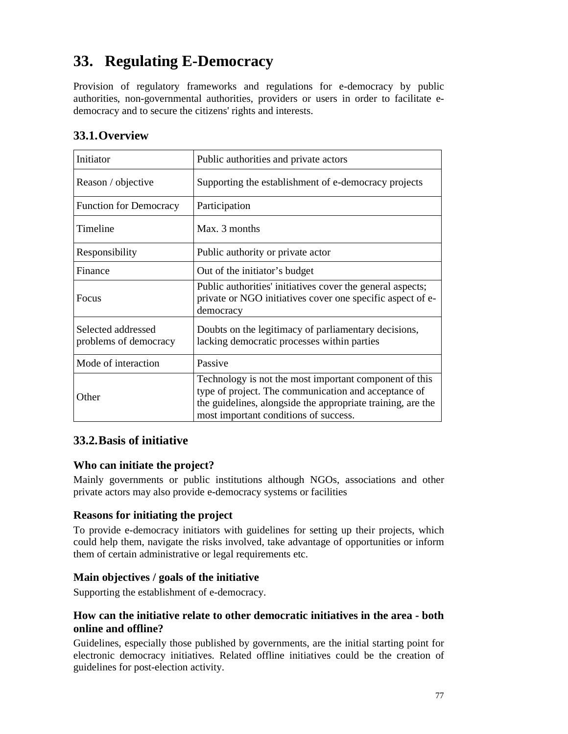# 33. Regulating E-Democracy

Provision of regulatory frameworks and regulations for e-democracy by public authorities, non-governmental authorities, providers or users in order to facilitate e-democracy and to secure the citizens' rights and interests.

## 33.1. Overview

| Initiator | Public authorities and private actors |
| --- | --- |
| Reason / objective | Supporting the establishment of e-democracy projects |
| Function for Democracy | Participation |
| Timeline | Max. 3 months |
| Responsibility | Public authority or private actor |
| Finance | Out of the initiator's budget |
| Focus | Public authorities' initiatives cover the general aspects; private or NGO initiatives cover one specific aspect of e-democracy |
| Selected addressed problems of democracy | Doubts on the legitimacy of parliamentary decisions, lacking democratic processes within parties |
| Mode of interaction | Passive |
| Other | Technology is not the most important component of this type of project. The communication and acceptance of the guidelines, alongside the appropriate training, are the most important conditions of success. |

## 33.2. Basis of initiative

### Who can initiate the project?

Mainly governments or public institutions although NGOs, associations and other private actors may also provide e-democracy systems or facilities

### Reasons for initiating the project

To provide e-democracy initiators with guidelines for setting up their projects, which could help them, navigate the risks involved, take advantage of opportunities or inform them of certain administrative or legal requirements etc.

### Main objectives / goals of the initiative

Supporting the establishment of e-democracy.

### How can the initiative relate to other democratic initiatives in the area - both online and offline?

Guidelines, especially those published by governments, are the initial starting point for electronic democracy initiatives. Related offline initiatives could be the creation of guidelines for post-election activity.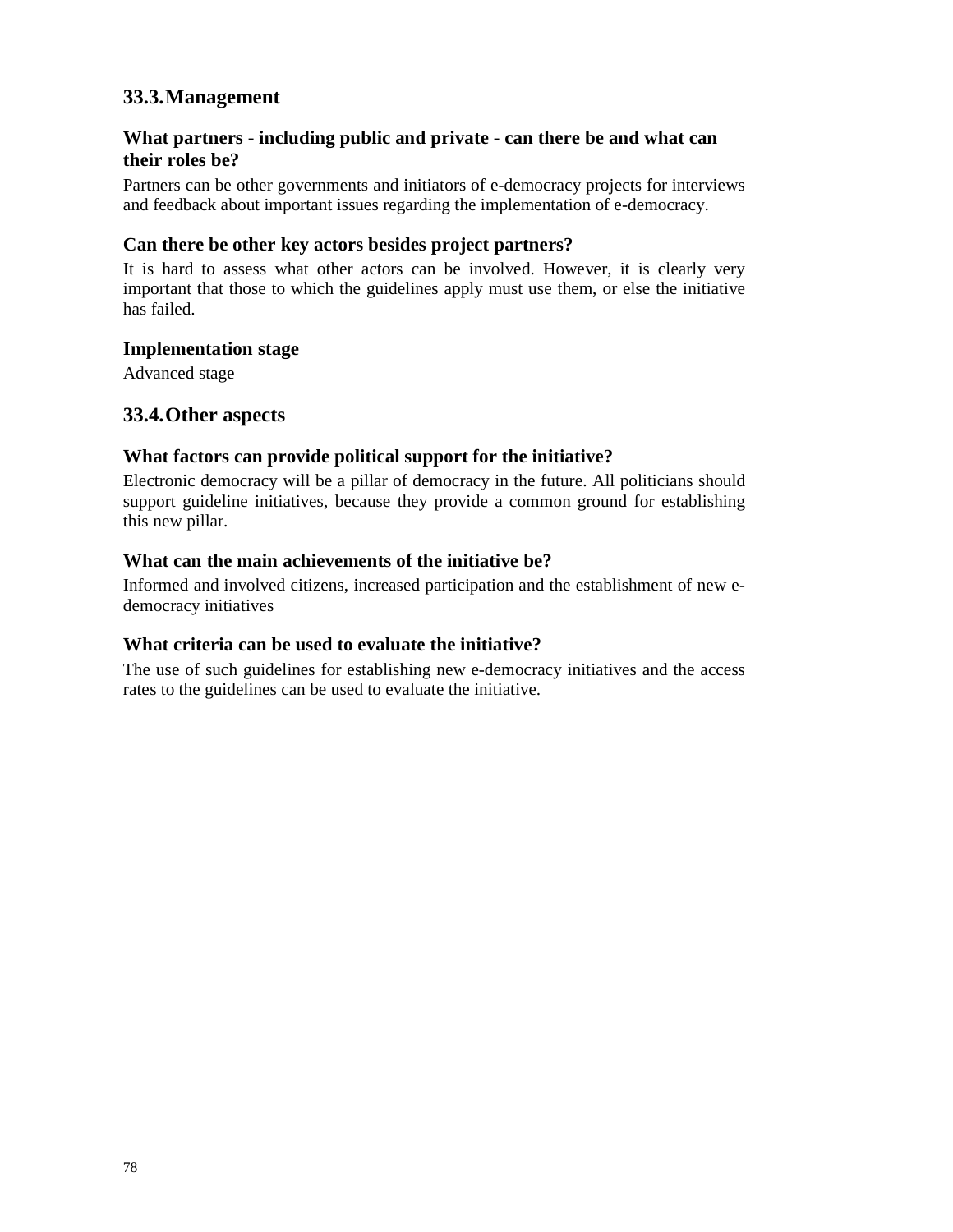## 33.3. Management

### What partners - including public and private - can there be and what can their roles be?

Partners can be other governments and initiators of e-democracy projects for interviews and feedback about important issues regarding the implementation of e-democracy.

### Can there be other key actors besides project partners?

It is hard to assess what other actors can be involved. However, it is clearly very important that those to which the guidelines apply must use them, or else the initiative has failed.

### Implementation stage

Advanced stage

## 33.4. Other aspects

### What factors can provide political support for the initiative?

Electronic democracy will be a pillar of democracy in the future. All politicians should support guideline initiatives, because they provide a common ground for establishing this new pillar.

### What can the main achievements of the initiative be?

Informed and involved citizens, increased participation and the establishment of new e-democracy initiatives

### What criteria can be used to evaluate the initiative?

The use of such guidelines for establishing new e-democracy initiatives and the access rates to the guidelines can be used to evaluate the initiative.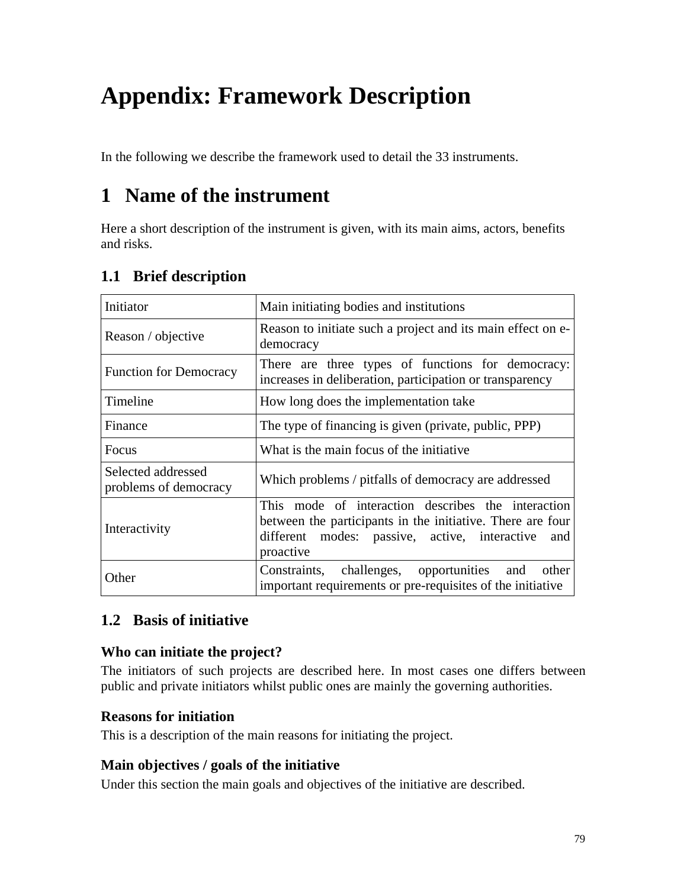# Appendix: Framework Description

In the following we describe the framework used to detail the 33 instruments.

# 1 Name of the instrument

Here a short description of the instrument is given, with its main aims, actors, benefits and risks.

## 1.1 Brief description

| | |
|---|---|
| Initiator | Main initiating bodies and institutions |
| Reason / objective | Reason to initiate such a project and its main effect on e-democracy |
| Function for Democracy | There are three types of functions for democracy: increases in deliberation, participation or transparency |
| Timeline | How long does the implementation take |
| Finance | The type of financing is given (private, public, PPP) |
| Focus | What is the main focus of the initiative |
| Selected addressed problems of democracy | Which problems / pitfalls of democracy are addressed |
| Interactivity | This mode of interaction describes the interaction between the participants in the initiative. There are four different modes: passive, active, interactive and proactive |
| Other | Constraints, challenges, opportunities and other important requirements or pre-requisites of the initiative |

## 1.2 Basis of initiative

### Who can initiate the project?

The initiators of such projects are described here. In most cases one differs between public and private initiators whilst public ones are mainly the governing authorities.

### Reasons for initiation

This is a description of the main reasons for initiating the project.

### Main objectives / goals of the initiative

Under this section the main goals and objectives of the initiative are described.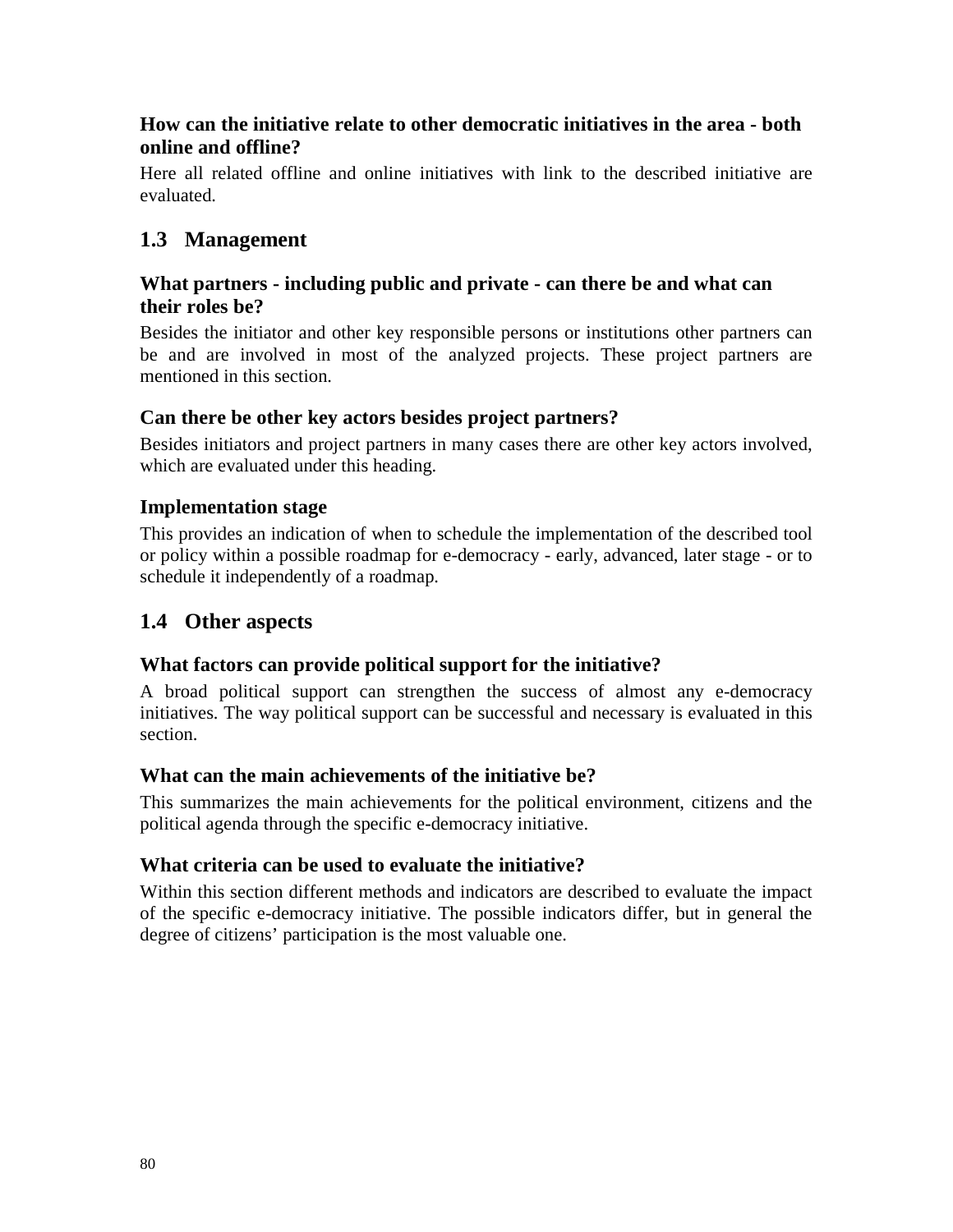### How can the initiative relate to other democratic initiatives in the area - both online and offline?

Here all related offline and online initiatives with link to the described initiative are evaluated.

## 1.3 Management

### What partners - including public and private - can there be and what can their roles be?

Besides the initiator and other key responsible persons or institutions other partners can be and are involved in most of the analyzed projects. These project partners are mentioned in this section.

### Can there be other key actors besides project partners?

Besides initiators and project partners in many cases there are other key actors involved, which are evaluated under this heading.

### Implementation stage

This provides an indication of when to schedule the implementation of the described tool or policy within a possible roadmap for e-democracy - early, advanced, later stage - or to schedule it independently of a roadmap.

## 1.4 Other aspects

### What factors can provide political support for the initiative?

A broad political support can strengthen the success of almost any e-democracy initiatives. The way political support can be successful and necessary is evaluated in this section.

### What can the main achievements of the initiative be?

This summarizes the main achievements for the political environment, citizens and the political agenda through the specific e-democracy initiative.

### What criteria can be used to evaluate the initiative?

Within this section different methods and indicators are described to evaluate the impact of the specific e-democracy initiative. The possible indicators differ, but in general the degree of citizens' participation is the most valuable one.